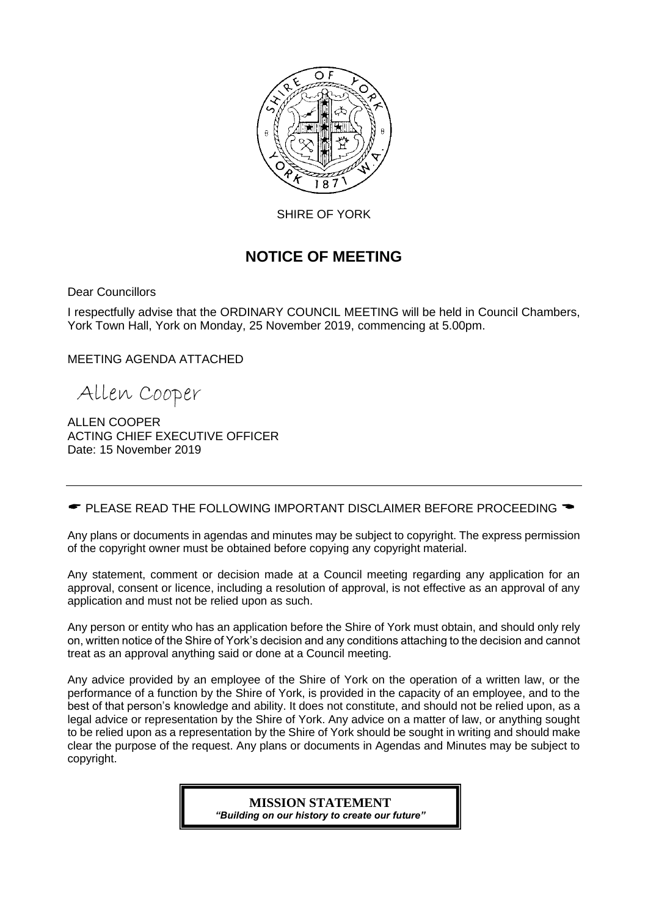SHIRE OF YORK

# NOTICE OF MEETING

Dear Councillors

I respectfully advise that the ORDINARY COUNCIL MEETING will be held in Council Chambers, York Town Hall, York on Monday, 25 November 2019, commencing at 5.00pm.

MEETING AGENDA ATTACHED

Allen Cooper

ALLEN COOPER
ACTING CHIEF EXECUTIVE OFFICER
Date: 15 November 2019

---

☛ PLEASE READ THE FOLLOWING IMPORTANT DISCLAIMER BEFORE PROCEEDING ☚

Any plans or documents in agendas and minutes may be subject to copyright. The express permission of the copyright owner must be obtained before copying any copyright material.

Any statement, comment or decision made at a Council meeting regarding any application for an approval, consent or licence, including a resolution of approval, is not effective as an approval of any application and must not be relied upon as such.

Any person or entity who has an application before the Shire of York must obtain, and should only rely on, written notice of the Shire of York's decision and any conditions attaching to the decision and cannot treat as an approval anything said or done at a Council meeting.

Any advice provided by an employee of the Shire of York on the operation of a written law, or the performance of a function by the Shire of York, is provided in the capacity of an employee, and to the best of that person's knowledge and ability. It does not constitute, and should not be relied upon, as a legal advice or representation by the Shire of York. Any advice on a matter of law, or anything sought to be relied upon as a representation by the Shire of York should be sought in writing and should make clear the purpose of the request. Any plans or documents in Agendas and Minutes may be subject to copyright.

**MISSION STATEMENT**
***"Building on our history to create our future"***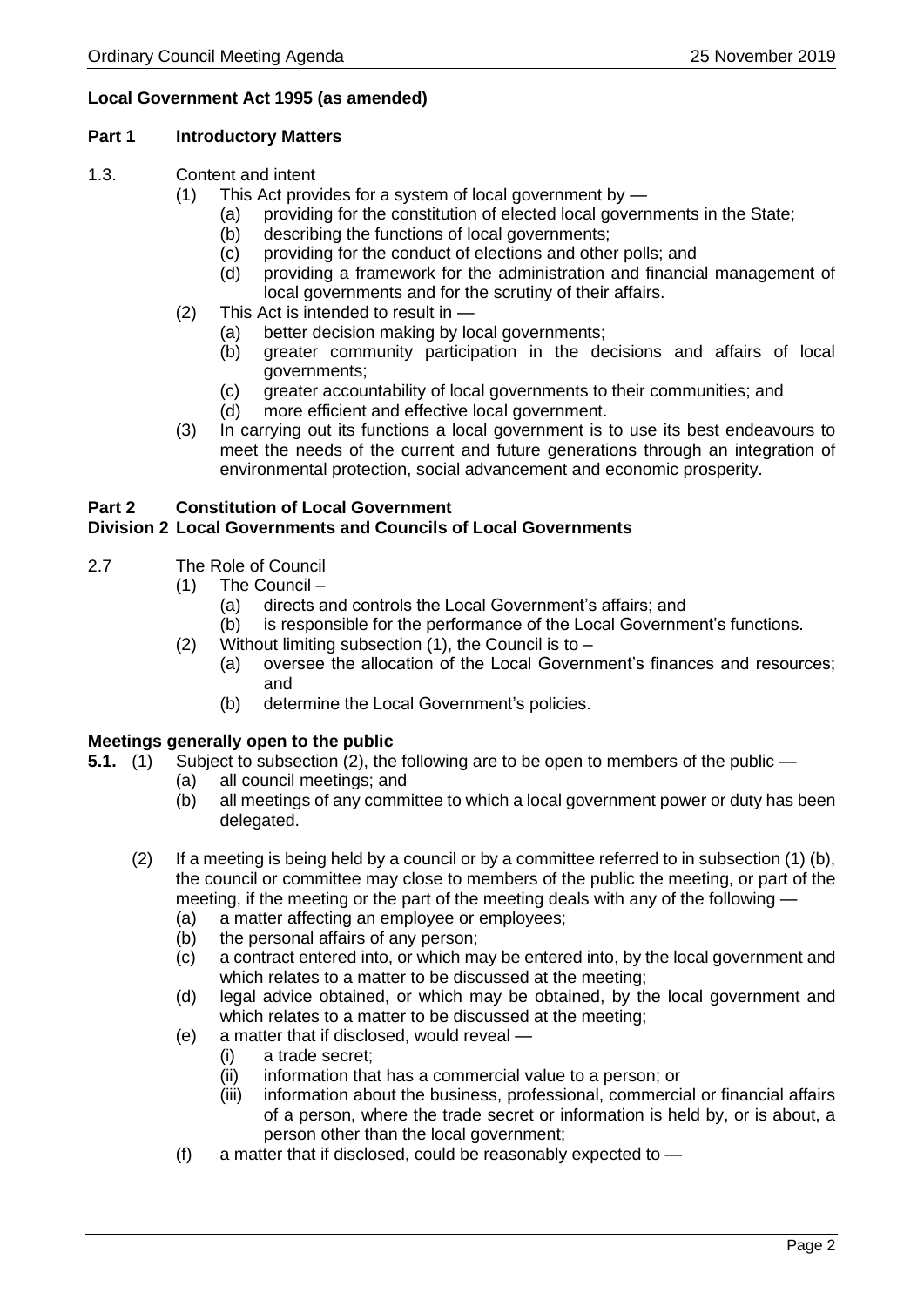**Local Government Act 1995 (as amended)**

**Part 1 Introductory Matters**

1.3. Content and intent

(1) This Act provides for a system of local government by —
   (a) providing for the constitution of elected local governments in the State;
   (b) describing the functions of local governments;
   (c) providing for the conduct of elections and other polls; and
   (d) providing a framework for the administration and financial management of local governments and for the scrutiny of their affairs.

(2) This Act is intended to result in —
   (a) better decision making by local governments;
   (b) greater community participation in the decisions and affairs of local governments;
   (c) greater accountability of local governments to their communities; and
   (d) more efficient and effective local government.

(3) In carrying out its functions a local government is to use its best endeavours to meet the needs of the current and future generations through an integration of environmental protection, social advancement and economic prosperity.

**Part 2 Constitution of Local Government**
**Division 2 Local Governments and Councils of Local Governments**

2.7 The Role of Council

(1) The Council –
   (a) directs and controls the Local Government's affairs; and
   (b) is responsible for the performance of the Local Government's functions.

(2) Without limiting subsection (1), the Council is to –
   (a) oversee the allocation of the Local Government's finances and resources; and
   (b) determine the Local Government's policies.

**Meetings generally open to the public**

**5.1.** (1) Subject to subsection (2), the following are to be open to members of the public —
   (a) all council meetings; and
   (b) all meetings of any committee to which a local government power or duty has been delegated.

(2) If a meeting is being held by a council or by a committee referred to in subsection (1) (b), the council or committee may close to members of the public the meeting, or part of the meeting, if the meeting or the part of the meeting deals with any of the following —
   (a) a matter affecting an employee or employees;
   (b) the personal affairs of any person;
   (c) a contract entered into, or which may be entered into, by the local government and which relates to a matter to be discussed at the meeting;
   (d) legal advice obtained, or which may be obtained, by the local government and which relates to a matter to be discussed at the meeting;
   (e) a matter that if disclosed, would reveal —
      (i) a trade secret;
      (ii) information that has a commercial value to a person; or
      (iii) information about the business, professional, commercial or financial affairs of a person, where the trade secret or information is held by, or is about, a person other than the local government;
   (f) a matter that if disclosed, could be reasonably expected to —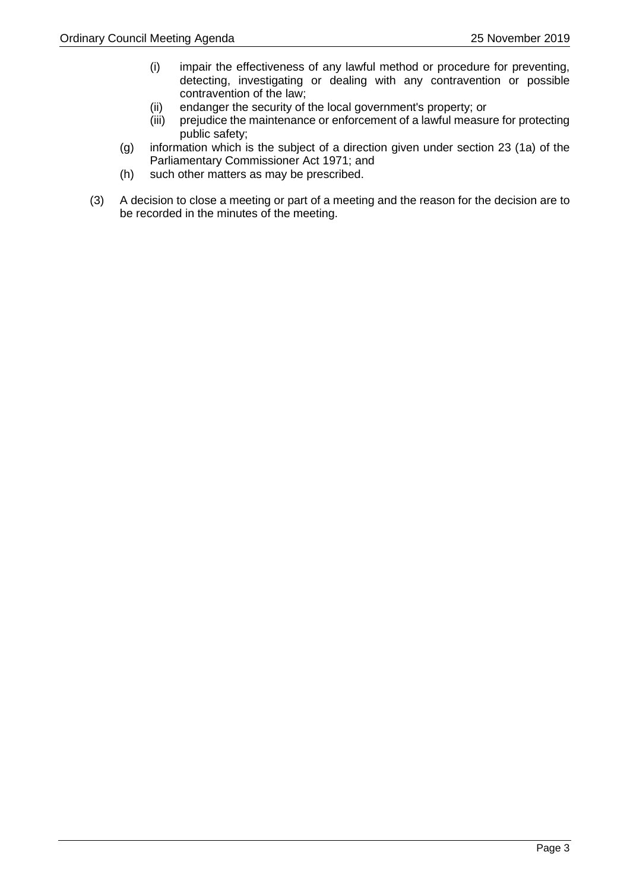(i) impair the effectiveness of any lawful method or procedure for preventing, detecting, investigating or dealing with any contravention or possible contravention of the law;
    (ii) endanger the security of the local government's property; or
    (iii) prejudice the maintenance or enforcement of a lawful measure for protecting public safety;

  (g) information which is the subject of a direction given under section 23 (1a) of the Parliamentary Commissioner Act 1971; and

  (h) such other matters as may be prescribed.

(3) A decision to close a meeting or part of a meeting and the reason for the decision are to be recorded in the minutes of the meeting.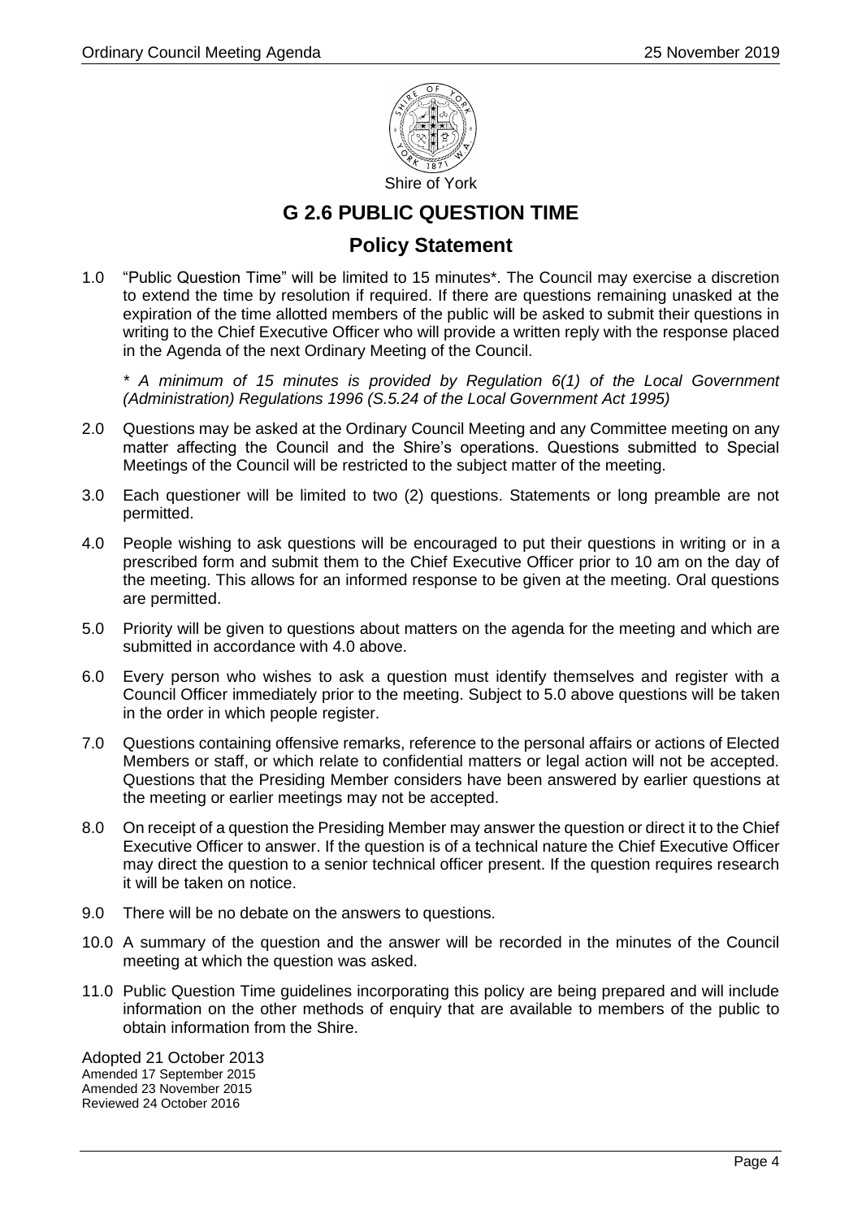Shire of York

# G 2.6 PUBLIC QUESTION TIME

## Policy Statement

1.0 "Public Question Time" will be limited to 15 minutes*. The Council may exercise a discretion to extend the time by resolution if required. If there are questions remaining unasked at the expiration of the time allotted members of the public will be asked to submit their questions in writing to the Chief Executive Officer who will provide a written reply with the response placed in the Agenda of the next Ordinary Meeting of the Council.

*\* A minimum of 15 minutes is provided by Regulation 6(1) of the Local Government (Administration) Regulations 1996 (S.5.24 of the Local Government Act 1995)*

2.0 Questions may be asked at the Ordinary Council Meeting and any Committee meeting on any matter affecting the Council and the Shire's operations. Questions submitted to Special Meetings of the Council will be restricted to the subject matter of the meeting.

3.0 Each questioner will be limited to two (2) questions. Statements or long preamble are not permitted.

4.0 People wishing to ask questions will be encouraged to put their questions in writing or in a prescribed form and submit them to the Chief Executive Officer prior to 10 am on the day of the meeting. This allows for an informed response to be given at the meeting. Oral questions are permitted.

5.0 Priority will be given to questions about matters on the agenda for the meeting and which are submitted in accordance with 4.0 above.

6.0 Every person who wishes to ask a question must identify themselves and register with a Council Officer immediately prior to the meeting. Subject to 5.0 above questions will be taken in the order in which people register.

7.0 Questions containing offensive remarks, reference to the personal affairs or actions of Elected Members or staff, or which relate to confidential matters or legal action will not be accepted. Questions that the Presiding Member considers have been answered by earlier questions at the meeting or earlier meetings may not be accepted.

8.0 On receipt of a question the Presiding Member may answer the question or direct it to the Chief Executive Officer to answer. If the question is of a technical nature the Chief Executive Officer may direct the question to a senior technical officer present. If the question requires research it will be taken on notice.

9.0 There will be no debate on the answers to questions.

10.0 A summary of the question and the answer will be recorded in the minutes of the Council meeting at which the question was asked.

11.0 Public Question Time guidelines incorporating this policy are being prepared and will include information on the other methods of enquiry that are available to members of the public to obtain information from the Shire.

Adopted 21 October 2013
Amended 17 September 2015
Amended 23 November 2015
Reviewed 24 October 2016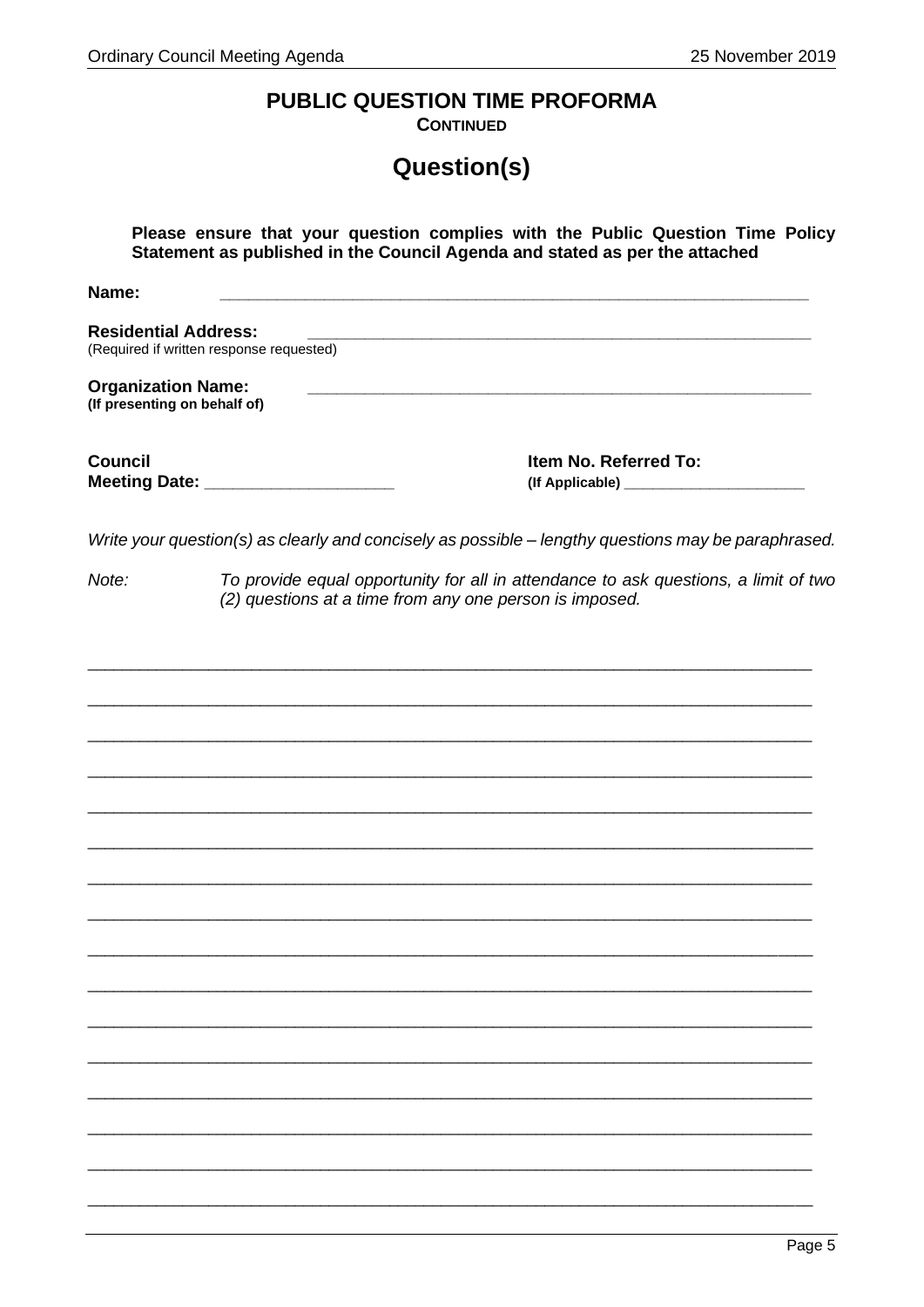# PUBLIC QUESTION TIME PROFORMA

**CONTINUED**

## Question(s)

**Please ensure that your question complies with the Public Question Time Policy Statement as published in the Council Agenda and stated as per the attached**

**Name:** ____________________________________________________________

**Residential Address:** ____________________________________________________________
(Required if written response requested)

**Organization Name:** ____________________________________________________________
**(If presenting on behalf of)**

**Council Meeting Date:** ____________________ **Item No. Referred To: (If Applicable)** ____________________

*Write your question(s) as clearly and concisely as possible – lengthy questions may be paraphrased.*

*Note: To provide equal opportunity for all in attendance to ask questions, a limit of two (2) questions at a time from any one person is imposed.*

____________________________________________________________________________

____________________________________________________________________________

____________________________________________________________________________

____________________________________________________________________________

____________________________________________________________________________

____________________________________________________________________________

____________________________________________________________________________

____________________________________________________________________________

____________________________________________________________________________

____________________________________________________________________________

____________________________________________________________________________

____________________________________________________________________________

____________________________________________________________________________

____________________________________________________________________________

____________________________________________________________________________

____________________________________________________________________________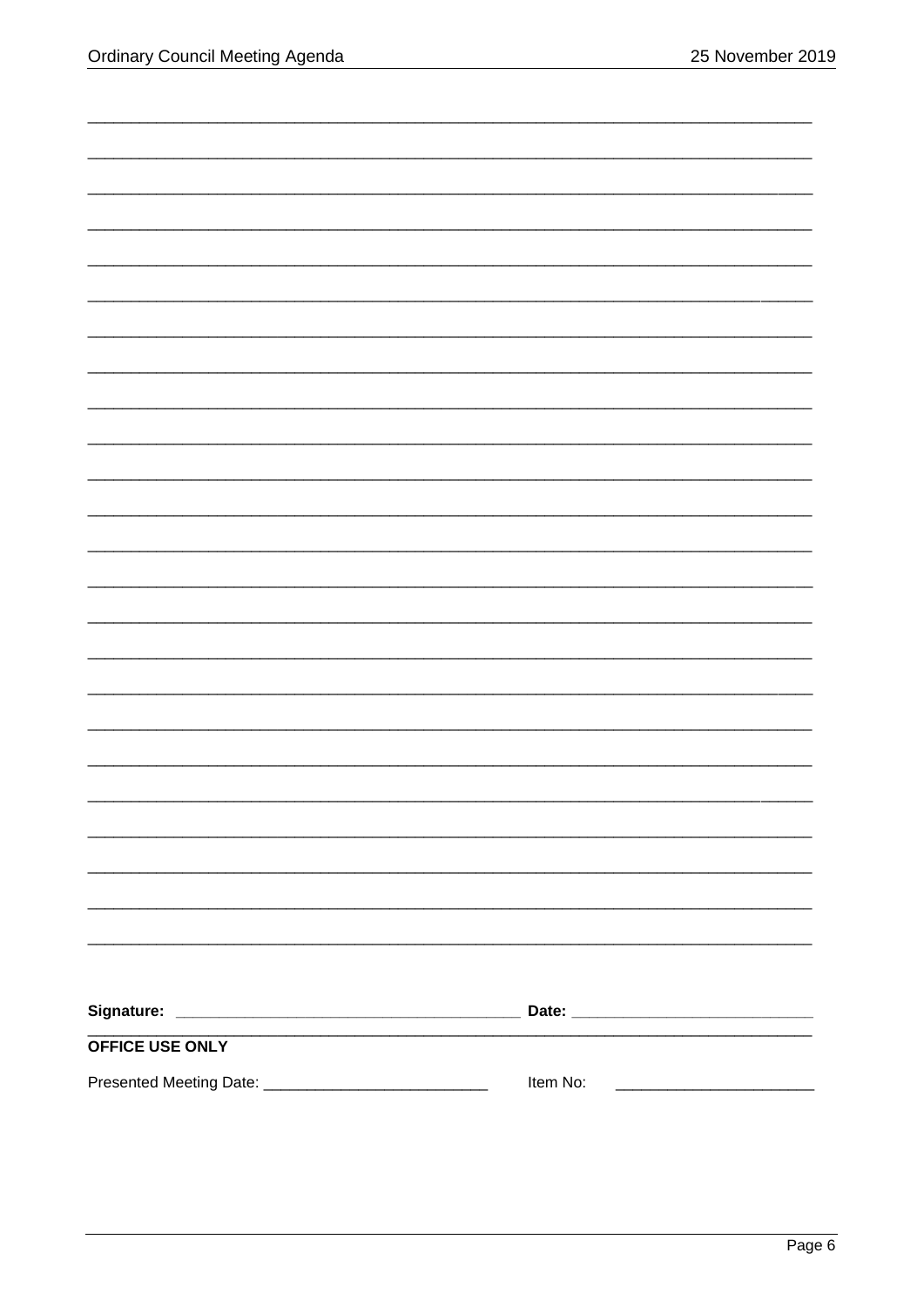\_\_\_\_\_\_\_\_\_\_\_\_\_\_\_\_\_\_\_\_\_\_\_\_\_\_\_\_\_\_\_\_\_\_\_\_\_\_\_\_\_\_\_\_\_\_\_\_\_\_\_\_\_\_\_\_\_\_\_\_\_\_\_\_\_\_\_\_\_\_\_\_\_\_\_\_

\_\_\_\_\_\_\_\_\_\_\_\_\_\_\_\_\_\_\_\_\_\_\_\_\_\_\_\_\_\_\_\_\_\_\_\_\_\_\_\_\_\_\_\_\_\_\_\_\_\_\_\_\_\_\_\_\_\_\_\_\_\_\_\_\_\_\_\_\_\_\_\_\_\_\_\_

\_\_\_\_\_\_\_\_\_\_\_\_\_\_\_\_\_\_\_\_\_\_\_\_\_\_\_\_\_\_\_\_\_\_\_\_\_\_\_\_\_\_\_\_\_\_\_\_\_\_\_\_\_\_\_\_\_\_\_\_\_\_\_\_\_\_\_\_\_\_\_\_\_\_\_\_

\_\_\_\_\_\_\_\_\_\_\_\_\_\_\_\_\_\_\_\_\_\_\_\_\_\_\_\_\_\_\_\_\_\_\_\_\_\_\_\_\_\_\_\_\_\_\_\_\_\_\_\_\_\_\_\_\_\_\_\_\_\_\_\_\_\_\_\_\_\_\_\_\_\_\_\_

\_\_\_\_\_\_\_\_\_\_\_\_\_\_\_\_\_\_\_\_\_\_\_\_\_\_\_\_\_\_\_\_\_\_\_\_\_\_\_\_\_\_\_\_\_\_\_\_\_\_\_\_\_\_\_\_\_\_\_\_\_\_\_\_\_\_\_\_\_\_\_\_\_\_\_\_

\_\_\_\_\_\_\_\_\_\_\_\_\_\_\_\_\_\_\_\_\_\_\_\_\_\_\_\_\_\_\_\_\_\_\_\_\_\_\_\_\_\_\_\_\_\_\_\_\_\_\_\_\_\_\_\_\_\_\_\_\_\_\_\_\_\_\_\_\_\_\_\_\_\_\_\_

\_\_\_\_\_\_\_\_\_\_\_\_\_\_\_\_\_\_\_\_\_\_\_\_\_\_\_\_\_\_\_\_\_\_\_\_\_\_\_\_\_\_\_\_\_\_\_\_\_\_\_\_\_\_\_\_\_\_\_\_\_\_\_\_\_\_\_\_\_\_\_\_\_\_\_\_

\_\_\_\_\_\_\_\_\_\_\_\_\_\_\_\_\_\_\_\_\_\_\_\_\_\_\_\_\_\_\_\_\_\_\_\_\_\_\_\_\_\_\_\_\_\_\_\_\_\_\_\_\_\_\_\_\_\_\_\_\_\_\_\_\_\_\_\_\_\_\_\_\_\_\_\_

\_\_\_\_\_\_\_\_\_\_\_\_\_\_\_\_\_\_\_\_\_\_\_\_\_\_\_\_\_\_\_\_\_\_\_\_\_\_\_\_\_\_\_\_\_\_\_\_\_\_\_\_\_\_\_\_\_\_\_\_\_\_\_\_\_\_\_\_\_\_\_\_\_\_\_\_

\_\_\_\_\_\_\_\_\_\_\_\_\_\_\_\_\_\_\_\_\_\_\_\_\_\_\_\_\_\_\_\_\_\_\_\_\_\_\_\_\_\_\_\_\_\_\_\_\_\_\_\_\_\_\_\_\_\_\_\_\_\_\_\_\_\_\_\_\_\_\_\_\_\_\_\_

\_\_\_\_\_\_\_\_\_\_\_\_\_\_\_\_\_\_\_\_\_\_\_\_\_\_\_\_\_\_\_\_\_\_\_\_\_\_\_\_\_\_\_\_\_\_\_\_\_\_\_\_\_\_\_\_\_\_\_\_\_\_\_\_\_\_\_\_\_\_\_\_\_\_\_\_

\_\_\_\_\_\_\_\_\_\_\_\_\_\_\_\_\_\_\_\_\_\_\_\_\_\_\_\_\_\_\_\_\_\_\_\_\_\_\_\_\_\_\_\_\_\_\_\_\_\_\_\_\_\_\_\_\_\_\_\_\_\_\_\_\_\_\_\_\_\_\_\_\_\_\_\_

\_\_\_\_\_\_\_\_\_\_\_\_\_\_\_\_\_\_\_\_\_\_\_\_\_\_\_\_\_\_\_\_\_\_\_\_\_\_\_\_\_\_\_\_\_\_\_\_\_\_\_\_\_\_\_\_\_\_\_\_\_\_\_\_\_\_\_\_\_\_\_\_\_\_\_\_

\_\_\_\_\_\_\_\_\_\_\_\_\_\_\_\_\_\_\_\_\_\_\_\_\_\_\_\_\_\_\_\_\_\_\_\_\_\_\_\_\_\_\_\_\_\_\_\_\_\_\_\_\_\_\_\_\_\_\_\_\_\_\_\_\_\_\_\_\_\_\_\_\_\_\_\_

\_\_\_\_\_\_\_\_\_\_\_\_\_\_\_\_\_\_\_\_\_\_\_\_\_\_\_\_\_\_\_\_\_\_\_\_\_\_\_\_\_\_\_\_\_\_\_\_\_\_\_\_\_\_\_\_\_\_\_\_\_\_\_\_\_\_\_\_\_\_\_\_\_\_\_\_

\_\_\_\_\_\_\_\_\_\_\_\_\_\_\_\_\_\_\_\_\_\_\_\_\_\_\_\_\_\_\_\_\_\_\_\_\_\_\_\_\_\_\_\_\_\_\_\_\_\_\_\_\_\_\_\_\_\_\_\_\_\_\_\_\_\_\_\_\_\_\_\_\_\_\_\_

\_\_\_\_\_\_\_\_\_\_\_\_\_\_\_\_\_\_\_\_\_\_\_\_\_\_\_\_\_\_\_\_\_\_\_\_\_\_\_\_\_\_\_\_\_\_\_\_\_\_\_\_\_\_\_\_\_\_\_\_\_\_\_\_\_\_\_\_\_\_\_\_\_\_\_\_

\_\_\_\_\_\_\_\_\_\_\_\_\_\_\_\_\_\_\_\_\_\_\_\_\_\_\_\_\_\_\_\_\_\_\_\_\_\_\_\_\_\_\_\_\_\_\_\_\_\_\_\_\_\_\_\_\_\_\_\_\_\_\_\_\_\_\_\_\_\_\_\_\_\_\_\_

\_\_\_\_\_\_\_\_\_\_\_\_\_\_\_\_\_\_\_\_\_\_\_\_\_\_\_\_\_\_\_\_\_\_\_\_\_\_\_\_\_\_\_\_\_\_\_\_\_\_\_\_\_\_\_\_\_\_\_\_\_\_\_\_\_\_\_\_\_\_\_\_\_\_\_\_

\_\_\_\_\_\_\_\_\_\_\_\_\_\_\_\_\_\_\_\_\_\_\_\_\_\_\_\_\_\_\_\_\_\_\_\_\_\_\_\_\_\_\_\_\_\_\_\_\_\_\_\_\_\_\_\_\_\_\_\_\_\_\_\_\_\_\_\_\_\_\_\_\_\_\_\_

\_\_\_\_\_\_\_\_\_\_\_\_\_\_\_\_\_\_\_\_\_\_\_\_\_\_\_\_\_\_\_\_\_\_\_\_\_\_\_\_\_\_\_\_\_\_\_\_\_\_\_\_\_\_\_\_\_\_\_\_\_\_\_\_\_\_\_\_\_\_\_\_\_\_\_\_

\_\_\_\_\_\_\_\_\_\_\_\_\_\_\_\_\_\_\_\_\_\_\_\_\_\_\_\_\_\_\_\_\_\_\_\_\_\_\_\_\_\_\_\_\_\_\_\_\_\_\_\_\_\_\_\_\_\_\_\_\_\_\_\_\_\_\_\_\_\_\_\_\_\_\_\_

\_\_\_\_\_\_\_\_\_\_\_\_\_\_\_\_\_\_\_\_\_\_\_\_\_\_\_\_\_\_\_\_\_\_\_\_\_\_\_\_\_\_\_\_\_\_\_\_\_\_\_\_\_\_\_\_\_\_\_\_\_\_\_\_\_\_\_\_\_\_\_\_\_\_\_\_

\_\_\_\_\_\_\_\_\_\_\_\_\_\_\_\_\_\_\_\_\_\_\_\_\_\_\_\_\_\_\_\_\_\_\_\_\_\_\_\_\_\_\_\_\_\_\_\_\_\_\_\_\_\_\_\_\_\_\_\_\_\_\_\_\_\_\_\_\_\_\_\_\_\_\_\_

\_\_\_\_\_\_\_\_\_\_\_\_\_\_\_\_\_\_\_\_\_\_\_\_\_\_\_\_\_\_\_\_\_\_\_\_\_\_\_\_\_\_\_\_\_\_\_\_\_\_\_\_\_\_\_\_\_\_\_\_\_\_\_\_\_\_\_\_\_\_\_\_\_\_\_\_

**Signature:** \_\_\_\_\_\_\_\_\_\_\_\_\_\_\_\_\_\_\_\_\_\_\_\_\_\_\_\_\_\_\_\_\_\_\_\_\_\_\_\_ **Date:** \_\_\_\_\_\_\_\_\_\_\_\_\_\_\_\_\_\_\_\_\_\_\_\_\_\_\_\_

**OFFICE USE ONLY**

Presented Meeting Date: \_\_\_\_\_\_\_\_\_\_\_\_\_\_\_\_\_\_\_\_\_\_\_\_\_\_\_ Item No: \_\_\_\_\_\_\_\_\_\_\_\_\_\_\_\_\_\_\_\_\_\_\_\_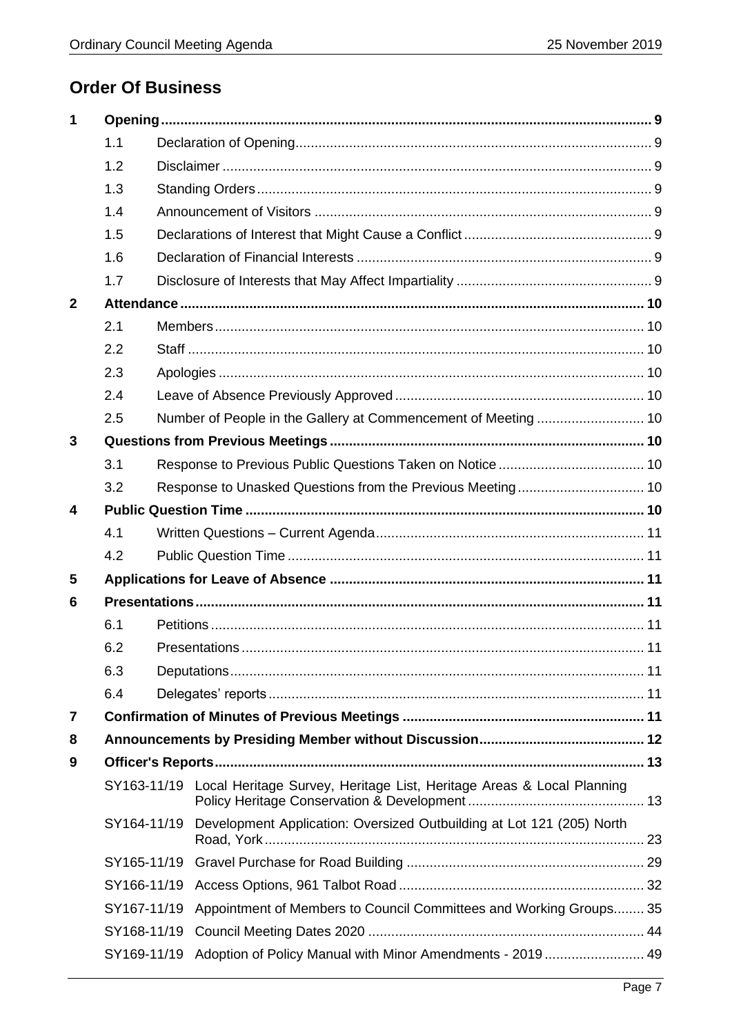## Order Of Business

| | | | |
|---|---|---|---|
| **1** | **Opening** | | **9** |
| | 1.1 | Declaration of Opening | 9 |
| | 1.2 | Disclaimer | 9 |
| | 1.3 | Standing Orders | 9 |
| | 1.4 | Announcement of Visitors | 9 |
| | 1.5 | Declarations of Interest that Might Cause a Conflict | 9 |
| | 1.6 | Declaration of Financial Interests | 9 |
| | 1.7 | Disclosure of Interests that May Affect Impartiality | 9 |
| **2** | **Attendance** | | **10** |
| | 2.1 | Members | 10 |
| | 2.2 | Staff | 10 |
| | 2.3 | Apologies | 10 |
| | 2.4 | Leave of Absence Previously Approved | 10 |
| | 2.5 | Number of People in the Gallery at Commencement of Meeting | 10 |
| **3** | **Questions from Previous Meetings** | | **10** |
| | 3.1 | Response to Previous Public Questions Taken on Notice | 10 |
| | 3.2 | Response to Unasked Questions from the Previous Meeting | 10 |
| **4** | **Public Question Time** | | **10** |
| | 4.1 | Written Questions – Current Agenda | 11 |
| | 4.2 | Public Question Time | 11 |
| **5** | **Applications for Leave of Absence** | | **11** |
| **6** | **Presentations** | | **11** |
| | 6.1 | Petitions | 11 |
| | 6.2 | Presentations | 11 |
| | 6.3 | Deputations | 11 |
| | 6.4 | Delegates' reports | 11 |
| **7** | **Confirmation of Minutes of Previous Meetings** | | **11** |
| **8** | **Announcements by Presiding Member without Discussion** | | **12** |
| **9** | **Officer's Reports** | | **13** |
| | SY163-11/19 | Local Heritage Survey, Heritage List, Heritage Areas & Local Planning Policy Heritage Conservation & Development | 13 |
| | SY164-11/19 | Development Application: Oversized Outbuilding at Lot 121 (205) North Road, York | 23 |
| | SY165-11/19 | Gravel Purchase for Road Building | 29 |
| | SY166-11/19 | Access Options, 961 Talbot Road | 32 |
| | SY167-11/19 | Appointment of Members to Council Committees and Working Groups | 35 |
| | SY168-11/19 | Council Meeting Dates 2020 | 44 |
| | SY169-11/19 | Adoption of Policy Manual with Minor Amendments - 2019 | 49 |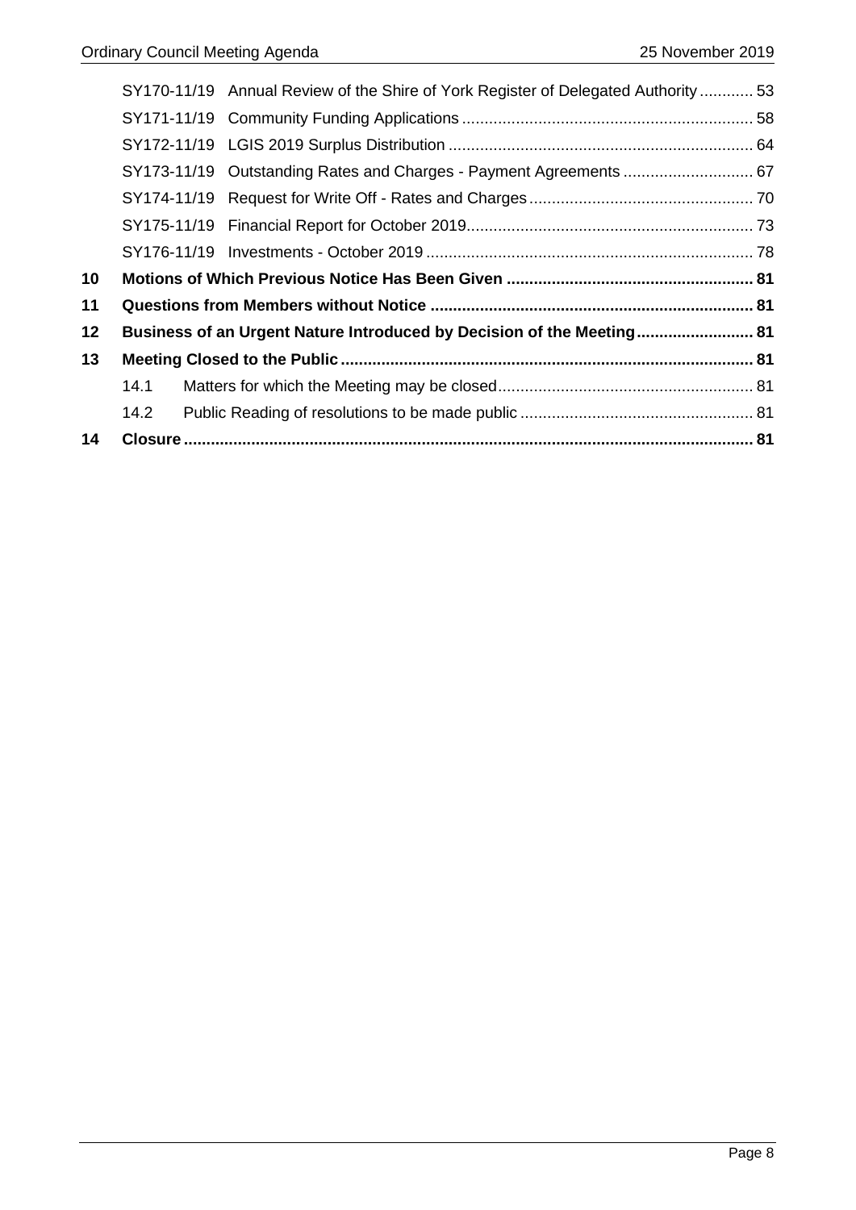| | | | |
|---|---|---|---|
| | SY170-11/19 | Annual Review of the Shire of York Register of Delegated Authority | 53 |
| | SY171-11/19 | Community Funding Applications | 58 |
| | SY172-11/19 | LGIS 2019 Surplus Distribution | 64 |
| | SY173-11/19 | Outstanding Rates and Charges - Payment Agreements | 67 |
| | SY174-11/19 | Request for Write Off - Rates and Charges | 70 |
| | SY175-11/19 | Financial Report for October 2019 | 73 |
| | SY176-11/19 | Investments - October 2019 | 78 |
| **10** | **Motions of Which Previous Notice Has Been Given** | | **81** |
| **11** | **Questions from Members without Notice** | | **81** |
| **12** | **Business of an Urgent Nature Introduced by Decision of the Meeting** | | **81** |
| **13** | **Meeting Closed to the Public** | | **81** |
| | 14.1 | Matters for which the Meeting may be closed | 81 |
| | 14.2 | Public Reading of resolutions to be made public | 81 |
| **14** | **Closure** | | **81** |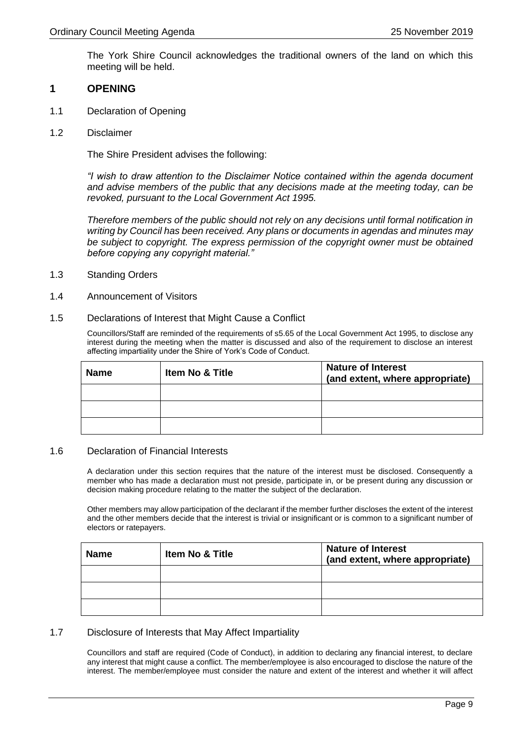The York Shire Council acknowledges the traditional owners of the land on which this meeting will be held.

## 1 OPENING

1.1 Declaration of Opening

1.2 Disclaimer

The Shire President advises the following:

*"I wish to draw attention to the Disclaimer Notice contained within the agenda document and advise members of the public that any decisions made at the meeting today, can be revoked, pursuant to the Local Government Act 1995.*

*Therefore members of the public should not rely on any decisions until formal notification in writing by Council has been received. Any plans or documents in agendas and minutes may be subject to copyright. The express permission of the copyright owner must be obtained before copying any copyright material."*

1.3 Standing Orders

1.4 Announcement of Visitors

1.5 Declarations of Interest that Might Cause a Conflict

Councillors/Staff are reminded of the requirements of s5.65 of the Local Government Act 1995, to disclose any interest during the meeting when the matter is discussed and also of the requirement to disclose an interest affecting impartiality under the Shire of York's Code of Conduct.

| **Name** | **Item No & Title** | **Nature of Interest (and extent, where appropriate)** |
|---|---|---|
| | | |
| | | |
| | | |

1.6 Declaration of Financial Interests

A declaration under this section requires that the nature of the interest must be disclosed. Consequently a member who has made a declaration must not preside, participate in, or be present during any discussion or decision making procedure relating to the matter the subject of the declaration.

Other members may allow participation of the declarant if the member further discloses the extent of the interest and the other members decide that the interest is trivial or insignificant or is common to a significant number of electors or ratepayers.

| **Name** | **Item No & Title** | **Nature of Interest (and extent, where appropriate)** |
|---|---|---|
| | | |
| | | |
| | | |

1.7 Disclosure of Interests that May Affect Impartiality

Councillors and staff are required (Code of Conduct), in addition to declaring any financial interest, to declare any interest that might cause a conflict. The member/employee is also encouraged to disclose the nature of the interest. The member/employee must consider the nature and extent of the interest and whether it will affect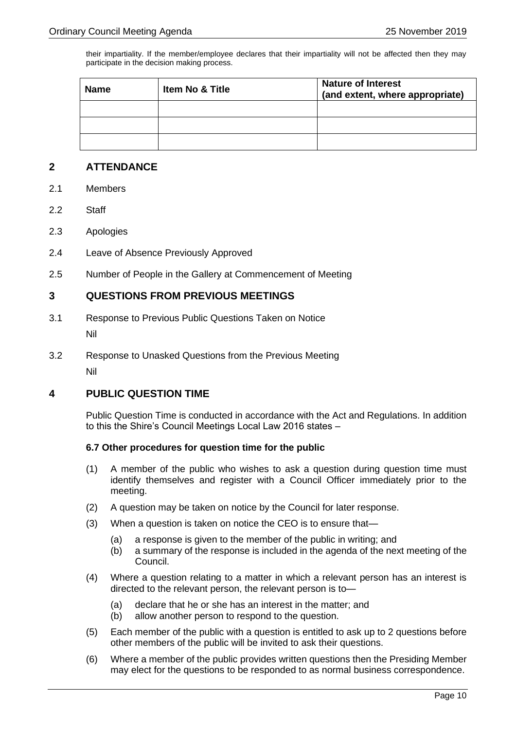their impartiality. If the member/employee declares that their impartiality will not be affected then they may participate in the decision making process.

| Name | Item No & Title | Nature of Interest (and extent, where appropriate) |
|---|---|---|
| | | |
| | | |
| | | |

## 2 ATTENDANCE

2.1 Members

2.2 Staff

2.3 Apologies

2.4 Leave of Absence Previously Approved

2.5 Number of People in the Gallery at Commencement of Meeting

## 3 QUESTIONS FROM PREVIOUS MEETINGS

3.1 Response to Previous Public Questions Taken on Notice

Nil

3.2 Response to Unasked Questions from the Previous Meeting

Nil

## 4 PUBLIC QUESTION TIME

Public Question Time is conducted in accordance with the Act and Regulations. In addition to this the Shire's Council Meetings Local Law 2016 states –

**6.7 Other procedures for question time for the public**

(1) A member of the public who wishes to ask a question during question time must identify themselves and register with a Council Officer immediately prior to the meeting.

(2) A question may be taken on notice by the Council for later response.

(3) When a question is taken on notice the CEO is to ensure that—

(a) a response is given to the member of the public in writing; and
(b) a summary of the response is included in the agenda of the next meeting of the Council.

(4) Where a question relating to a matter in which a relevant person has an interest is directed to the relevant person, the relevant person is to—

(a) declare that he or she has an interest in the matter; and
(b) allow another person to respond to the question.

(5) Each member of the public with a question is entitled to ask up to 2 questions before other members of the public will be invited to ask their questions.

(6) Where a member of the public provides written questions then the Presiding Member may elect for the questions to be responded to as normal business correspondence.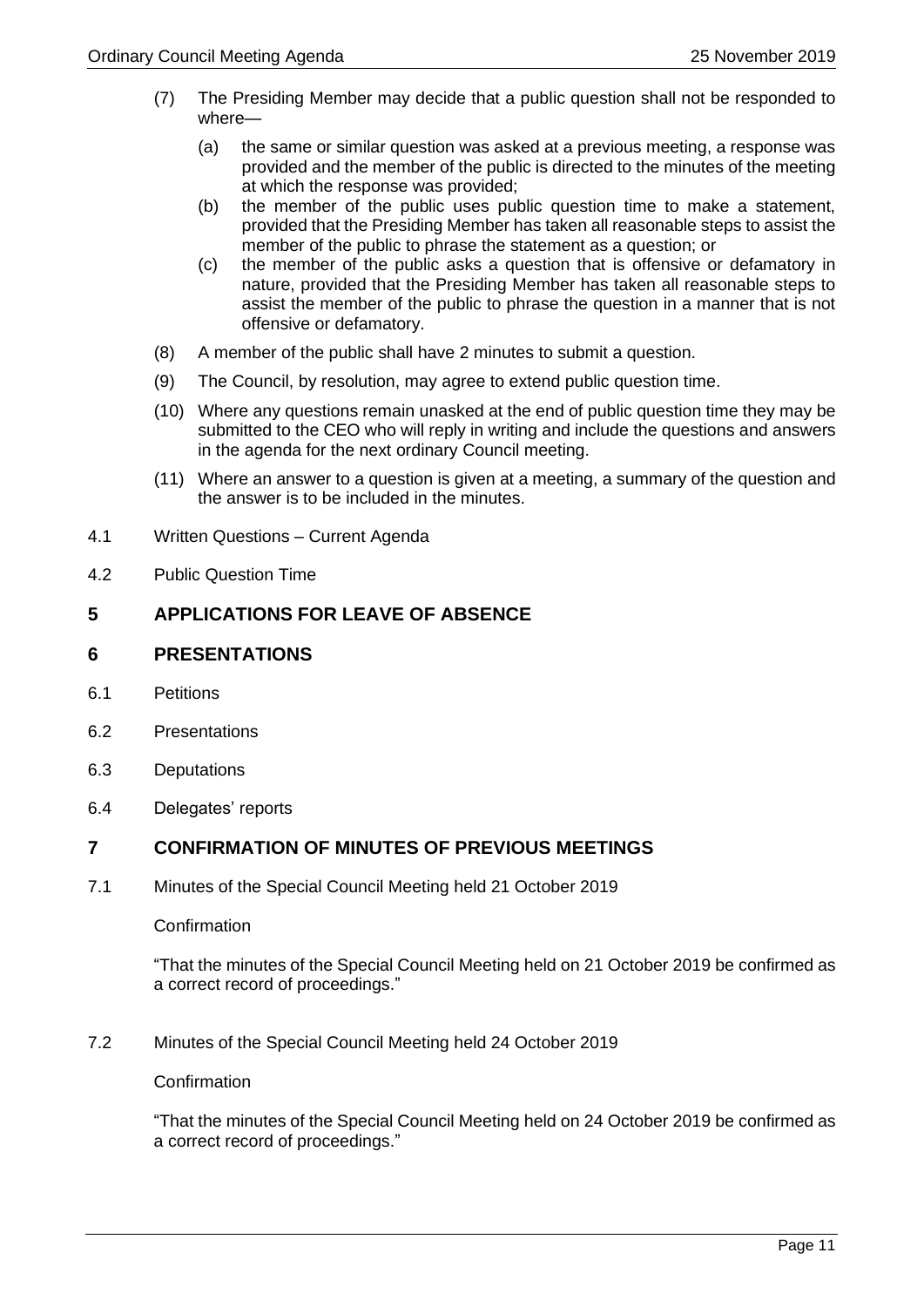(7) The Presiding Member may decide that a public question shall not be responded to where—

  (a) the same or similar question was asked at a previous meeting, a response was provided and the member of the public is directed to the minutes of the meeting at which the response was provided;

  (b) the member of the public uses public question time to make a statement, provided that the Presiding Member has taken all reasonable steps to assist the member of the public to phrase the statement as a question; or

  (c) the member of the public asks a question that is offensive or defamatory in nature, provided that the Presiding Member has taken all reasonable steps to assist the member of the public to phrase the question in a manner that is not offensive or defamatory.

(8) A member of the public shall have 2 minutes to submit a question.

(9) The Council, by resolution, may agree to extend public question time.

(10) Where any questions remain unasked at the end of public question time they may be submitted to the CEO who will reply in writing and include the questions and answers in the agenda for the next ordinary Council meeting.

(11) Where an answer to a question is given at a meeting, a summary of the question and the answer is to be included in the minutes.

4.1 Written Questions – Current Agenda

4.2 Public Question Time

## 5 APPLICATIONS FOR LEAVE OF ABSENCE

## 6 PRESENTATIONS

6.1 Petitions

6.2 Presentations

6.3 Deputations

6.4 Delegates' reports

## 7 CONFIRMATION OF MINUTES OF PREVIOUS MEETINGS

7.1 Minutes of the Special Council Meeting held 21 October 2019

Confirmation

"That the minutes of the Special Council Meeting held on 21 October 2019 be confirmed as a correct record of proceedings."

7.2 Minutes of the Special Council Meeting held 24 October 2019

Confirmation

"That the minutes of the Special Council Meeting held on 24 October 2019 be confirmed as a correct record of proceedings."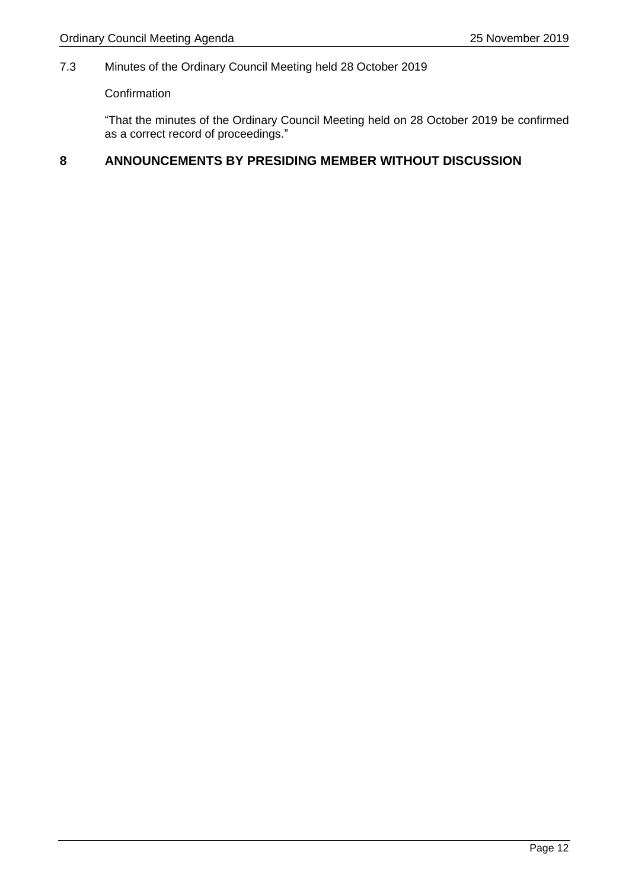7.3 Minutes of the Ordinary Council Meeting held 28 October 2019

Confirmation

"That the minutes of the Ordinary Council Meeting held on 28 October 2019 be confirmed as a correct record of proceedings."

## 8 ANNOUNCEMENTS BY PRESIDING MEMBER WITHOUT DISCUSSION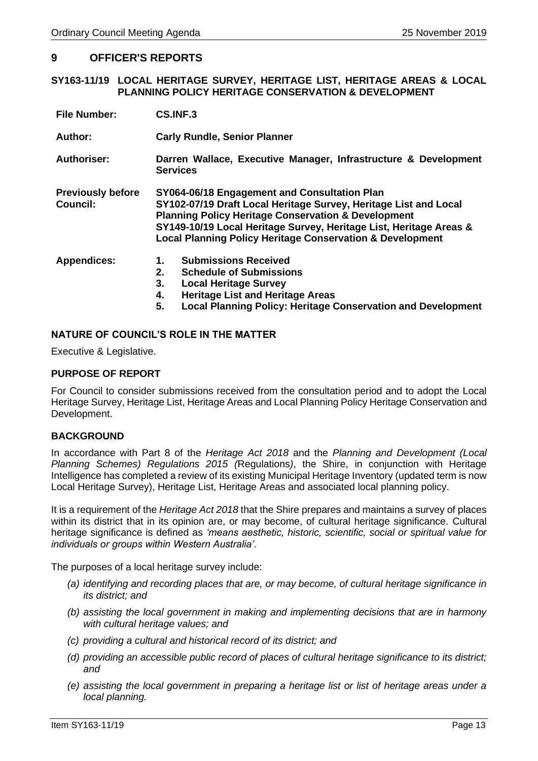## 9 OFFICER'S REPORTS

### SY163-11/19 LOCAL HERITAGE SURVEY, HERITAGE LIST, HERITAGE AREAS & LOCAL PLANNING POLICY HERITAGE CONSERVATION & DEVELOPMENT

| | |
|---|---|
| **File Number:** | **CS.INF.3** |
| **Author:** | **Carly Rundle, Senior Planner** |
| **Authoriser:** | **Darren Wallace, Executive Manager, Infrastructure & Development Services** |
| **Previously before Council:** | **SY064-06/18 Engagement and Consultation Plan**<br>**SY102-07/19 Draft Local Heritage Survey, Heritage List and Local Planning Policy Heritage Conservation & Development**<br>**SY149-10/19 Local Heritage Survey, Heritage List, Heritage Areas & Local Planning Policy Heritage Conservation & Development** |
| **Appendices:** | **1. Submissions Received**<br>**2. Schedule of Submissions**<br>**3. Local Heritage Survey**<br>**4. Heritage List and Heritage Areas**<br>**5. Local Planning Policy: Heritage Conservation and Development** |

**NATURE OF COUNCIL'S ROLE IN THE MATTER**

Executive & Legislative.

**PURPOSE OF REPORT**

For Council to consider submissions received from the consultation period and to adopt the Local Heritage Survey, Heritage List, Heritage Areas and Local Planning Policy Heritage Conservation and Development.

**BACKGROUND**

In accordance with Part 8 of the *Heritage Act 2018* and the *Planning and Development (Local Planning Schemes) Regulations 2015 (*Regulations*)*, the Shire, in conjunction with Heritage Intelligence has completed a review of its existing Municipal Heritage Inventory (updated term is now Local Heritage Survey), Heritage List, Heritage Areas and associated local planning policy.

It is a requirement of the *Heritage Act 2018* that the Shire prepares and maintains a survey of places within its district that in its opinion are, or may become, of cultural heritage significance. Cultural heritage significance is defined as *'means aesthetic, historic, scientific, social or spiritual value for individuals or groups within Western Australia'*.

The purposes of a local heritage survey include:

- *(a) identifying and recording places that are, or may become, of cultural heritage significance in its district; and*
- *(b) assisting the local government in making and implementing decisions that are in harmony with cultural heritage values; and*
- *(c) providing a cultural and historical record of its district; and*
- *(d) providing an accessible public record of places of cultural heritage significance to its district; and*
- *(e) assisting the local government in preparing a heritage list or list of heritage areas under a local planning.*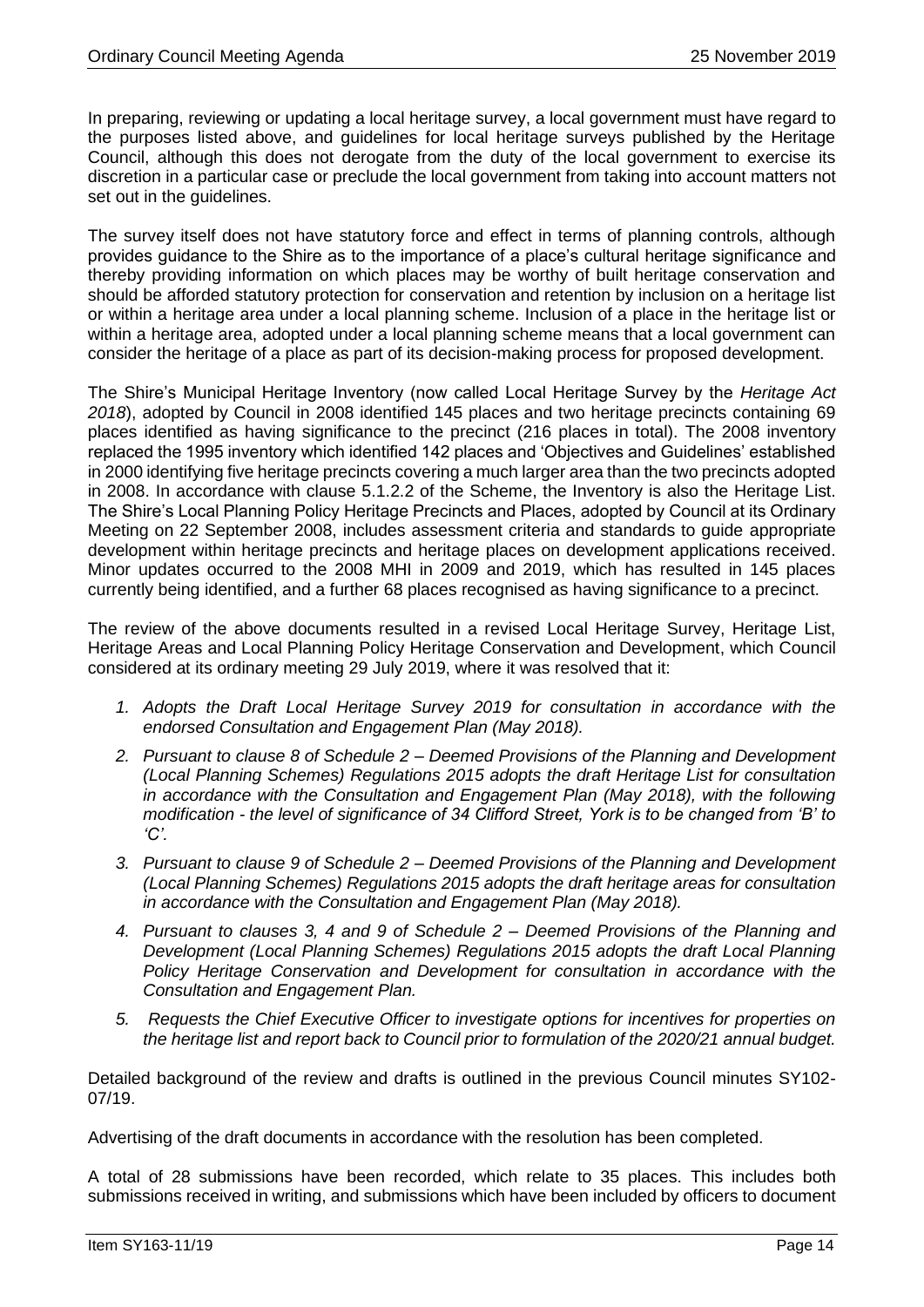In preparing, reviewing or updating a local heritage survey, a local government must have regard to the purposes listed above, and guidelines for local heritage surveys published by the Heritage Council, although this does not derogate from the duty of the local government to exercise its discretion in a particular case or preclude the local government from taking into account matters not set out in the guidelines.

The survey itself does not have statutory force and effect in terms of planning controls, although provides guidance to the Shire as to the importance of a place's cultural heritage significance and thereby providing information on which places may be worthy of built heritage conservation and should be afforded statutory protection for conservation and retention by inclusion on a heritage list or within a heritage area under a local planning scheme. Inclusion of a place in the heritage list or within a heritage area, adopted under a local planning scheme means that a local government can consider the heritage of a place as part of its decision-making process for proposed development.

The Shire's Municipal Heritage Inventory (now called Local Heritage Survey by the *Heritage Act 2018*), adopted by Council in 2008 identified 145 places and two heritage precincts containing 69 places identified as having significance to the precinct (216 places in total). The 2008 inventory replaced the 1995 inventory which identified 142 places and 'Objectives and Guidelines' established in 2000 identifying five heritage precincts covering a much larger area than the two precincts adopted in 2008. In accordance with clause 5.1.2.2 of the Scheme, the Inventory is also the Heritage List. The Shire's Local Planning Policy Heritage Precincts and Places, adopted by Council at its Ordinary Meeting on 22 September 2008, includes assessment criteria and standards to guide appropriate development within heritage precincts and heritage places on development applications received. Minor updates occurred to the 2008 MHI in 2009 and 2019, which has resulted in 145 places currently being identified, and a further 68 places recognised as having significance to a precinct.

The review of the above documents resulted in a revised Local Heritage Survey, Heritage List, Heritage Areas and Local Planning Policy Heritage Conservation and Development, which Council considered at its ordinary meeting 29 July 2019, where it was resolved that it:

1. *Adopts the Draft Local Heritage Survey 2019 for consultation in accordance with the endorsed Consultation and Engagement Plan (May 2018).*
2. *Pursuant to clause 8 of Schedule 2 – Deemed Provisions of the Planning and Development (Local Planning Schemes) Regulations 2015 adopts the draft Heritage List for consultation in accordance with the Consultation and Engagement Plan (May 2018), with the following modification - the level of significance of 34 Clifford Street, York is to be changed from 'B' to 'C'.*
3. *Pursuant to clause 9 of Schedule 2 – Deemed Provisions of the Planning and Development (Local Planning Schemes) Regulations 2015 adopts the draft heritage areas for consultation in accordance with the Consultation and Engagement Plan (May 2018).*
4. *Pursuant to clauses 3, 4 and 9 of Schedule 2 – Deemed Provisions of the Planning and Development (Local Planning Schemes) Regulations 2015 adopts the draft Local Planning Policy Heritage Conservation and Development for consultation in accordance with the Consultation and Engagement Plan.*
5. *Requests the Chief Executive Officer to investigate options for incentives for properties on the heritage list and report back to Council prior to formulation of the 2020/21 annual budget.*

Detailed background of the review and drafts is outlined in the previous Council minutes SY102-07/19.

Advertising of the draft documents in accordance with the resolution has been completed.

A total of 28 submissions have been recorded, which relate to 35 places. This includes both submissions received in writing, and submissions which have been included by officers to document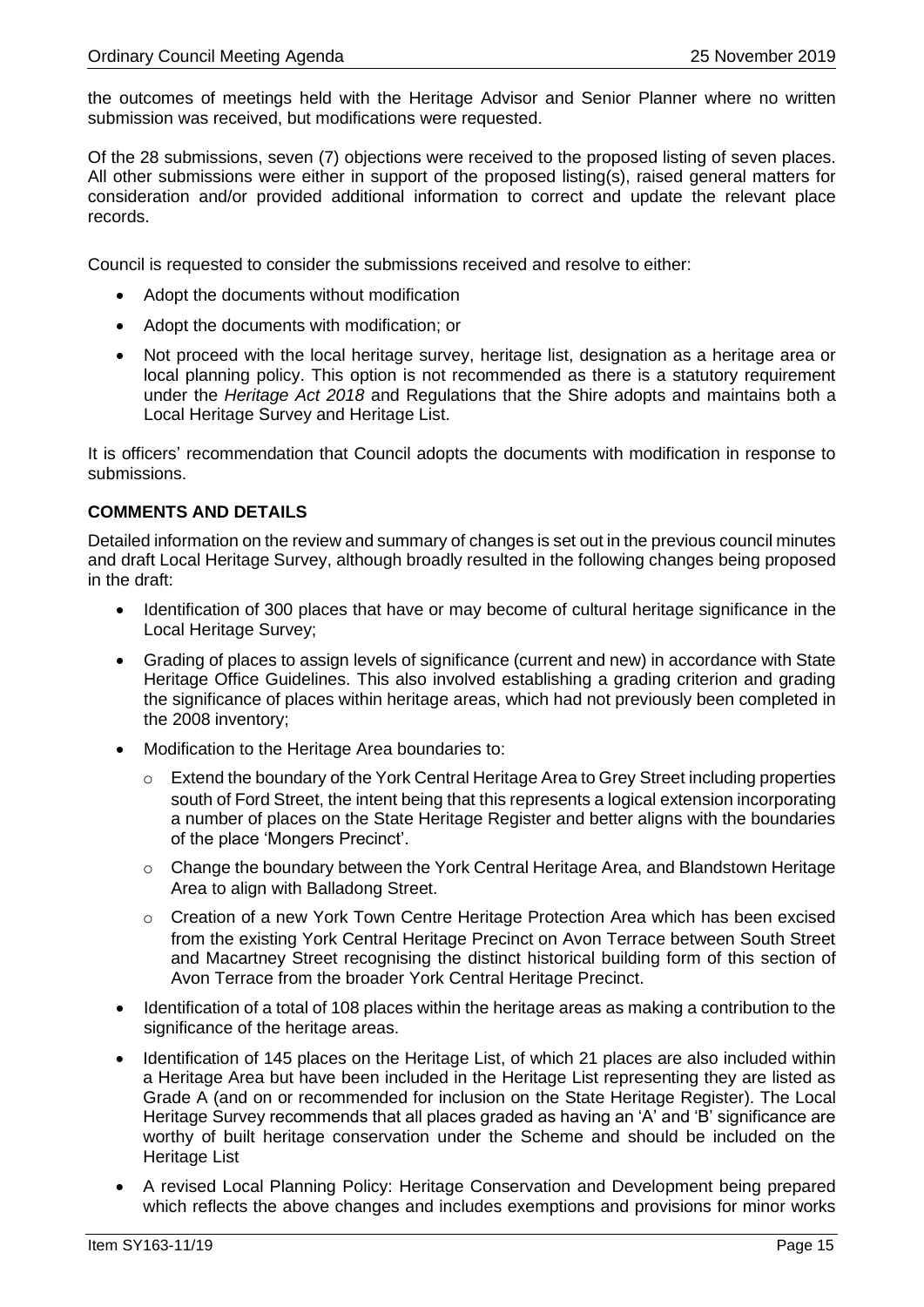the outcomes of meetings held with the Heritage Advisor and Senior Planner where no written submission was received, but modifications were requested.

Of the 28 submissions, seven (7) objections were received to the proposed listing of seven places. All other submissions were either in support of the proposed listing(s), raised general matters for consideration and/or provided additional information to correct and update the relevant place records.

Council is requested to consider the submissions received and resolve to either:

- Adopt the documents without modification
- Adopt the documents with modification; or
- Not proceed with the local heritage survey, heritage list, designation as a heritage area or local planning policy. This option is not recommended as there is a statutory requirement under the *Heritage Act 2018* and Regulations that the Shire adopts and maintains both a Local Heritage Survey and Heritage List.

It is officers' recommendation that Council adopts the documents with modification in response to submissions.

## COMMENTS AND DETAILS

Detailed information on the review and summary of changes is set out in the previous council minutes and draft Local Heritage Survey, although broadly resulted in the following changes being proposed in the draft:

- Identification of 300 places that have or may become of cultural heritage significance in the Local Heritage Survey;
- Grading of places to assign levels of significance (current and new) in accordance with State Heritage Office Guidelines. This also involved establishing a grading criterion and grading the significance of places within heritage areas, which had not previously been completed in the 2008 inventory;
- Modification to the Heritage Area boundaries to:
  - Extend the boundary of the York Central Heritage Area to Grey Street including properties south of Ford Street, the intent being that this represents a logical extension incorporating a number of places on the State Heritage Register and better aligns with the boundaries of the place 'Mongers Precinct'.
  - Change the boundary between the York Central Heritage Area, and Blandstown Heritage Area to align with Balladong Street.
  - Creation of a new York Town Centre Heritage Protection Area which has been excised from the existing York Central Heritage Precinct on Avon Terrace between South Street and Macartney Street recognising the distinct historical building form of this section of Avon Terrace from the broader York Central Heritage Precinct.
- Identification of a total of 108 places within the heritage areas as making a contribution to the significance of the heritage areas.
- Identification of 145 places on the Heritage List, of which 21 places are also included within a Heritage Area but have been included in the Heritage List representing they are listed as Grade A (and on or recommended for inclusion on the State Heritage Register). The Local Heritage Survey recommends that all places graded as having an 'A' and 'B' significance are worthy of built heritage conservation under the Scheme and should be included on the Heritage List
- A revised Local Planning Policy: Heritage Conservation and Development being prepared which reflects the above changes and includes exemptions and provisions for minor works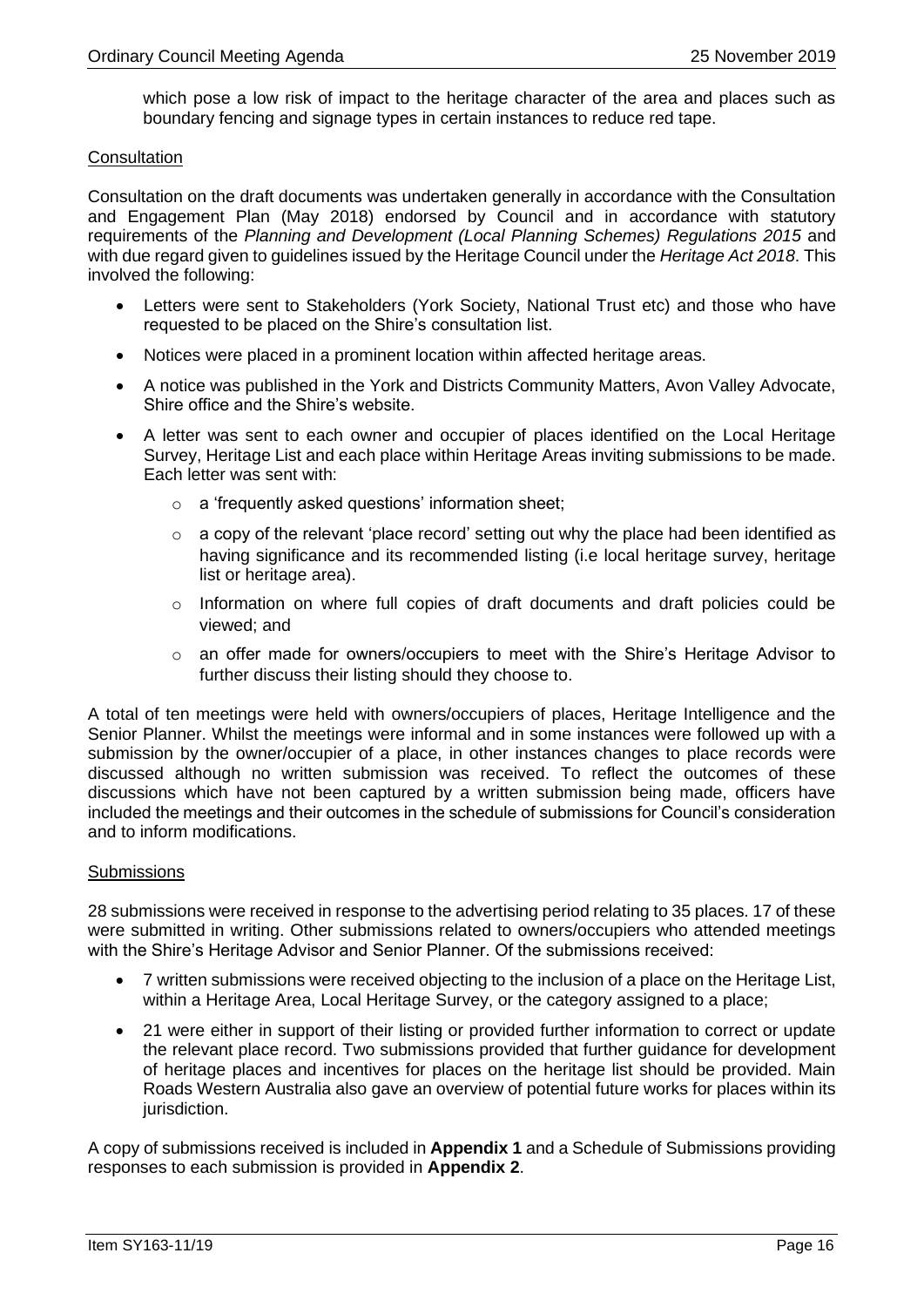which pose a low risk of impact to the heritage character of the area and places such as boundary fencing and signage types in certain instances to reduce red tape.

<u>Consultation</u>

Consultation on the draft documents was undertaken generally in accordance with the Consultation and Engagement Plan (May 2018) endorsed by Council and in accordance with statutory requirements of the *Planning and Development (Local Planning Schemes) Regulations 2015* and with due regard given to guidelines issued by the Heritage Council under the *Heritage Act 2018*. This involved the following:

- Letters were sent to Stakeholders (York Society, National Trust etc) and those who have requested to be placed on the Shire's consultation list.
- Notices were placed in a prominent location within affected heritage areas.
- A notice was published in the York and Districts Community Matters, Avon Valley Advocate, Shire office and the Shire's website.
- A letter was sent to each owner and occupier of places identified on the Local Heritage Survey, Heritage List and each place within Heritage Areas inviting submissions to be made. Each letter was sent with:
  - a 'frequently asked questions' information sheet;
  - a copy of the relevant 'place record' setting out why the place had been identified as having significance and its recommended listing (i.e local heritage survey, heritage list or heritage area).
  - Information on where full copies of draft documents and draft policies could be viewed; and
  - an offer made for owners/occupiers to meet with the Shire's Heritage Advisor to further discuss their listing should they choose to.

A total of ten meetings were held with owners/occupiers of places, Heritage Intelligence and the Senior Planner. Whilst the meetings were informal and in some instances were followed up with a submission by the owner/occupier of a place, in other instances changes to place records were discussed although no written submission was received. To reflect the outcomes of these discussions which have not been captured by a written submission being made, officers have included the meetings and their outcomes in the schedule of submissions for Council's consideration and to inform modifications.

<u>Submissions</u>

28 submissions were received in response to the advertising period relating to 35 places. 17 of these were submitted in writing. Other submissions related to owners/occupiers who attended meetings with the Shire's Heritage Advisor and Senior Planner. Of the submissions received:

- 7 written submissions were received objecting to the inclusion of a place on the Heritage List, within a Heritage Area, Local Heritage Survey, or the category assigned to a place;
- 21 were either in support of their listing or provided further information to correct or update the relevant place record. Two submissions provided that further guidance for development of heritage places and incentives for places on the heritage list should be provided. Main Roads Western Australia also gave an overview of potential future works for places within its jurisdiction.

A copy of submissions received is included in **Appendix 1** and a Schedule of Submissions providing responses to each submission is provided in **Appendix 2**.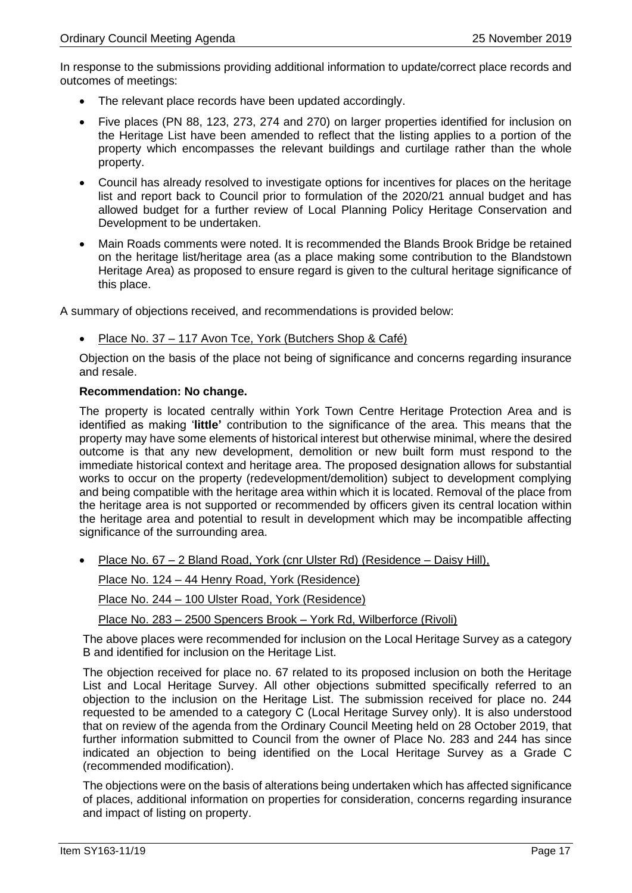In response to the submissions providing additional information to update/correct place records and outcomes of meetings:

- The relevant place records have been updated accordingly.
- Five places (PN 88, 123, 273, 274 and 270) on larger properties identified for inclusion on the Heritage List have been amended to reflect that the listing applies to a portion of the property which encompasses the relevant buildings and curtilage rather than the whole property.
- Council has already resolved to investigate options for incentives for places on the heritage list and report back to Council prior to formulation of the 2020/21 annual budget and has allowed budget for a further review of Local Planning Policy Heritage Conservation and Development to be undertaken.
- Main Roads comments were noted. It is recommended the Blands Brook Bridge be retained on the heritage list/heritage area (as a place making some contribution to the Blandstown Heritage Area) as proposed to ensure regard is given to the cultural heritage significance of this place.

A summary of objections received, and recommendations is provided below:

- <u>Place No. 37 – 117 Avon Tce, York (Butchers Shop & Café)</u>

  Objection on the basis of the place not being of significance and concerns regarding insurance and resale.

  **Recommendation: No change.**

  The property is located centrally within York Town Centre Heritage Protection Area and is identified as making '**little'** contribution to the significance of the area. This means that the property may have some elements of historical interest but otherwise minimal, where the desired outcome is that any new development, demolition or new built form must respond to the immediate historical context and heritage area. The proposed designation allows for substantial works to occur on the property (redevelopment/demolition) subject to development complying and being compatible with the heritage area within which it is located. Removal of the place from the heritage area is not supported or recommended by officers given its central location within the heritage area and potential to result in development which may be incompatible affecting significance of the surrounding area.

- <u>Place No. 67 – 2 Bland Road, York (cnr Ulster Rd) (Residence – Daisy Hill),</u>

  <u>Place No. 124 – 44 Henry Road, York (Residence)</u>

  <u>Place No. 244 – 100 Ulster Road, York (Residence)</u>

  <u>Place No. 283 – 2500 Spencers Brook – York Rd, Wilberforce (Rivoli)</u>

  The above places were recommended for inclusion on the Local Heritage Survey as a category B and identified for inclusion on the Heritage List.

  The objection received for place no. 67 related to its proposed inclusion on both the Heritage List and Local Heritage Survey. All other objections submitted specifically referred to an objection to the inclusion on the Heritage List. The submission received for place no. 244 requested to be amended to a category C (Local Heritage Survey only). It is also understood that on review of the agenda from the Ordinary Council Meeting held on 28 October 2019, that further information submitted to Council from the owner of Place No. 283 and 244 has since indicated an objection to being identified on the Local Heritage Survey as a Grade C (recommended modification).

  The objections were on the basis of alterations being undertaken which has affected significance of places, additional information on properties for consideration, concerns regarding insurance and impact of listing on property.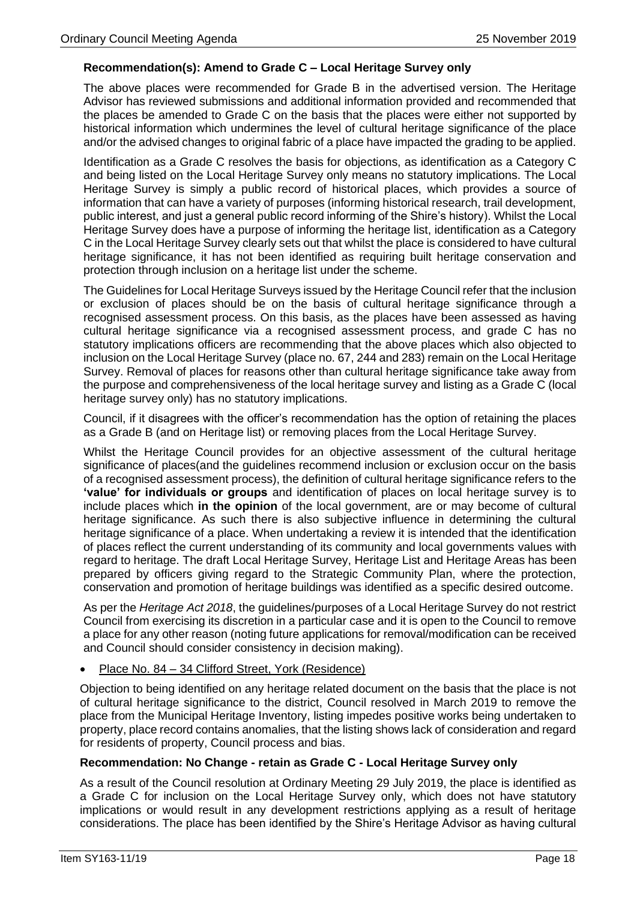**Recommendation(s): Amend to Grade C – Local Heritage Survey only**

The above places were recommended for Grade B in the advertised version. The Heritage Advisor has reviewed submissions and additional information provided and recommended that the places be amended to Grade C on the basis that the places were either not supported by historical information which undermines the level of cultural heritage significance of the place and/or the advised changes to original fabric of a place have impacted the grading to be applied.

Identification as a Grade C resolves the basis for objections, as identification as a Category C and being listed on the Local Heritage Survey only means no statutory implications. The Local Heritage Survey is simply a public record of historical places, which provides a source of information that can have a variety of purposes (informing historical research, trail development, public interest, and just a general public record informing of the Shire's history). Whilst the Local Heritage Survey does have a purpose of informing the heritage list, identification as a Category C in the Local Heritage Survey clearly sets out that whilst the place is considered to have cultural heritage significance, it has not been identified as requiring built heritage conservation and protection through inclusion on a heritage list under the scheme.

The Guidelines for Local Heritage Surveys issued by the Heritage Council refer that the inclusion or exclusion of places should be on the basis of cultural heritage significance through a recognised assessment process. On this basis, as the places have been assessed as having cultural heritage significance via a recognised assessment process, and grade C has no statutory implications officers are recommending that the above places which also objected to inclusion on the Local Heritage Survey (place no. 67, 244 and 283) remain on the Local Heritage Survey. Removal of places for reasons other than cultural heritage significance take away from the purpose and comprehensiveness of the local heritage survey and listing as a Grade C (local heritage survey only) has no statutory implications.

Council, if it disagrees with the officer's recommendation has the option of retaining the places as a Grade B (and on Heritage list) or removing places from the Local Heritage Survey.

Whilst the Heritage Council provides for an objective assessment of the cultural heritage significance of places(and the guidelines recommend inclusion or exclusion occur on the basis of a recognised assessment process), the definition of cultural heritage significance refers to the **'value' for individuals or groups** and identification of places on local heritage survey is to include places which **in the opinion** of the local government, are or may become of cultural heritage significance. As such there is also subjective influence in determining the cultural heritage significance of a place. When undertaking a review it is intended that the identification of places reflect the current understanding of its community and local governments values with regard to heritage. The draft Local Heritage Survey, Heritage List and Heritage Areas has been prepared by officers giving regard to the Strategic Community Plan, where the protection, conservation and promotion of heritage buildings was identified as a specific desired outcome.

As per the *Heritage Act 2018*, the guidelines/purposes of a Local Heritage Survey do not restrict Council from exercising its discretion in a particular case and it is open to the Council to remove a place for any other reason (noting future applications for removal/modification can be received and Council should consider consistency in decision making).

- Place No. 84 – 34 Clifford Street, York (Residence)

Objection to being identified on any heritage related document on the basis that the place is not of cultural heritage significance to the district, Council resolved in March 2019 to remove the place from the Municipal Heritage Inventory, listing impedes positive works being undertaken to property, place record contains anomalies, that the listing shows lack of consideration and regard for residents of property, Council process and bias.

**Recommendation: No Change - retain as Grade C - Local Heritage Survey only**

As a result of the Council resolution at Ordinary Meeting 29 July 2019, the place is identified as a Grade C for inclusion on the Local Heritage Survey only, which does not have statutory implications or would result in any development restrictions applying as a result of heritage considerations. The place has been identified by the Shire's Heritage Advisor as having cultural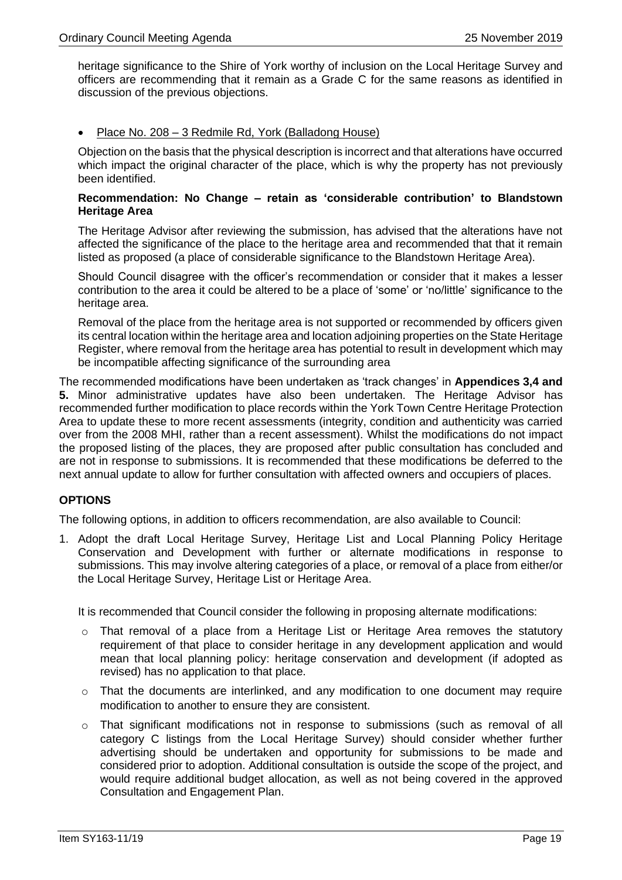heritage significance to the Shire of York worthy of inclusion on the Local Heritage Survey and officers are recommending that it remain as a Grade C for the same reasons as identified in discussion of the previous objections.

- Place No. 208 – 3 Redmile Rd, York (Balladong House)

  Objection on the basis that the physical description is incorrect and that alterations have occurred which impact the original character of the place, which is why the property has not previously been identified.

  **Recommendation: No Change – retain as 'considerable contribution' to Blandstown Heritage Area**

  The Heritage Advisor after reviewing the submission, has advised that the alterations have not affected the significance of the place to the heritage area and recommended that that it remain listed as proposed (a place of considerable significance to the Blandstown Heritage Area).

  Should Council disagree with the officer's recommendation or consider that it makes a lesser contribution to the area it could be altered to be a place of 'some' or 'no/little' significance to the heritage area.

  Removal of the place from the heritage area is not supported or recommended by officers given its central location within the heritage area and location adjoining properties on the State Heritage Register, where removal from the heritage area has potential to result in development which may be incompatible affecting significance of the surrounding area

The recommended modifications have been undertaken as 'track changes' in **Appendices 3,4 and 5.** Minor administrative updates have also been undertaken. The Heritage Advisor has recommended further modification to place records within the York Town Centre Heritage Protection Area to update these to more recent assessments (integrity, condition and authenticity was carried over from the 2008 MHI, rather than a recent assessment). Whilst the modifications do not impact the proposed listing of the places, they are proposed after public consultation has concluded and are not in response to submissions. It is recommended that these modifications be deferred to the next annual update to allow for further consultation with affected owners and occupiers of places.

## OPTIONS

The following options, in addition to officers recommendation, are also available to Council:

1. Adopt the draft Local Heritage Survey, Heritage List and Local Planning Policy Heritage Conservation and Development with further or alternate modifications in response to submissions. This may involve altering categories of a place, or removal of a place from either/or the Local Heritage Survey, Heritage List or Heritage Area.

   It is recommended that Council consider the following in proposing alternate modifications:

   - That removal of a place from a Heritage List or Heritage Area removes the statutory requirement of that place to consider heritage in any development application and would mean that local planning policy: heritage conservation and development (if adopted as revised) has no application to that place.
   - That the documents are interlinked, and any modification to one document may require modification to another to ensure they are consistent.
   - That significant modifications not in response to submissions (such as removal of all category C listings from the Local Heritage Survey) should consider whether further advertising should be undertaken and opportunity for submissions to be made and considered prior to adoption. Additional consultation is outside the scope of the project, and would require additional budget allocation, as well as not being covered in the approved Consultation and Engagement Plan.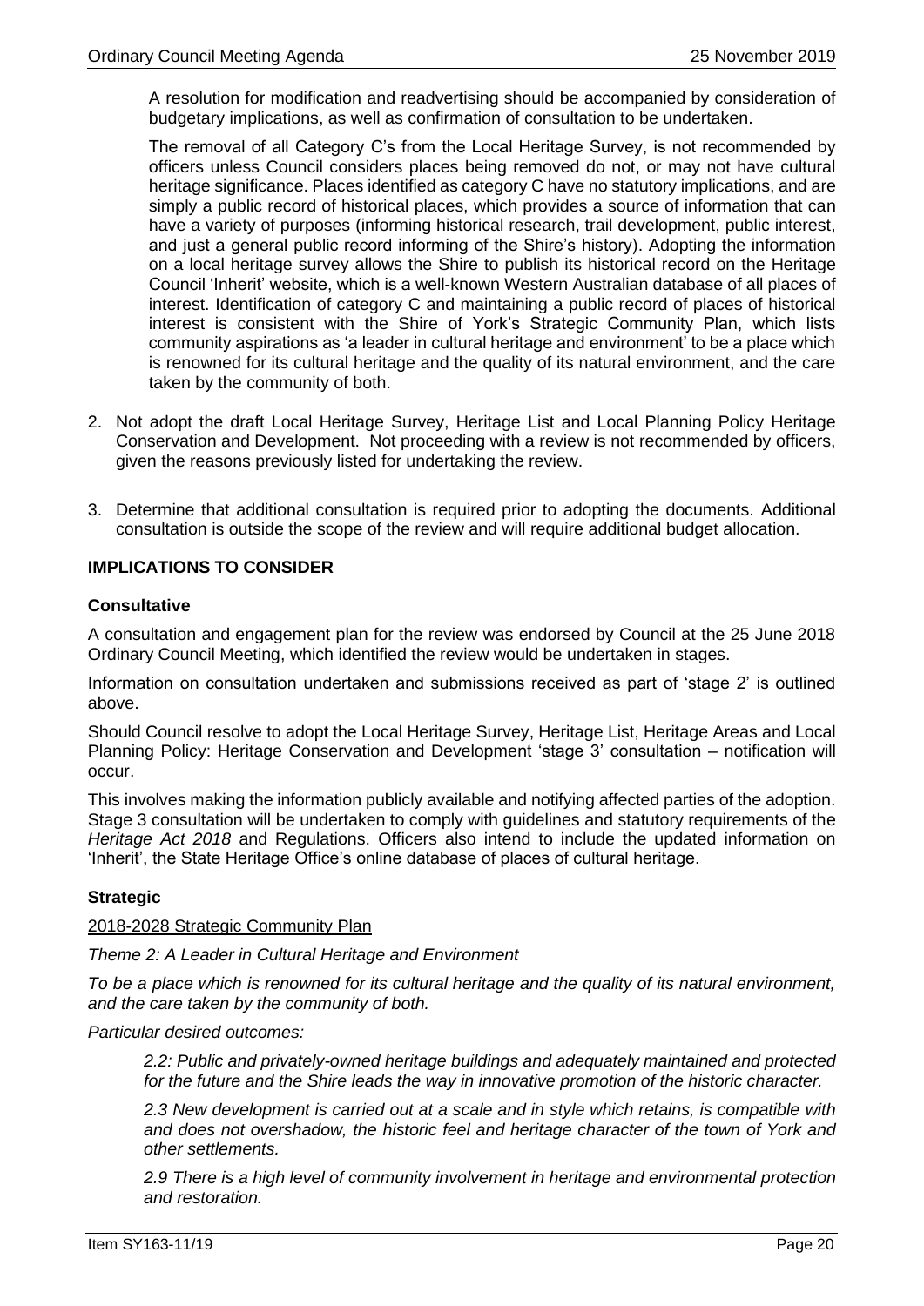A resolution for modification and readvertising should be accompanied by consideration of budgetary implications, as well as confirmation of consultation to be undertaken.

The removal of all Category C's from the Local Heritage Survey, is not recommended by officers unless Council considers places being removed do not, or may not have cultural heritage significance. Places identified as category C have no statutory implications, and are simply a public record of historical places, which provides a source of information that can have a variety of purposes (informing historical research, trail development, public interest, and just a general public record informing of the Shire's history). Adopting the information on a local heritage survey allows the Shire to publish its historical record on the Heritage Council 'Inherit' website, which is a well-known Western Australian database of all places of interest. Identification of category C and maintaining a public record of places of historical interest is consistent with the Shire of York's Strategic Community Plan, which lists community aspirations as 'a leader in cultural heritage and environment' to be a place which is renowned for its cultural heritage and the quality of its natural environment, and the care taken by the community of both.

2. Not adopt the draft Local Heritage Survey, Heritage List and Local Planning Policy Heritage Conservation and Development. Not proceeding with a review is not recommended by officers, given the reasons previously listed for undertaking the review.

3. Determine that additional consultation is required prior to adopting the documents. Additional consultation is outside the scope of the review and will require additional budget allocation.

## IMPLICATIONS TO CONSIDER

### Consultative

A consultation and engagement plan for the review was endorsed by Council at the 25 June 2018 Ordinary Council Meeting, which identified the review would be undertaken in stages.

Information on consultation undertaken and submissions received as part of 'stage 2' is outlined above.

Should Council resolve to adopt the Local Heritage Survey, Heritage List, Heritage Areas and Local Planning Policy: Heritage Conservation and Development 'stage 3' consultation – notification will occur.

This involves making the information publicly available and notifying affected parties of the adoption. Stage 3 consultation will be undertaken to comply with guidelines and statutory requirements of the *Heritage Act 2018* and Regulations. Officers also intend to include the updated information on 'Inherit', the State Heritage Office's online database of places of cultural heritage.

### Strategic

2018-2028 Strategic Community Plan

*Theme 2: A Leader in Cultural Heritage and Environment*

*To be a place which is renowned for its cultural heritage and the quality of its natural environment, and the care taken by the community of both.*

*Particular desired outcomes:*

> *2.2: Public and privately-owned heritage buildings and adequately maintained and protected for the future and the Shire leads the way in innovative promotion of the historic character.*
>
> *2.3 New development is carried out at a scale and in style which retains, is compatible with and does not overshadow, the historic feel and heritage character of the town of York and other settlements.*
>
> *2.9 There is a high level of community involvement in heritage and environmental protection and restoration.*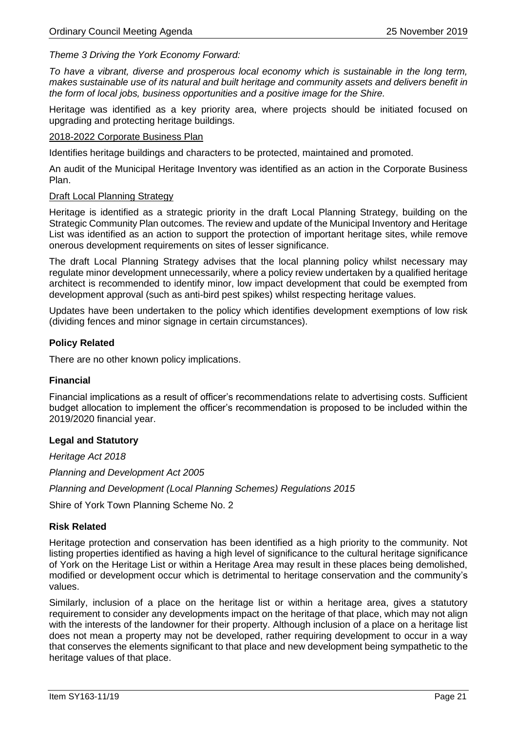*Theme 3 Driving the York Economy Forward:*

*To have a vibrant, diverse and prosperous local economy which is sustainable in the long term, makes sustainable use of its natural and built heritage and community assets and delivers benefit in the form of local jobs, business opportunities and a positive image for the Shire.*

Heritage was identified as a key priority area, where projects should be initiated focused on upgrading and protecting heritage buildings.

<u>2018-2022 Corporate Business Plan</u>

Identifies heritage buildings and characters to be protected, maintained and promoted.

An audit of the Municipal Heritage Inventory was identified as an action in the Corporate Business Plan.

<u>Draft Local Planning Strategy</u>

Heritage is identified as a strategic priority in the draft Local Planning Strategy, building on the Strategic Community Plan outcomes. The review and update of the Municipal Inventory and Heritage List was identified as an action to support the protection of important heritage sites, while remove onerous development requirements on sites of lesser significance.

The draft Local Planning Strategy advises that the local planning policy whilst necessary may regulate minor development unnecessarily, where a policy review undertaken by a qualified heritage architect is recommended to identify minor, low impact development that could be exempted from development approval (such as anti-bird pest spikes) whilst respecting heritage values.

Updates have been undertaken to the policy which identifies development exemptions of low risk (dividing fences and minor signage in certain circumstances).

**Policy Related**

There are no other known policy implications.

**Financial**

Financial implications as a result of officer's recommendations relate to advertising costs. Sufficient budget allocation to implement the officer's recommendation is proposed to be included within the 2019/2020 financial year.

**Legal and Statutory**

*Heritage Act 2018*

*Planning and Development Act 2005*

*Planning and Development (Local Planning Schemes) Regulations 2015*

Shire of York Town Planning Scheme No. 2

**Risk Related**

Heritage protection and conservation has been identified as a high priority to the community. Not listing properties identified as having a high level of significance to the cultural heritage significance of York on the Heritage List or within a Heritage Area may result in these places being demolished, modified or development occur which is detrimental to heritage conservation and the community's values.

Similarly, inclusion of a place on the heritage list or within a heritage area, gives a statutory requirement to consider any developments impact on the heritage of that place, which may not align with the interests of the landowner for their property. Although inclusion of a place on a heritage list does not mean a property may not be developed, rather requiring development to occur in a way that conserves the elements significant to that place and new development being sympathetic to the heritage values of that place.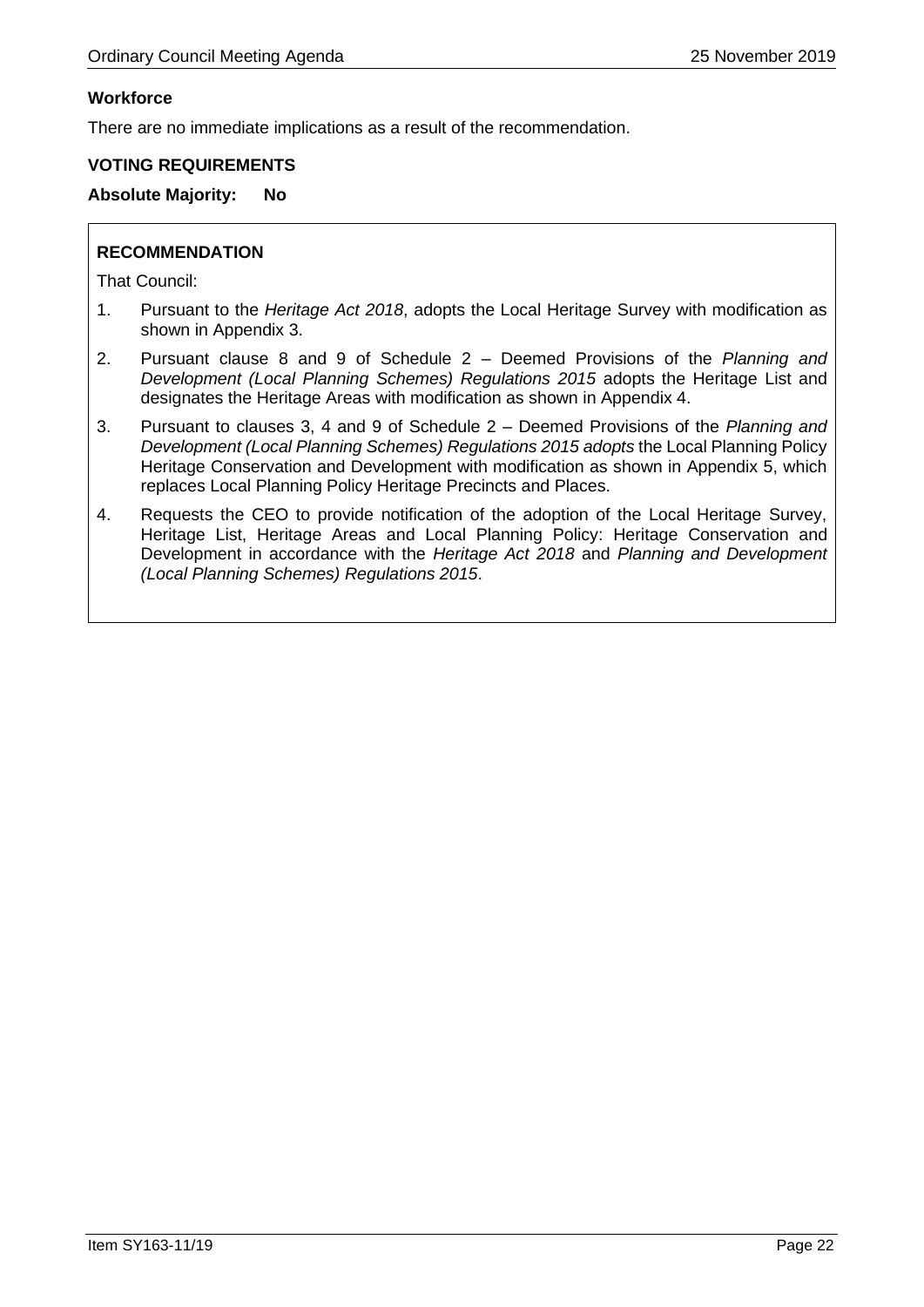**Workforce**

There are no immediate implications as a result of the recommendation.

**VOTING REQUIREMENTS**

**Absolute Majority: No**

**RECOMMENDATION**

That Council:

1. Pursuant to the *Heritage Act 2018*, adopts the Local Heritage Survey with modification as shown in Appendix 3.
2. Pursuant clause 8 and 9 of Schedule 2 – Deemed Provisions of the *Planning and Development (Local Planning Schemes) Regulations 2015* adopts the Heritage List and designates the Heritage Areas with modification as shown in Appendix 4.
3. Pursuant to clauses 3, 4 and 9 of Schedule 2 – Deemed Provisions of the *Planning and Development (Local Planning Schemes) Regulations 2015 adopts* the Local Planning Policy Heritage Conservation and Development with modification as shown in Appendix 5, which replaces Local Planning Policy Heritage Precincts and Places.
4. Requests the CEO to provide notification of the adoption of the Local Heritage Survey, Heritage List, Heritage Areas and Local Planning Policy: Heritage Conservation and Development in accordance with the *Heritage Act 2018* and *Planning and Development (Local Planning Schemes) Regulations 2015*.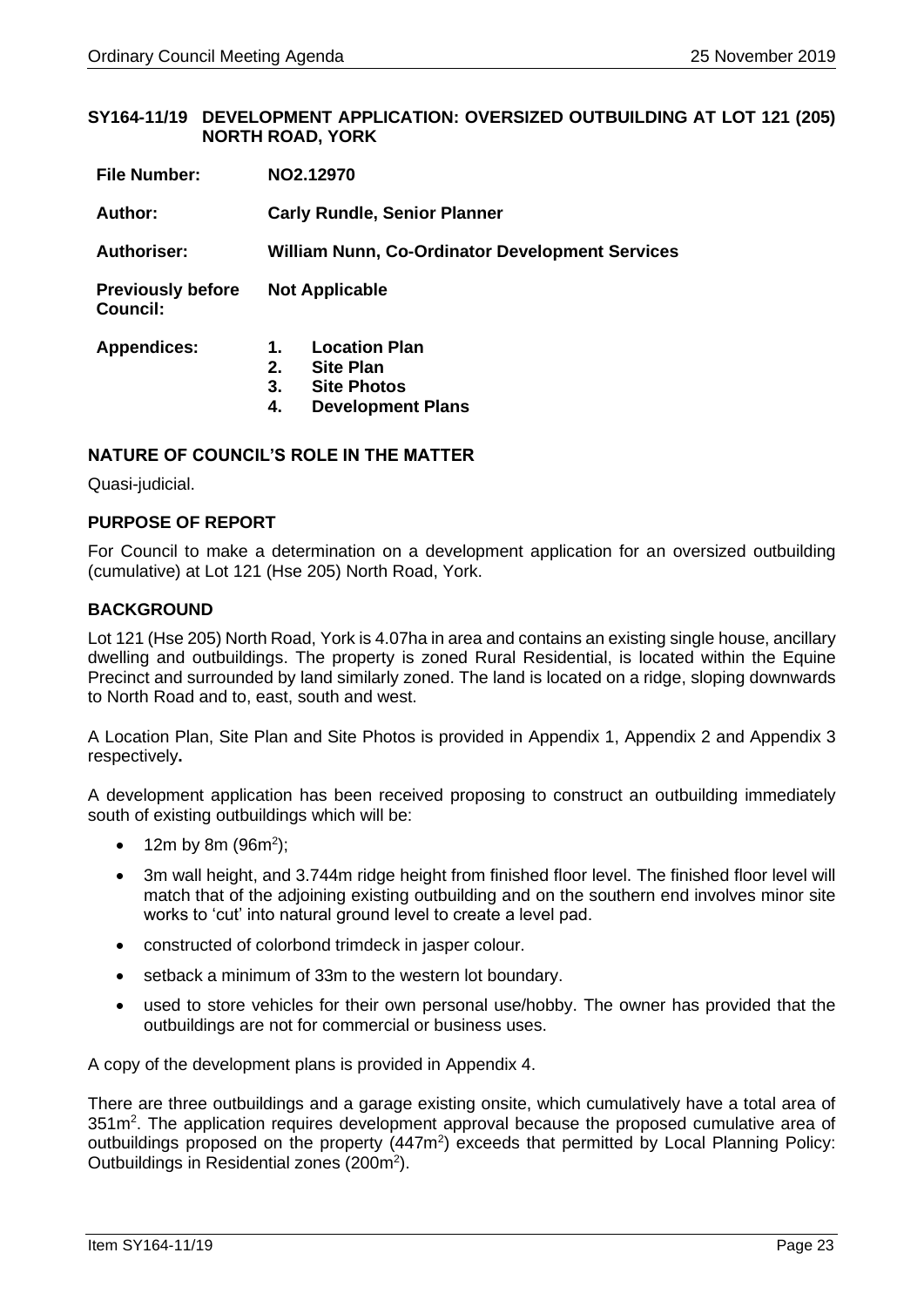## SY164-11/19 DEVELOPMENT APPLICATION: OVERSIZED OUTBUILDING AT LOT 121 (205) NORTH ROAD, YORK

| | |
|---|---|
| **File Number:** | **NO2.12970** |
| **Author:** | **Carly Rundle, Senior Planner** |
| **Authoriser:** | **William Nunn, Co-Ordinator Development Services** |
| **Previously before Council:** | **Not Applicable** |
| **Appendices:** | **1. Location Plan**<br>**2. Site Plan**<br>**3. Site Photos**<br>**4. Development Plans** |

### NATURE OF COUNCIL'S ROLE IN THE MATTER

Quasi-judicial.

### PURPOSE OF REPORT

For Council to make a determination on a development application for an oversized outbuilding (cumulative) at Lot 121 (Hse 205) North Road, York.

### BACKGROUND

Lot 121 (Hse 205) North Road, York is 4.07ha in area and contains an existing single house, ancillary dwelling and outbuildings. The property is zoned Rural Residential, is located within the Equine Precinct and surrounded by land similarly zoned. The land is located on a ridge, sloping downwards to North Road and to, east, south and west.

A Location Plan, Site Plan and Site Photos is provided in Appendix 1, Appendix 2 and Appendix 3 respectively**.**

A development application has been received proposing to construct an outbuilding immediately south of existing outbuildings which will be:

- 12m by 8m (96m$^2$);
- 3m wall height, and 3.744m ridge height from finished floor level. The finished floor level will match that of the adjoining existing outbuilding and on the southern end involves minor site works to 'cut' into natural ground level to create a level pad.
- constructed of colorbond trimdeck in jasper colour.
- setback a minimum of 33m to the western lot boundary.
- used to store vehicles for their own personal use/hobby. The owner has provided that the outbuildings are not for commercial or business uses.

A copy of the development plans is provided in Appendix 4.

There are three outbuildings and a garage existing onsite, which cumulatively have a total area of 351m$^2$. The application requires development approval because the proposed cumulative area of outbuildings proposed on the property (447m$^2$) exceeds that permitted by Local Planning Policy: Outbuildings in Residential zones (200m$^2$).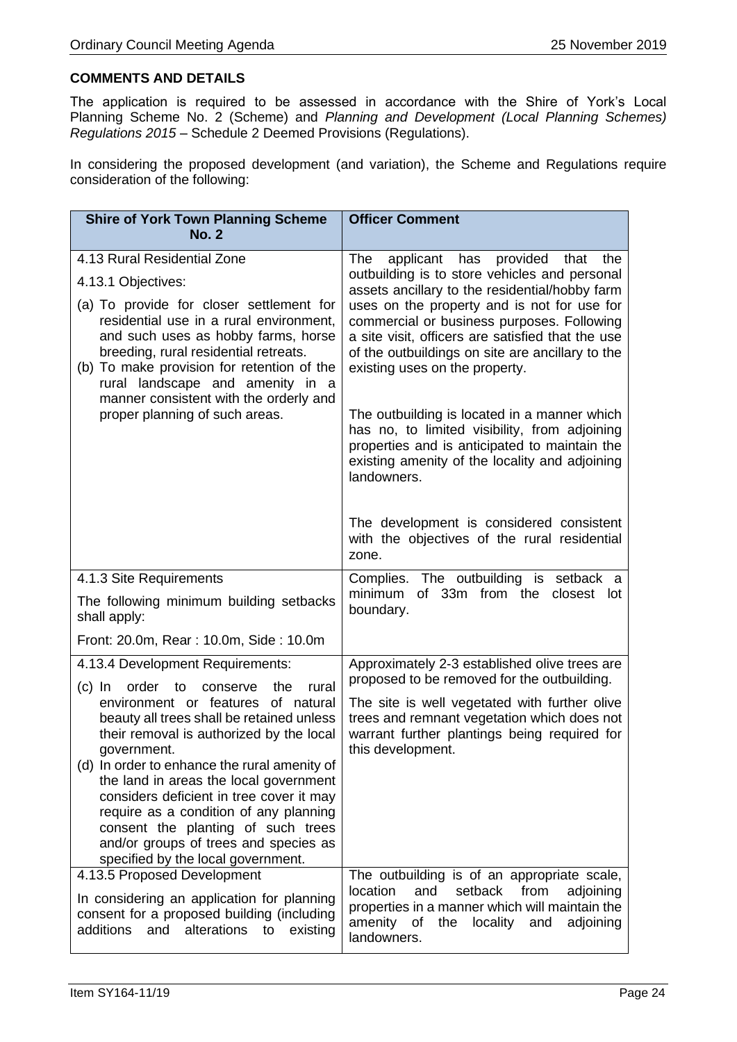**COMMENTS AND DETAILS**

The application is required to be assessed in accordance with the Shire of York's Local Planning Scheme No. 2 (Scheme) and *Planning and Development (Local Planning Schemes) Regulations 2015* – Schedule 2 Deemed Provisions (Regulations).

In considering the proposed development (and variation), the Scheme and Regulations require consideration of the following:

| Shire of York Town Planning Scheme No. 2 | Officer Comment |
|---|---|
| 4.13 Rural Residential Zone<br><br>4.13.1 Objectives:<br><br>(a) To provide for closer settlement for residential use in a rural environment, and such uses as hobby farms, horse breeding, rural residential retreats.<br>(b) To make provision for retention of the rural landscape and amenity in a manner consistent with the orderly and proper planning of such areas. | The applicant has provided that the outbuilding is to store vehicles and personal assets ancillary to the residential/hobby farm uses on the property and is not for use for commercial or business purposes. Following a site visit, officers are satisfied that the use of the outbuildings on site are ancillary to the existing uses on the property.<br><br>The outbuilding is located in a manner which has no, to limited visibility, from adjoining properties and is anticipated to maintain the existing amenity of the locality and adjoining landowners.<br><br>The development is considered consistent with the objectives of the rural residential zone. |
| 4.1.3 Site Requirements<br><br>The following minimum building setbacks shall apply:<br><br>Front: 20.0m, Rear : 10.0m, Side : 10.0m | Complies. The outbuilding is setback a minimum of 33m from the closest lot boundary. |
| 4.13.4 Development Requirements:<br><br>(c) In order to conserve the rural environment or features of natural beauty all trees shall be retained unless their removal is authorized by the local government.<br>(d) In order to enhance the rural amenity of the land in areas the local government considers deficient in tree cover it may require as a condition of any planning consent the planting of such trees and/or groups of trees and species as specified by the local government. | Approximately 2-3 established olive trees are proposed to be removed for the outbuilding.<br><br>The site is well vegetated with further olive trees and remnant vegetation which does not warrant further plantings being required for this development. |
| 4.13.5 Proposed Development<br><br>In considering an application for planning consent for a proposed building (including additions and alterations to existing | The outbuilding is of an appropriate scale, location and setback from adjoining properties in a manner which will maintain the amenity of the locality and adjoining landowners. |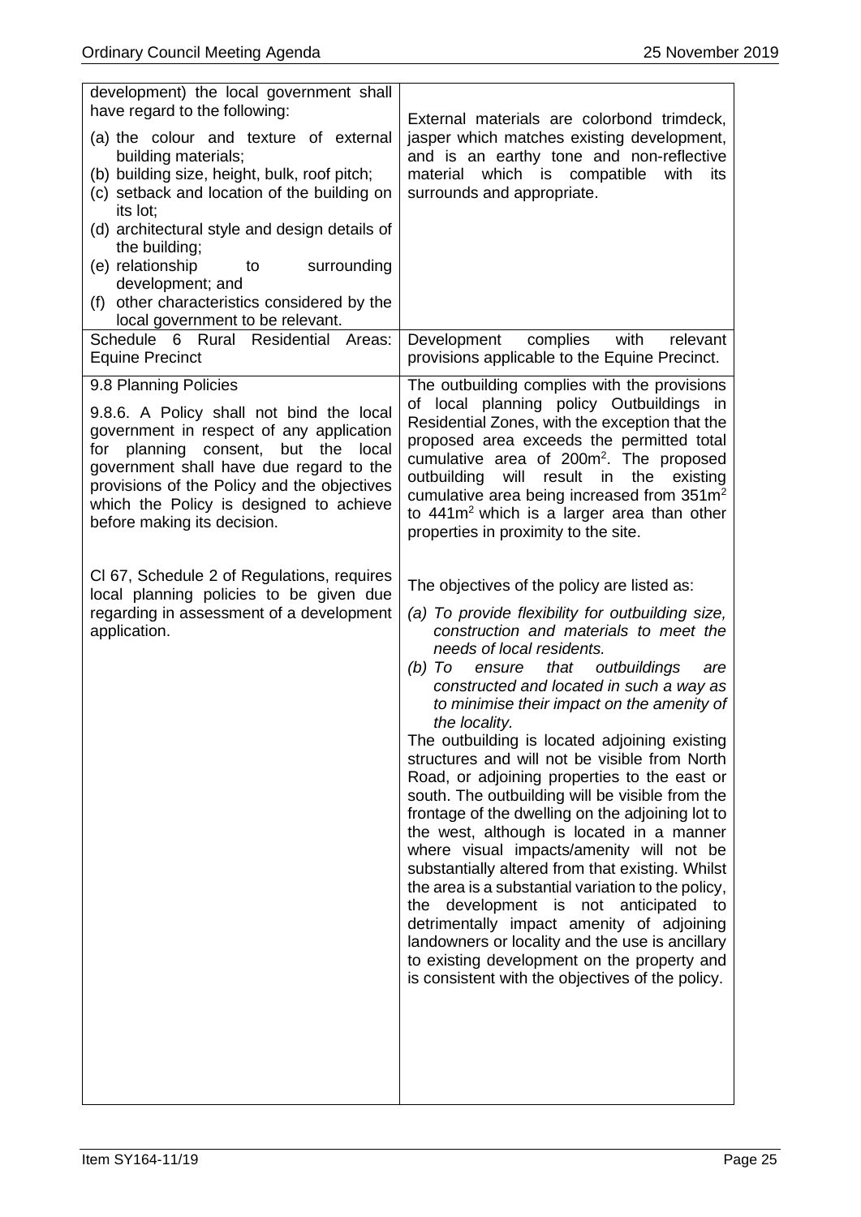| | |
|---|---|
| development) the local government shall have regard to the following:<br>(a) the colour and texture of external building materials;<br>(b) building size, height, bulk, roof pitch;<br>(c) setback and location of the building on its lot;<br>(d) architectural style and design details of the building;<br>(e) relationship to surrounding development; and<br>(f) other characteristics considered by the local government to be relevant. | External materials are colorbond trimdeck, jasper which matches existing development, and is an earthy tone and non-reflective material which is compatible with its surrounds and appropriate. |
| Schedule 6 Rural Residential Areas: Equine Precinct | Development complies with relevant provisions applicable to the Equine Precinct. |
| 9.8 Planning Policies<br><br>9.8.6. A Policy shall not bind the local government in respect of any application for planning consent, but the local government shall have due regard to the provisions of the Policy and the objectives which the Policy is designed to achieve before making its decision.<br><br>Cl 67, Schedule 2 of Regulations, requires local planning policies to be given due regarding in assessment of a development application. | The outbuilding complies with the provisions of local planning policy Outbuildings in Residential Zones, with the exception that the proposed area exceeds the permitted total cumulative area of 200m$^2$. The proposed outbuilding will result in the existing cumulative area being increased from 351m$^2$ to 441m$^2$ which is a larger area than other properties in proximity to the site.<br><br>The objectives of the policy are listed as:<br>*(a) To provide flexibility for outbuilding size, construction and materials to meet the needs of local residents.*<br>*(b) To ensure that outbuildings are constructed and located in such a way as to minimise their impact on the amenity of the locality.*<br>The outbuilding is located adjoining existing structures and will not be visible from North Road, or adjoining properties to the east or south. The outbuilding will be visible from the frontage of the dwelling on the adjoining lot to the west, although is located in a manner where visual impacts/amenity will not be substantially altered from that existing. Whilst the area is a substantial variation to the policy, the development is not anticipated to detrimentally impact amenity of adjoining landowners or locality and the use is ancillary to existing development on the property and is consistent with the objectives of the policy. |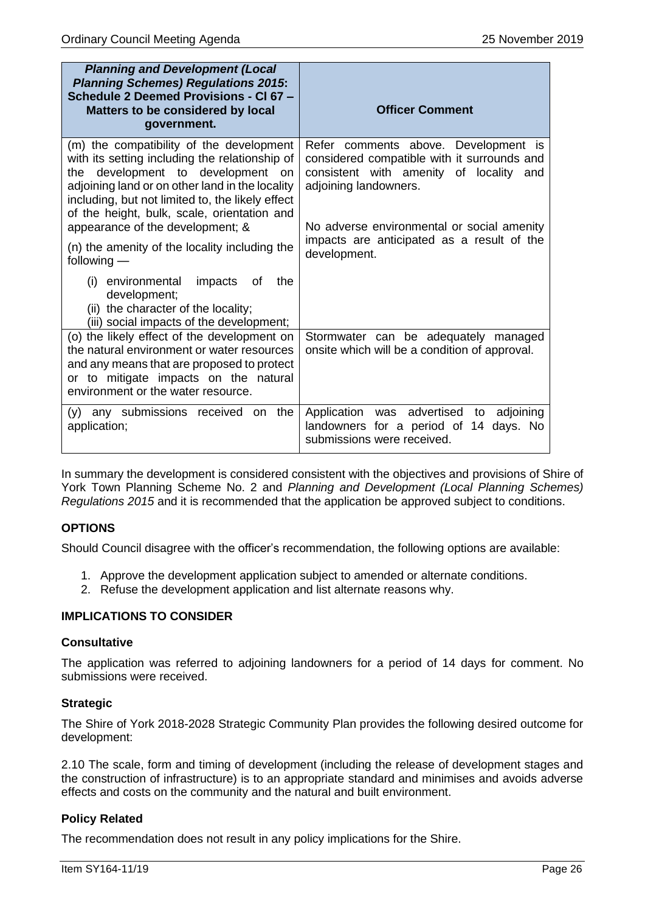| ***Planning and Development (Local Planning Schemes) Regulations 2015*: Schedule 2 Deemed Provisions - Cl 67 – Matters to be considered by local government.** | **Officer Comment** |
|---|---|
| (m) the compatibility of the development with its setting including the relationship of the development to development on adjoining land or on other land in the locality including, but not limited to, the likely effect of the height, bulk, scale, orientation and appearance of the development; &<br><br>(n) the amenity of the locality including the following —<br><br>(i) environmental impacts of the development;<br>(ii) the character of the locality;<br>(iii) social impacts of the development; | Refer comments above. Development is considered compatible with it surrounds and consistent with amenity of locality and adjoining landowners.<br><br>No adverse environmental or social amenity impacts are anticipated as a result of the development. |
| (o) the likely effect of the development on the natural environment or water resources and any means that are proposed to protect or to mitigate impacts on the natural environment or the water resource. | Stormwater can be adequately managed onsite which will be a condition of approval. |
| (y) any submissions received on the application; | Application was advertised to adjoining landowners for a period of 14 days. No submissions were received. |

In summary the development is considered consistent with the objectives and provisions of Shire of York Town Planning Scheme No. 2 and *Planning and Development (Local Planning Schemes) Regulations 2015* and it is recommended that the application be approved subject to conditions.

## OPTIONS

Should Council disagree with the officer's recommendation, the following options are available:

1. Approve the development application subject to amended or alternate conditions.
2. Refuse the development application and list alternate reasons why.

## IMPLICATIONS TO CONSIDER

### Consultative

The application was referred to adjoining landowners for a period of 14 days for comment. No submissions were received.

### Strategic

The Shire of York 2018-2028 Strategic Community Plan provides the following desired outcome for development:

2.10 The scale, form and timing of development (including the release of development stages and the construction of infrastructure) is to an appropriate standard and minimises and avoids adverse effects and costs on the community and the natural and built environment.

### Policy Related

The recommendation does not result in any policy implications for the Shire.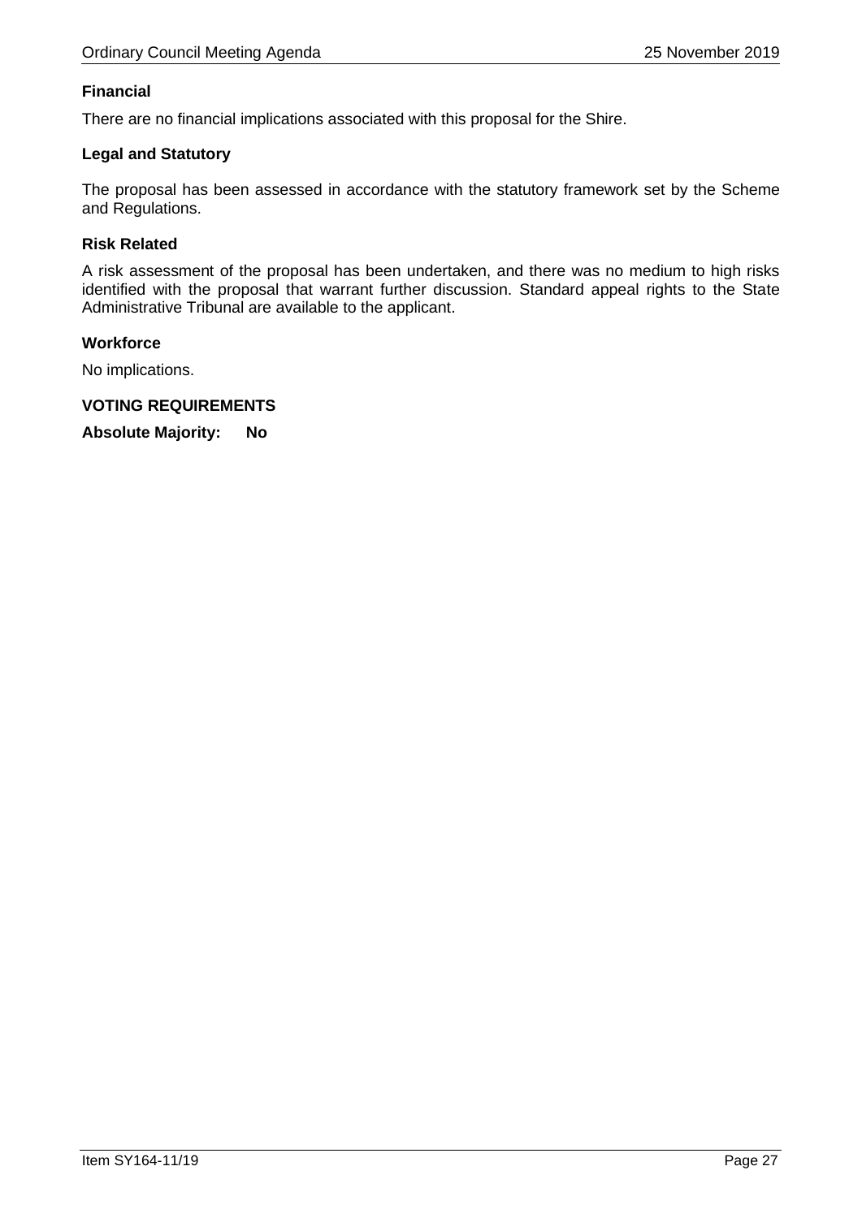**Financial**

There are no financial implications associated with this proposal for the Shire.

**Legal and Statutory**

The proposal has been assessed in accordance with the statutory framework set by the Scheme and Regulations.

**Risk Related**

A risk assessment of the proposal has been undertaken, and there was no medium to high risks identified with the proposal that warrant further discussion. Standard appeal rights to the State Administrative Tribunal are available to the applicant.

**Workforce**

No implications.

**VOTING REQUIREMENTS**

**Absolute Majority: No**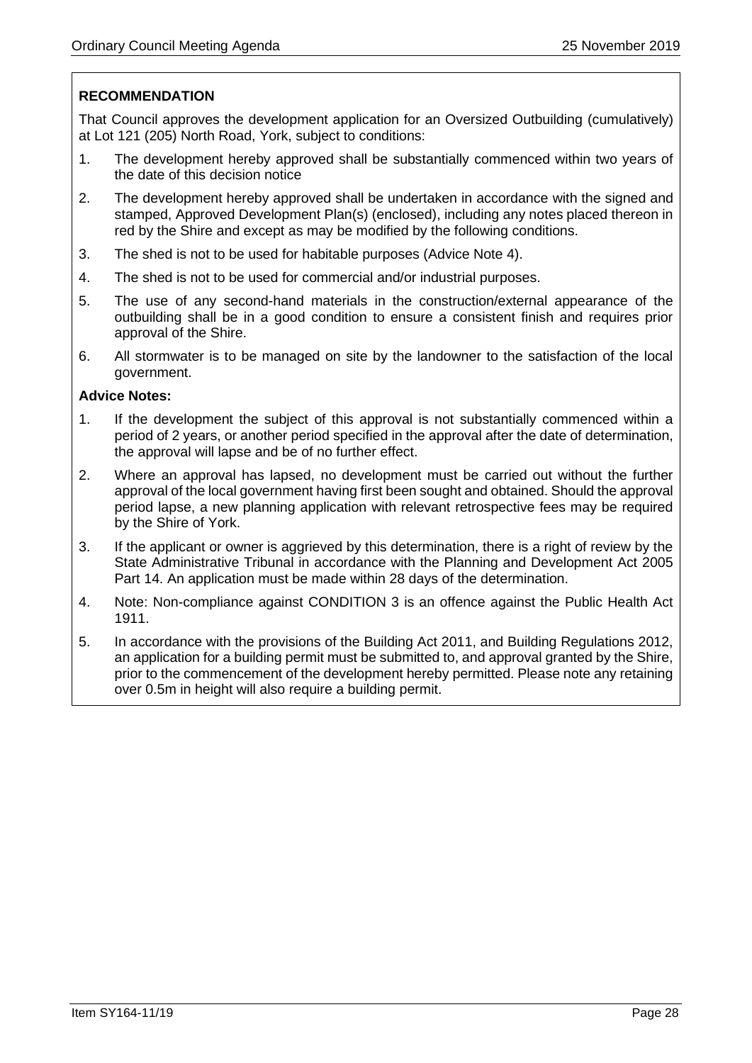**RECOMMENDATION**

That Council approves the development application for an Oversized Outbuilding (cumulatively) at Lot 121 (205) North Road, York, subject to conditions:

1. The development hereby approved shall be substantially commenced within two years of the date of this decision notice
2. The development hereby approved shall be undertaken in accordance with the signed and stamped, Approved Development Plan(s) (enclosed), including any notes placed thereon in red by the Shire and except as may be modified by the following conditions.
3. The shed is not to be used for habitable purposes (Advice Note 4).
4. The shed is not to be used for commercial and/or industrial purposes.
5. The use of any second-hand materials in the construction/external appearance of the outbuilding shall be in a good condition to ensure a consistent finish and requires prior approval of the Shire.
6. All stormwater is to be managed on site by the landowner to the satisfaction of the local government.

**Advice Notes:**

1. If the development the subject of this approval is not substantially commenced within a period of 2 years, or another period specified in the approval after the date of determination, the approval will lapse and be of no further effect.
2. Where an approval has lapsed, no development must be carried out without the further approval of the local government having first been sought and obtained. Should the approval period lapse, a new planning application with relevant retrospective fees may be required by the Shire of York.
3. If the applicant or owner is aggrieved by this determination, there is a right of review by the State Administrative Tribunal in accordance with the Planning and Development Act 2005 Part 14. An application must be made within 28 days of the determination.
4. Note: Non-compliance against CONDITION 3 is an offence against the Public Health Act 1911.
5. In accordance with the provisions of the Building Act 2011, and Building Regulations 2012, an application for a building permit must be submitted to, and approval granted by the Shire, prior to the commencement of the development hereby permitted. Please note any retaining over 0.5m in height will also require a building permit.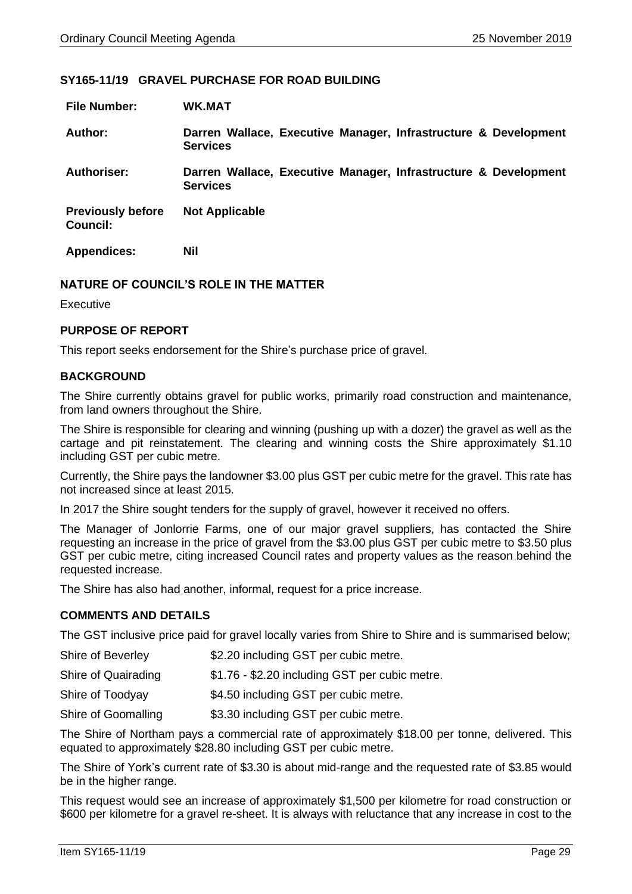## SY165-11/19 GRAVEL PURCHASE FOR ROAD BUILDING

| | |
|---|---|
| **File Number:** | **WK.MAT** |
| **Author:** | **Darren Wallace, Executive Manager, Infrastructure & Development Services** |
| **Authoriser:** | **Darren Wallace, Executive Manager, Infrastructure & Development Services** |
| **Previously before Council:** | **Not Applicable** |
| **Appendices:** | **Nil** |

### NATURE OF COUNCIL'S ROLE IN THE MATTER

Executive

### PURPOSE OF REPORT

This report seeks endorsement for the Shire's purchase price of gravel.

### BACKGROUND

The Shire currently obtains gravel for public works, primarily road construction and maintenance, from land owners throughout the Shire.

The Shire is responsible for clearing and winning (pushing up with a dozer) the gravel as well as the cartage and pit reinstatement. The clearing and winning costs the Shire approximately $1.10 including GST per cubic metre.

Currently, the Shire pays the landowner $3.00 plus GST per cubic metre for the gravel. This rate has not increased since at least 2015.

In 2017 the Shire sought tenders for the supply of gravel, however it received no offers.

The Manager of Jonlorrie Farms, one of our major gravel suppliers, has contacted the Shire requesting an increase in the price of gravel from the $3.00 plus GST per cubic metre to $3.50 plus GST per cubic metre, citing increased Council rates and property values as the reason behind the requested increase.

The Shire has also had another, informal, request for a price increase.

### COMMENTS AND DETAILS

The GST inclusive price paid for gravel locally varies from Shire to Shire and is summarised below;

| | |
|---|---|
| Shire of Beverley | $2.20 including GST per cubic metre. |
| Shire of Quairading | $1.76 - $2.20 including GST per cubic metre. |
| Shire of Toodyay | $4.50 including GST per cubic metre. |
| Shire of Goomalling | $3.30 including GST per cubic metre. |

The Shire of Northam pays a commercial rate of approximately $18.00 per tonne, delivered. This equated to approximately $28.80 including GST per cubic metre.

The Shire of York's current rate of $3.30 is about mid-range and the requested rate of $3.85 would be in the higher range.

This request would see an increase of approximately $1,500 per kilometre for road construction or $600 per kilometre for a gravel re-sheet. It is always with reluctance that any increase in cost to the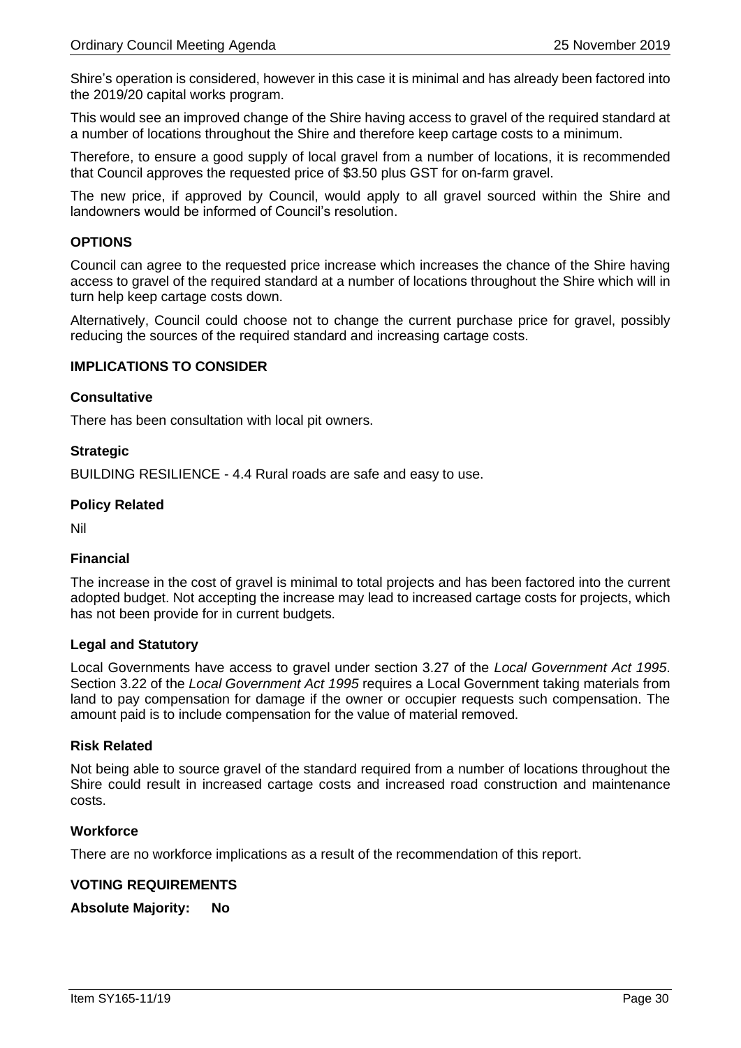Shire's operation is considered, however in this case it is minimal and has already been factored into the 2019/20 capital works program.

This would see an improved change of the Shire having access to gravel of the required standard at a number of locations throughout the Shire and therefore keep cartage costs to a minimum.

Therefore, to ensure a good supply of local gravel from a number of locations, it is recommended that Council approves the requested price of $3.50 plus GST for on-farm gravel.

The new price, if approved by Council, would apply to all gravel sourced within the Shire and landowners would be informed of Council's resolution.

**OPTIONS**

Council can agree to the requested price increase which increases the chance of the Shire having access to gravel of the required standard at a number of locations throughout the Shire which will in turn help keep cartage costs down.

Alternatively, Council could choose not to change the current purchase price for gravel, possibly reducing the sources of the required standard and increasing cartage costs.

**IMPLICATIONS TO CONSIDER**

**Consultative**

There has been consultation with local pit owners.

**Strategic**

BUILDING RESILIENCE - 4.4 Rural roads are safe and easy to use.

**Policy Related**

Nil

**Financial**

The increase in the cost of gravel is minimal to total projects and has been factored into the current adopted budget. Not accepting the increase may lead to increased cartage costs for projects, which has not been provide for in current budgets.

**Legal and Statutory**

Local Governments have access to gravel under section 3.27 of the *Local Government Act 1995*. Section 3.22 of the *Local Government Act 1995* requires a Local Government taking materials from land to pay compensation for damage if the owner or occupier requests such compensation. The amount paid is to include compensation for the value of material removed.

**Risk Related**

Not being able to source gravel of the standard required from a number of locations throughout the Shire could result in increased cartage costs and increased road construction and maintenance costs.

**Workforce**

There are no workforce implications as a result of the recommendation of this report.

**VOTING REQUIREMENTS**

**Absolute Majority: No**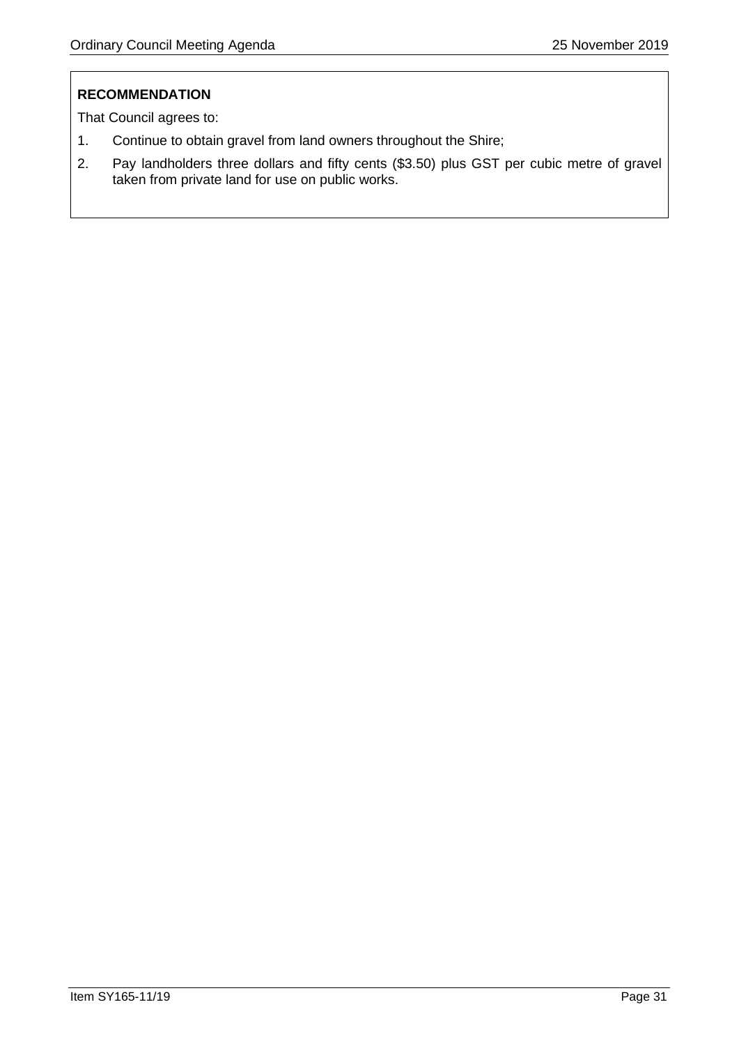**RECOMMENDATION**

That Council agrees to:

1. Continue to obtain gravel from land owners throughout the Shire;
2. Pay landholders three dollars and fifty cents ($3.50) plus GST per cubic metre of gravel taken from private land for use on public works.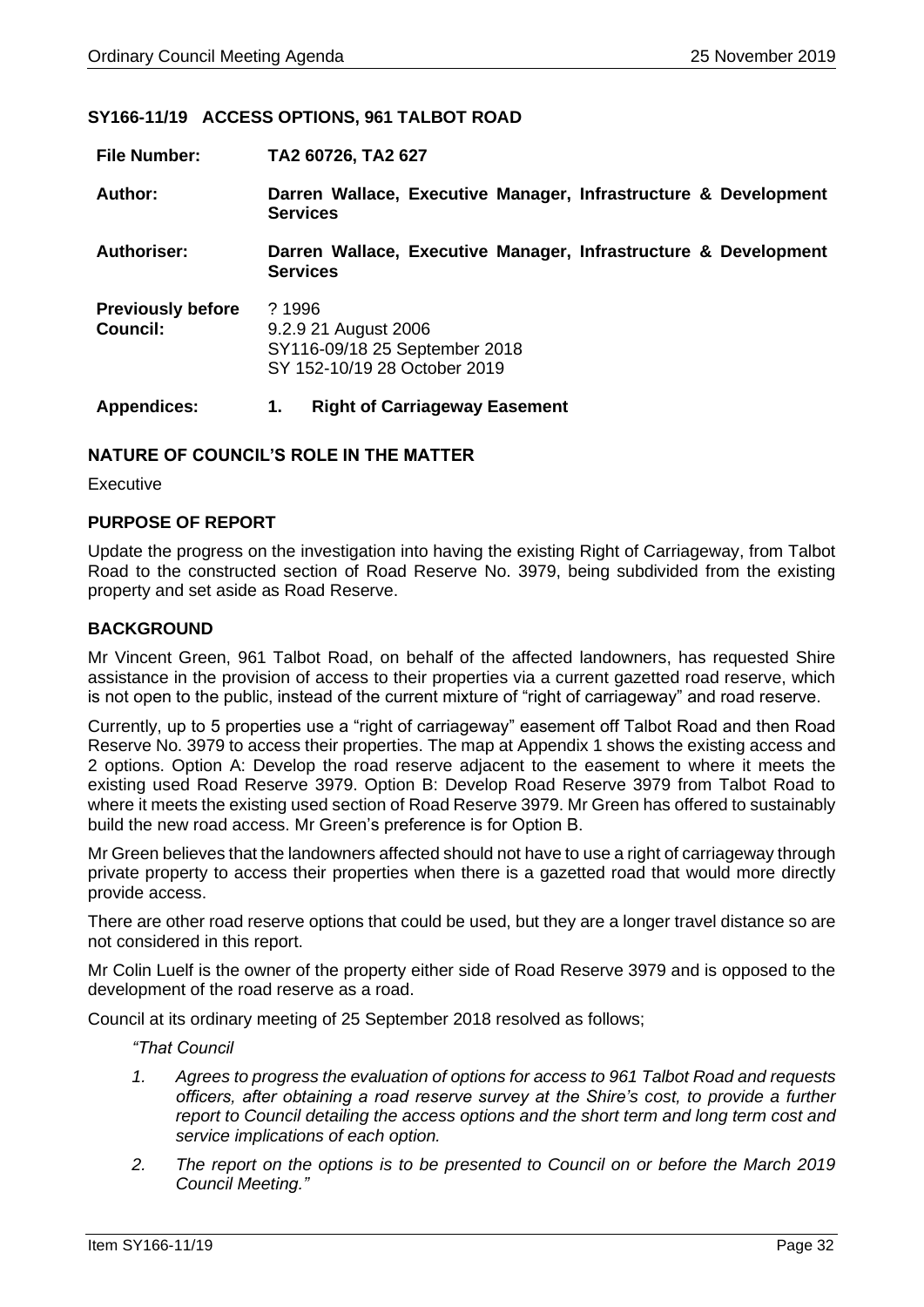## SY166-11/19 ACCESS OPTIONS, 961 TALBOT ROAD

| | |
|---|---|
| **File Number:** | **TA2 60726, TA2 627** |
| **Author:** | **Darren Wallace, Executive Manager, Infrastructure & Development Services** |
| **Authoriser:** | **Darren Wallace, Executive Manager, Infrastructure & Development Services** |
| **Previously before Council:** | ? 1996<br>9.2.9 21 August 2006<br>SY116-09/18 25 September 2018<br>SY 152-10/19 28 October 2019 |
| **Appendices:** | **1. Right of Carriageway Easement** |

### NATURE OF COUNCIL'S ROLE IN THE MATTER

Executive

### PURPOSE OF REPORT

Update the progress on the investigation into having the existing Right of Carriageway, from Talbot Road to the constructed section of Road Reserve No. 3979, being subdivided from the existing property and set aside as Road Reserve.

### BACKGROUND

Mr Vincent Green, 961 Talbot Road, on behalf of the affected landowners, has requested Shire assistance in the provision of access to their properties via a current gazetted road reserve, which is not open to the public, instead of the current mixture of "right of carriageway" and road reserve.

Currently, up to 5 properties use a "right of carriageway" easement off Talbot Road and then Road Reserve No. 3979 to access their properties. The map at Appendix 1 shows the existing access and 2 options. Option A: Develop the road reserve adjacent to the easement to where it meets the existing used Road Reserve 3979. Option B: Develop Road Reserve 3979 from Talbot Road to where it meets the existing used section of Road Reserve 3979. Mr Green has offered to sustainably build the new road access. Mr Green's preference is for Option B.

Mr Green believes that the landowners affected should not have to use a right of carriageway through private property to access their properties when there is a gazetted road that would more directly provide access.

There are other road reserve options that could be used, but they are a longer travel distance so are not considered in this report.

Mr Colin Luelf is the owner of the property either side of Road Reserve 3979 and is opposed to the development of the road reserve as a road.

Council at its ordinary meeting of 25 September 2018 resolved as follows;

*"That Council*

1. *Agrees to progress the evaluation of options for access to 961 Talbot Road and requests officers, after obtaining a road reserve survey at the Shire's cost, to provide a further report to Council detailing the access options and the short term and long term cost and service implications of each option.*
2. *The report on the options is to be presented to Council on or before the March 2019 Council Meeting."*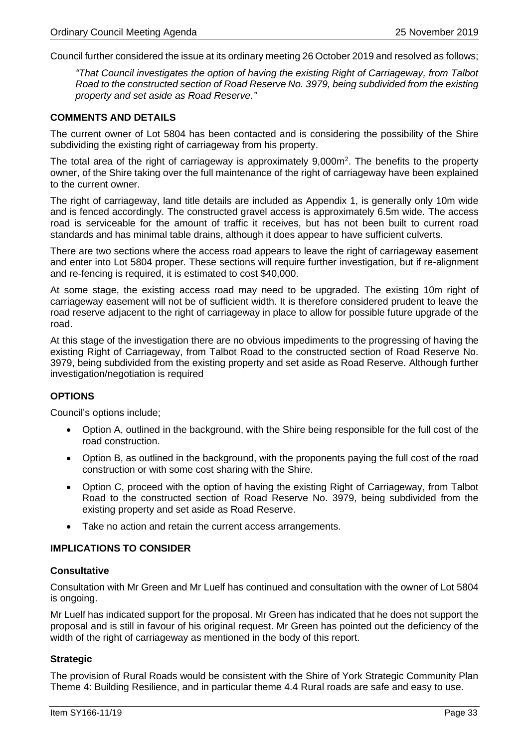Council further considered the issue at its ordinary meeting 26 October 2019 and resolved as follows;

*"That Council investigates the option of having the existing Right of Carriageway, from Talbot Road to the constructed section of Road Reserve No. 3979, being subdivided from the existing property and set aside as Road Reserve."*

### COMMENTS AND DETAILS

The current owner of Lot 5804 has been contacted and is considering the possibility of the Shire subdividing the existing right of carriageway from his property.

The total area of the right of carriageway is approximately 9,000m$^2$. The benefits to the property owner, of the Shire taking over the full maintenance of the right of carriageway have been explained to the current owner.

The right of carriageway, land title details are included as Appendix 1, is generally only 10m wide and is fenced accordingly. The constructed gravel access is approximately 6.5m wide. The access road is serviceable for the amount of traffic it receives, but has not been built to current road standards and has minimal table drains, although it does appear to have sufficient culverts.

There are two sections where the access road appears to leave the right of carriageway easement and enter into Lot 5804 proper. These sections will require further investigation, but if re-alignment and re-fencing is required, it is estimated to cost $40,000.

At some stage, the existing access road may need to be upgraded. The existing 10m right of carriageway easement will not be of sufficient width. It is therefore considered prudent to leave the road reserve adjacent to the right of carriageway in place to allow for possible future upgrade of the road.

At this stage of the investigation there are no obvious impediments to the progressing of having the existing Right of Carriageway, from Talbot Road to the constructed section of Road Reserve No. 3979, being subdivided from the existing property and set aside as Road Reserve. Although further investigation/negotiation is required

### OPTIONS

Council's options include;

- Option A, outlined in the background, with the Shire being responsible for the full cost of the road construction.
- Option B, as outlined in the background, with the proponents paying the full cost of the road construction or with some cost sharing with the Shire.
- Option C, proceed with the option of having the existing Right of Carriageway, from Talbot Road to the constructed section of Road Reserve No. 3979, being subdivided from the existing property and set aside as Road Reserve.
- Take no action and retain the current access arrangements.

### IMPLICATIONS TO CONSIDER

#### Consultative

Consultation with Mr Green and Mr Luelf has continued and consultation with the owner of Lot 5804 is ongoing.

Mr Luelf has indicated support for the proposal. Mr Green has indicated that he does not support the proposal and is still in favour of his original request. Mr Green has pointed out the deficiency of the width of the right of carriageway as mentioned in the body of this report.

#### Strategic

The provision of Rural Roads would be consistent with the Shire of York Strategic Community Plan Theme 4: Building Resilience, and in particular theme 4.4 Rural roads are safe and easy to use.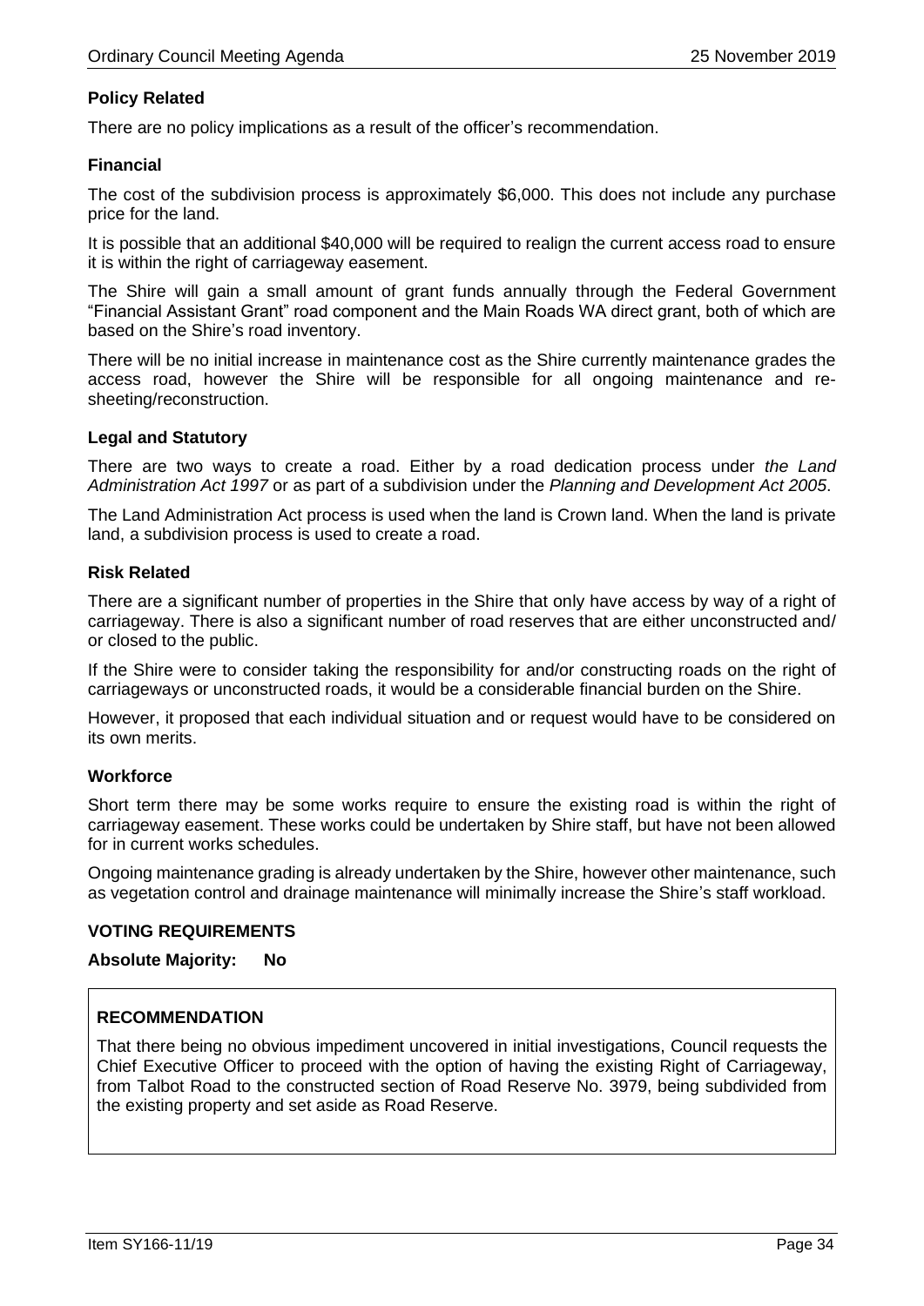**Policy Related**

There are no policy implications as a result of the officer's recommendation.

**Financial**

The cost of the subdivision process is approximately $6,000. This does not include any purchase price for the land.

It is possible that an additional $40,000 will be required to realign the current access road to ensure it is within the right of carriageway easement.

The Shire will gain a small amount of grant funds annually through the Federal Government "Financial Assistant Grant" road component and the Main Roads WA direct grant, both of which are based on the Shire's road inventory.

There will be no initial increase in maintenance cost as the Shire currently maintenance grades the access road, however the Shire will be responsible for all ongoing maintenance and re-sheeting/reconstruction.

**Legal and Statutory**

There are two ways to create a road. Either by a road dedication process under *the Land Administration Act 1997* or as part of a subdivision under the *Planning and Development Act 2005*.

The Land Administration Act process is used when the land is Crown land. When the land is private land, a subdivision process is used to create a road.

**Risk Related**

There are a significant number of properties in the Shire that only have access by way of a right of carriageway. There is also a significant number of road reserves that are either unconstructed and/ or closed to the public.

If the Shire were to consider taking the responsibility for and/or constructing roads on the right of carriageways or unconstructed roads, it would be a considerable financial burden on the Shire.

However, it proposed that each individual situation and or request would have to be considered on its own merits.

**Workforce**

Short term there may be some works require to ensure the existing road is within the right of carriageway easement. These works could be undertaken by Shire staff, but have not been allowed for in current works schedules.

Ongoing maintenance grading is already undertaken by the Shire, however other maintenance, such as vegetation control and drainage maintenance will minimally increase the Shire's staff workload.

**VOTING REQUIREMENTS**

**Absolute Majority: No**

**RECOMMENDATION**

That there being no obvious impediment uncovered in initial investigations, Council requests the Chief Executive Officer to proceed with the option of having the existing Right of Carriageway, from Talbot Road to the constructed section of Road Reserve No. 3979, being subdivided from the existing property and set aside as Road Reserve.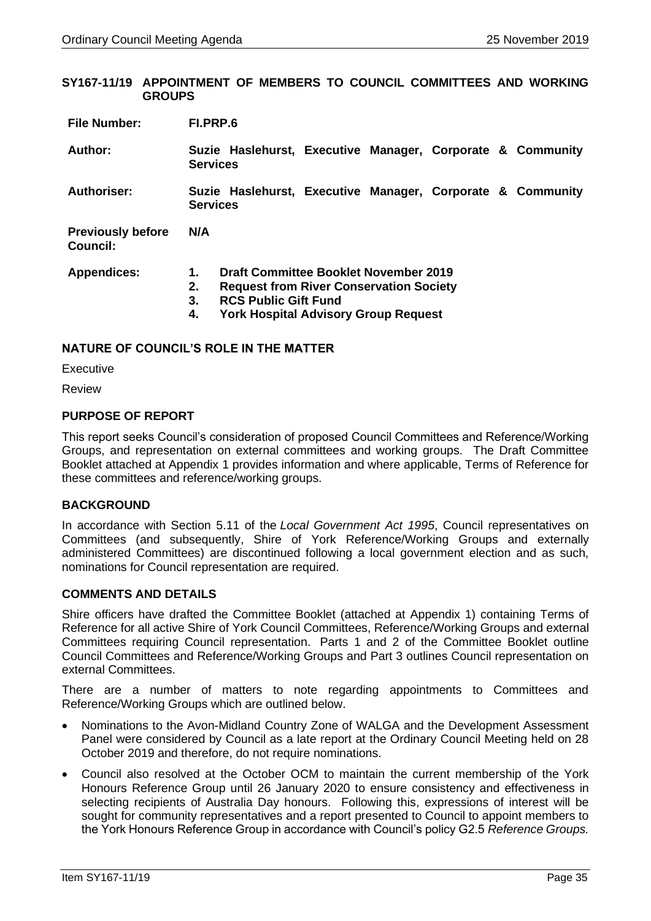## SY167-11/19 APPOINTMENT OF MEMBERS TO COUNCIL COMMITTEES AND WORKING GROUPS

| | |
|---|---|
| **File Number:** | **FI.PRP.6** |
| **Author:** | **Suzie Haslehurst, Executive Manager, Corporate & Community Services** |
| **Authoriser:** | **Suzie Haslehurst, Executive Manager, Corporate & Community Services** |
| **Previously before Council:** | **N/A** |
| **Appendices:** | **1. Draft Committee Booklet November 2019**<br>**2. Request from River Conservation Society**<br>**3. RCS Public Gift Fund**<br>**4. York Hospital Advisory Group Request** |

### NATURE OF COUNCIL'S ROLE IN THE MATTER

Executive

Review

### PURPOSE OF REPORT

This report seeks Council's consideration of proposed Council Committees and Reference/Working Groups, and representation on external committees and working groups. The Draft Committee Booklet attached at Appendix 1 provides information and where applicable, Terms of Reference for these committees and reference/working groups.

### BACKGROUND

In accordance with Section 5.11 of the *Local Government Act 1995*, Council representatives on Committees (and subsequently, Shire of York Reference/Working Groups and externally administered Committees) are discontinued following a local government election and as such, nominations for Council representation are required.

### COMMENTS AND DETAILS

Shire officers have drafted the Committee Booklet (attached at Appendix 1) containing Terms of Reference for all active Shire of York Council Committees, Reference/Working Groups and external Committees requiring Council representation. Parts 1 and 2 of the Committee Booklet outline Council Committees and Reference/Working Groups and Part 3 outlines Council representation on external Committees.

There are a number of matters to note regarding appointments to Committees and Reference/Working Groups which are outlined below.

- Nominations to the Avon-Midland Country Zone of WALGA and the Development Assessment Panel were considered by Council as a late report at the Ordinary Council Meeting held on 28 October 2019 and therefore, do not require nominations.
- Council also resolved at the October OCM to maintain the current membership of the York Honours Reference Group until 26 January 2020 to ensure consistency and effectiveness in selecting recipients of Australia Day honours. Following this, expressions of interest will be sought for community representatives and a report presented to Council to appoint members to the York Honours Reference Group in accordance with Council's policy G2.5 *Reference Groups.*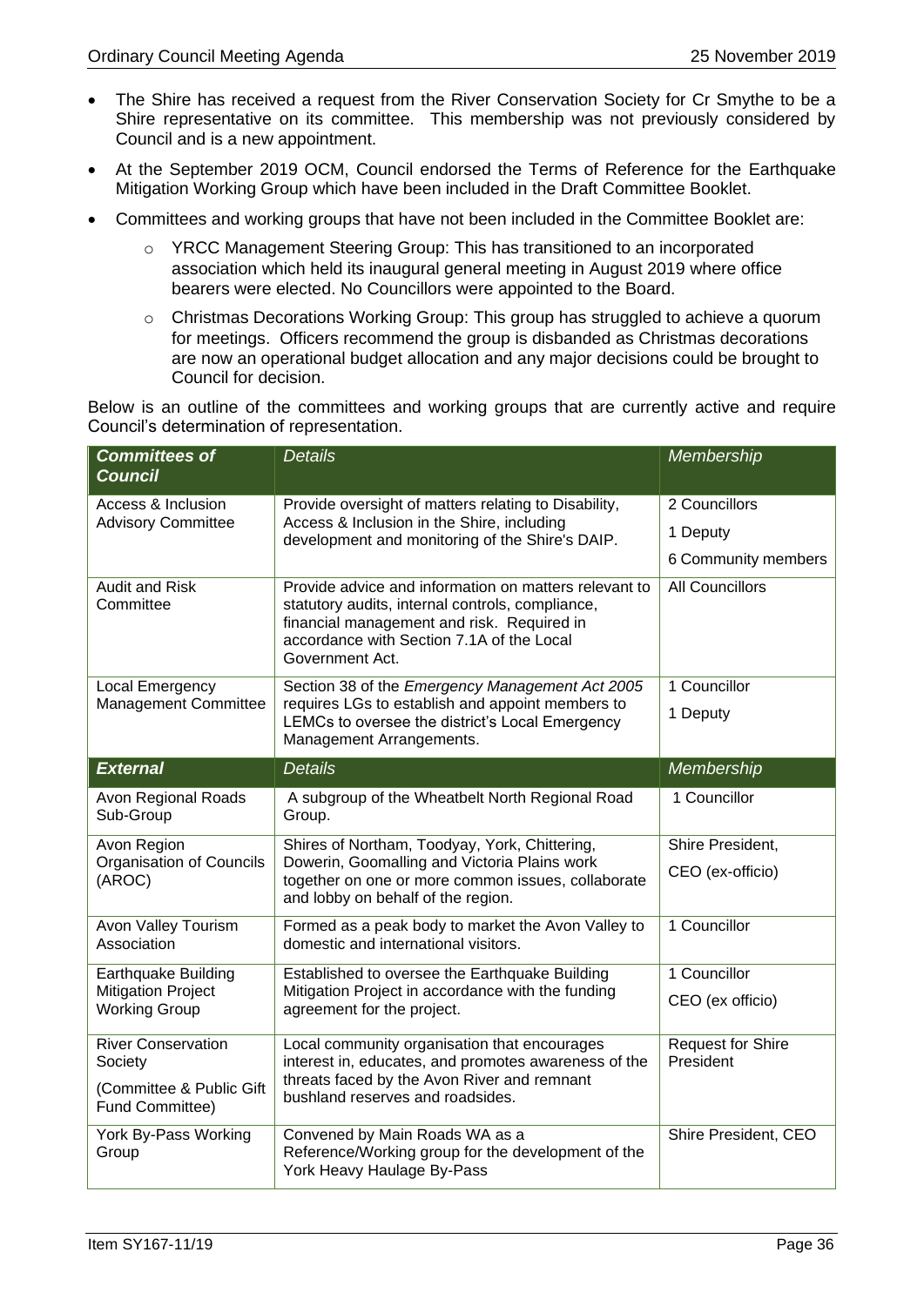- The Shire has received a request from the River Conservation Society for Cr Smythe to be a Shire representative on its committee. This membership was not previously considered by Council and is a new appointment.
- At the September 2019 OCM, Council endorsed the Terms of Reference for the Earthquake Mitigation Working Group which have been included in the Draft Committee Booklet.
- Committees and working groups that have not been included in the Committee Booklet are:
  - YRCC Management Steering Group: This has transitioned to an incorporated association which held its inaugural general meeting in August 2019 where office bearers were elected. No Councillors were appointed to the Board.
  - Christmas Decorations Working Group: This group has struggled to achieve a quorum for meetings. Officers recommend the group is disbanded as Christmas decorations are now an operational budget allocation and any major decisions could be brought to Council for decision.

Below is an outline of the committees and working groups that are currently active and require Council's determination of representation.

| ***Committees of Council*** | *Details* | *Membership* |
|---|---|---|
| Access & Inclusion Advisory Committee | Provide oversight of matters relating to Disability, Access & Inclusion in the Shire, including development and monitoring of the Shire's DAIP. | 2 Councillors<br>1 Deputy<br>6 Community members |
| Audit and Risk Committee | Provide advice and information on matters relevant to statutory audits, internal controls, compliance, financial management and risk. Required in accordance with Section 7.1A of the Local Government Act. | All Councillors |
| Local Emergency Management Committee | Section 38 of the *Emergency Management Act 2005* requires LGs to establish and appoint members to LEMCs to oversee the district's Local Emergency Management Arrangements. | 1 Councillor<br>1 Deputy |
| ***External*** | *Details* | *Membership* |
| Avon Regional Roads Sub-Group | A subgroup of the Wheatbelt North Regional Road Group. | 1 Councillor |
| Avon Region Organisation of Councils (AROC) | Shires of Northam, Toodyay, York, Chittering, Dowerin, Goomalling and Victoria Plains work together on one or more common issues, collaborate and lobby on behalf of the region. | Shire President,<br>CEO (ex-officio) |
| Avon Valley Tourism Association | Formed as a peak body to market the Avon Valley to domestic and international visitors. | 1 Councillor |
| Earthquake Building Mitigation Project Working Group | Established to oversee the Earthquake Building Mitigation Project in accordance with the funding agreement for the project. | 1 Councillor<br>CEO (ex officio) |
| River Conservation Society<br>(Committee & Public Gift Fund Committee) | Local community organisation that encourages interest in, educates, and promotes awareness of the threats faced by the Avon River and remnant bushland reserves and roadsides. | Request for Shire President |
| York By-Pass Working Group | Convened by Main Roads WA as a Reference/Working group for the development of the York Heavy Haulage By-Pass | Shire President, CEO |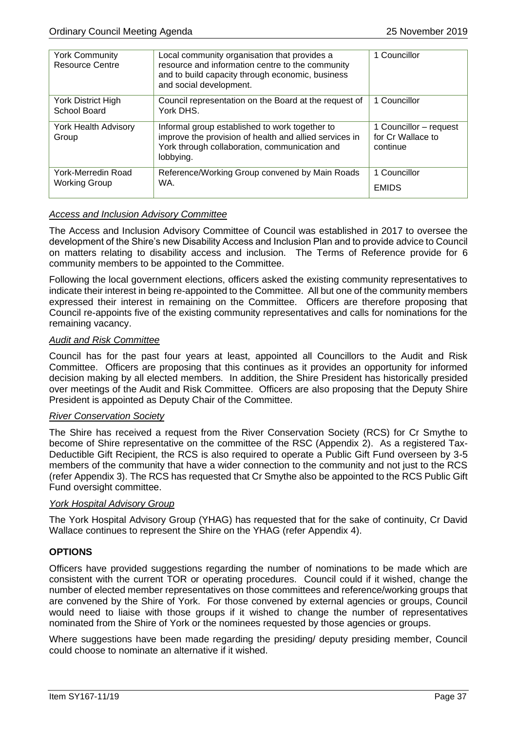| | | |
|---|---|---|
| York Community Resource Centre | Local community organisation that provides a resource and information centre to the community and to build capacity through economic, business and social development. | 1 Councillor |
| York District High School Board | Council representation on the Board at the request of York DHS. | 1 Councillor |
| York Health Advisory Group | Informal group established to work together to improve the provision of health and allied services in York through collaboration, communication and lobbying. | 1 Councillor – request for Cr Wallace to continue |
| York-Merredin Road Working Group | Reference/Working Group convened by Main Roads WA. | 1 Councillor<br>EMIDS |

*Access and Inclusion Advisory Committee*

The Access and Inclusion Advisory Committee of Council was established in 2017 to oversee the development of the Shire's new Disability Access and Inclusion Plan and to provide advice to Council on matters relating to disability access and inclusion. The Terms of Reference provide for 6 community members to be appointed to the Committee.

Following the local government elections, officers asked the existing community representatives to indicate their interest in being re-appointed to the Committee. All but one of the community members expressed their interest in remaining on the Committee. Officers are therefore proposing that Council re-appoints five of the existing community representatives and calls for nominations for the remaining vacancy.

*Audit and Risk Committee*

Council has for the past four years at least, appointed all Councillors to the Audit and Risk Committee. Officers are proposing that this continues as it provides an opportunity for informed decision making by all elected members. In addition, the Shire President has historically presided over meetings of the Audit and Risk Committee. Officers are also proposing that the Deputy Shire President is appointed as Deputy Chair of the Committee.

*River Conservation Society*

The Shire has received a request from the River Conservation Society (RCS) for Cr Smythe to become of Shire representative on the committee of the RSC (Appendix 2). As a registered Tax-Deductible Gift Recipient, the RCS is also required to operate a Public Gift Fund overseen by 3-5 members of the community that have a wider connection to the community and not just to the RCS (refer Appendix 3). The RCS has requested that Cr Smythe also be appointed to the RCS Public Gift Fund oversight committee.

*York Hospital Advisory Group*

The York Hospital Advisory Group (YHAG) has requested that for the sake of continuity, Cr David Wallace continues to represent the Shire on the YHAG (refer Appendix 4).

## OPTIONS

Officers have provided suggestions regarding the number of nominations to be made which are consistent with the current TOR or operating procedures. Council could if it wished, change the number of elected member representatives on those committees and reference/working groups that are convened by the Shire of York. For those convened by external agencies or groups, Council would need to liaise with those groups if it wished to change the number of representatives nominated from the Shire of York or the nominees requested by those agencies or groups.

Where suggestions have been made regarding the presiding/ deputy presiding member, Council could choose to nominate an alternative if it wished.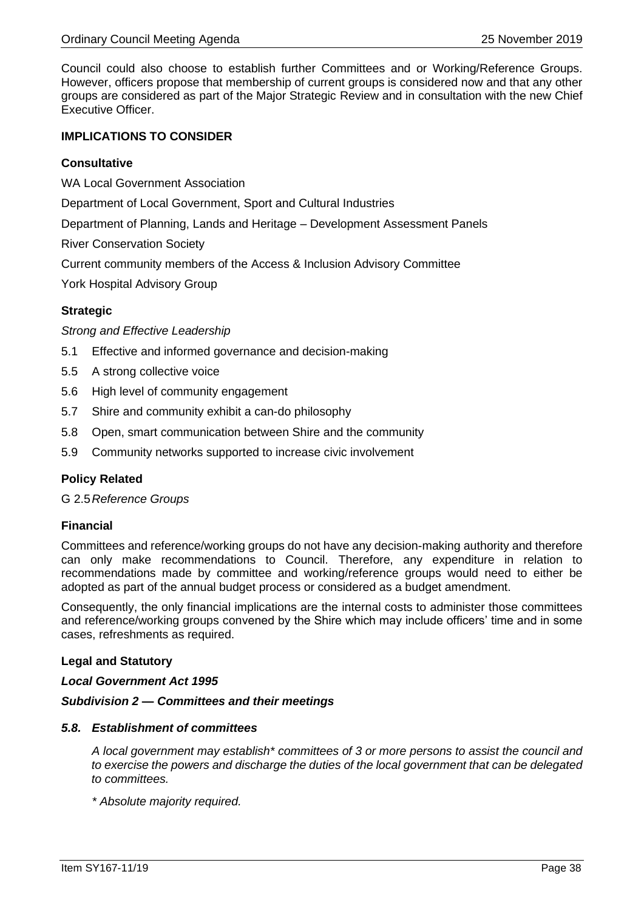Council could also choose to establish further Committees and or Working/Reference Groups. However, officers propose that membership of current groups is considered now and that any other groups are considered as part of the Major Strategic Review and in consultation with the new Chief Executive Officer.

## IMPLICATIONS TO CONSIDER

### Consultative

WA Local Government Association

Department of Local Government, Sport and Cultural Industries

Department of Planning, Lands and Heritage – Development Assessment Panels

River Conservation Society

Current community members of the Access & Inclusion Advisory Committee

York Hospital Advisory Group

### Strategic

*Strong and Effective Leadership*

5.1 Effective and informed governance and decision-making

5.5 A strong collective voice

5.6 High level of community engagement

5.7 Shire and community exhibit a can-do philosophy

5.8 Open, smart communication between Shire and the community

5.9 Community networks supported to increase civic involvement

### Policy Related

G 2.5 *Reference Groups*

### Financial

Committees and reference/working groups do not have any decision-making authority and therefore can only make recommendations to Council. Therefore, any expenditure in relation to recommendations made by committee and working/reference groups would need to either be adopted as part of the annual budget process or considered as a budget amendment.

Consequently, the only financial implications are the internal costs to administer those committees and reference/working groups convened by the Shire which may include officers' time and in some cases, refreshments as required.

### Legal and Statutory

***Local Government Act 1995***

***Subdivision 2 — Committees and their meetings***

***5.8. Establishment of committees***

> *A local government may establish* committees of 3 or more persons to assist the council and to exercise the powers and discharge the duties of the local government that can be delegated to committees.*
>
> ** Absolute majority required.*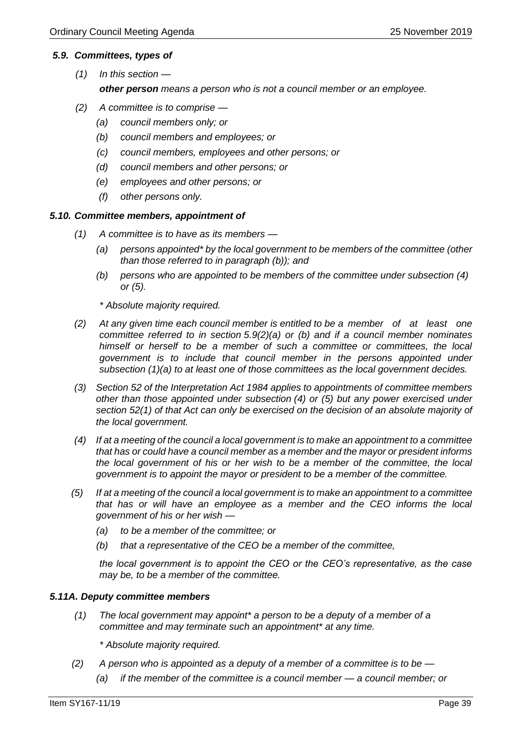### *5.9. Committees, types of*

*(1) In this section —*

***other person*** *means a person who is not a council member or an employee.*

*(2) A committee is to comprise —*

- *(a) council members only; or*
- *(b) council members and employees; or*
- *(c) council members, employees and other persons; or*
- *(d) council members and other persons; or*
- *(e) employees and other persons; or*
- *(f) other persons only.*

### *5.10. Committee members, appointment of*

*(1) A committee is to have as its members —*

- *(a) persons appointed\* by the local government to be members of the committee (other than those referred to in paragraph (b)); and*
- *(b) persons who are appointed to be members of the committee under subsection (4) or (5).*

*\* Absolute majority required.*

*(2) At any given time each council member is entitled to be a member of at least one committee referred to in section 5.9(2)(a) or (b) and if a council member nominates himself or herself to be a member of such a committee or committees, the local government is to include that council member in the persons appointed under subsection (1)(a) to at least one of those committees as the local government decides.*

*(3) Section 52 of the Interpretation Act 1984 applies to appointments of committee members other than those appointed under subsection (4) or (5) but any power exercised under section 52(1) of that Act can only be exercised on the decision of an absolute majority of the local government.*

*(4) If at a meeting of the council a local government is to make an appointment to a committee that has or could have a council member as a member and the mayor or president informs the local government of his or her wish to be a member of the committee, the local government is to appoint the mayor or president to be a member of the committee.*

*(5) If at a meeting of the council a local government is to make an appointment to a committee that has or will have an employee as a member and the CEO informs the local government of his or her wish —*

- *(a) to be a member of the committee; or*
- *(b) that a representative of the CEO be a member of the committee,*

*the local government is to appoint the CEO or the CEO's representative, as the case may be, to be a member of the committee.*

### *5.11A. Deputy committee members*

*(1) The local government may appoint\* a person to be a deputy of a member of a committee and may terminate such an appointment\* at any time.*

*\* Absolute majority required.*

*(2) A person who is appointed as a deputy of a member of a committee is to be —*

- *(a) if the member of the committee is a council member — a council member; or*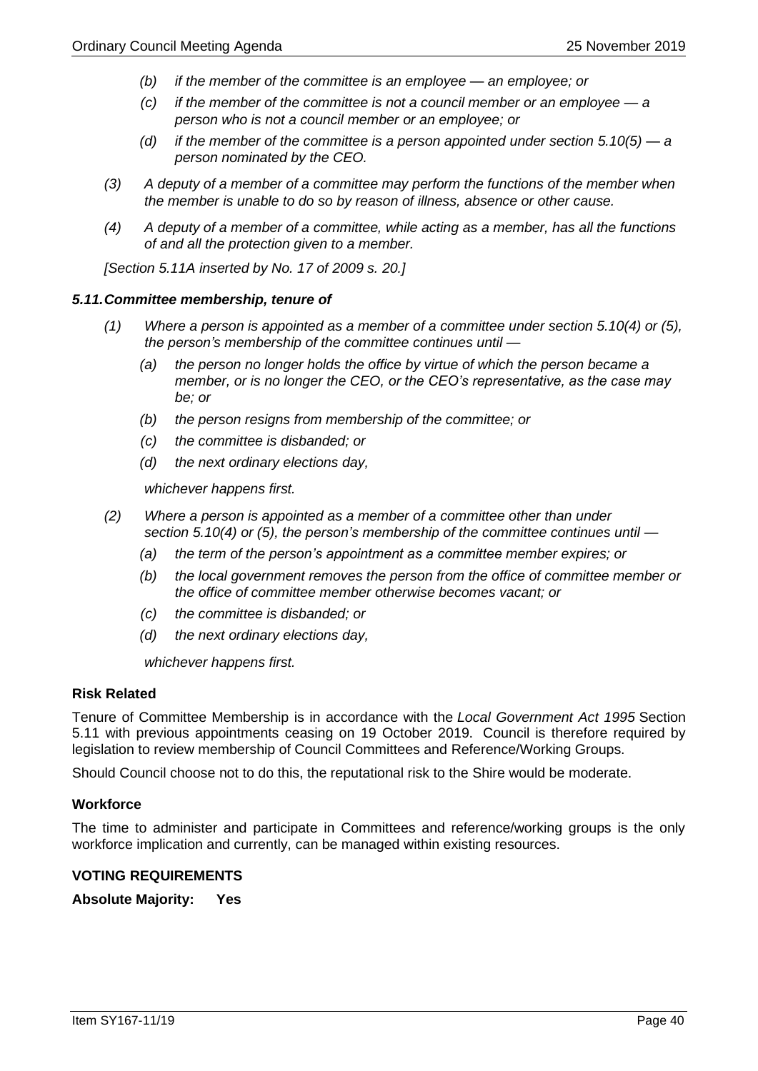*(b) if the member of the committee is an employee — an employee; or*

*(c) if the member of the committee is not a council member or an employee — a person who is not a council member or an employee; or*

*(d) if the member of the committee is a person appointed under section 5.10(5) — a person nominated by the CEO.*

*(3) A deputy of a member of a committee may perform the functions of the member when the member is unable to do so by reason of illness, absence or other cause.*

*(4) A deputy of a member of a committee, while acting as a member, has all the functions of and all the protection given to a member.*

*[Section 5.11A inserted by No. 17 of 2009 s. 20.]*

***5.11. Committee membership, tenure of***

*(1) Where a person is appointed as a member of a committee under section 5.10(4) or (5), the person's membership of the committee continues until —*

*(a) the person no longer holds the office by virtue of which the person became a member, or is no longer the CEO, or the CEO's representative, as the case may be; or*

*(b) the person resigns from membership of the committee; or*

*(c) the committee is disbanded; or*

*(d) the next ordinary elections day,*

*whichever happens first.*

*(2) Where a person is appointed as a member of a committee other than under section 5.10(4) or (5), the person's membership of the committee continues until —*

*(a) the term of the person's appointment as a committee member expires; or*

*(b) the local government removes the person from the office of committee member or the office of committee member otherwise becomes vacant; or*

*(c) the committee is disbanded; or*

*(d) the next ordinary elections day,*

*whichever happens first.*

**Risk Related**

Tenure of Committee Membership is in accordance with the *Local Government Act 1995* Section 5.11 with previous appointments ceasing on 19 October 2019. Council is therefore required by legislation to review membership of Council Committees and Reference/Working Groups.

Should Council choose not to do this, the reputational risk to the Shire would be moderate.

**Workforce**

The time to administer and participate in Committees and reference/working groups is the only workforce implication and currently, can be managed within existing resources.

**VOTING REQUIREMENTS**

**Absolute Majority: Yes**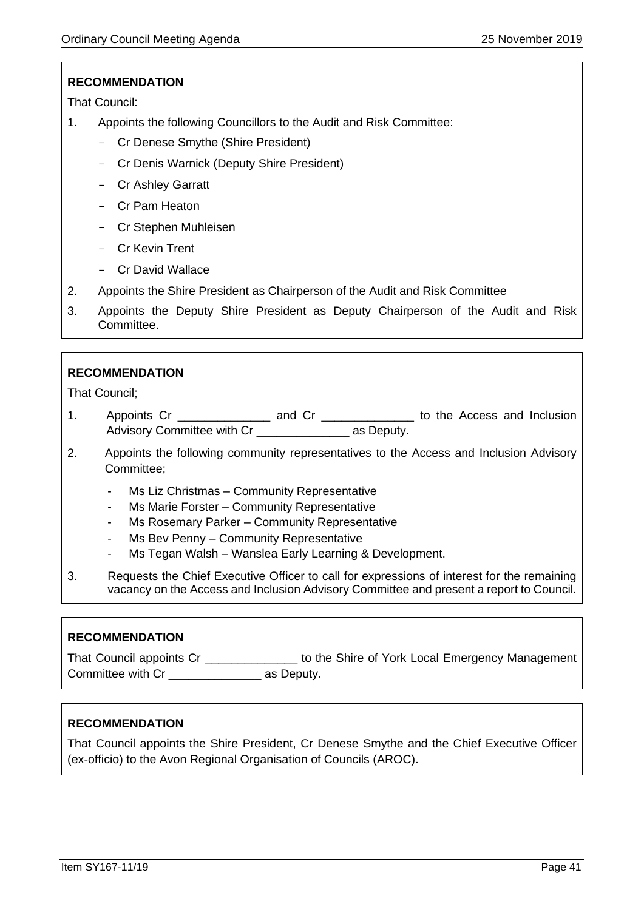**RECOMMENDATION**

That Council:

1. Appoints the following Councillors to the Audit and Risk Committee:
   - Cr Denese Smythe (Shire President)
   - Cr Denis Warnick (Deputy Shire President)
   - Cr Ashley Garratt
   - Cr Pam Heaton
   - Cr Stephen Muhleisen
   - Cr Kevin Trent
   - Cr David Wallace
2. Appoints the Shire President as Chairperson of the Audit and Risk Committee
3. Appoints the Deputy Shire President as Deputy Chairperson of the Audit and Risk Committee.

**RECOMMENDATION**

That Council;

1. Appoints Cr ______________ and Cr ______________ to the Access and Inclusion Advisory Committee with Cr ______________ as Deputy.
2. Appoints the following community representatives to the Access and Inclusion Advisory Committee;
   - Ms Liz Christmas – Community Representative
   - Ms Marie Forster – Community Representative
   - Ms Rosemary Parker – Community Representative
   - Ms Bev Penny – Community Representative
   - Ms Tegan Walsh – Wanslea Early Learning & Development.
3. Requests the Chief Executive Officer to call for expressions of interest for the remaining vacancy on the Access and Inclusion Advisory Committee and present a report to Council.

**RECOMMENDATION**

That Council appoints Cr ______________ to the Shire of York Local Emergency Management Committee with Cr ______________ as Deputy.

**RECOMMENDATION**

That Council appoints the Shire President, Cr Denese Smythe and the Chief Executive Officer (ex-officio) to the Avon Regional Organisation of Councils (AROC).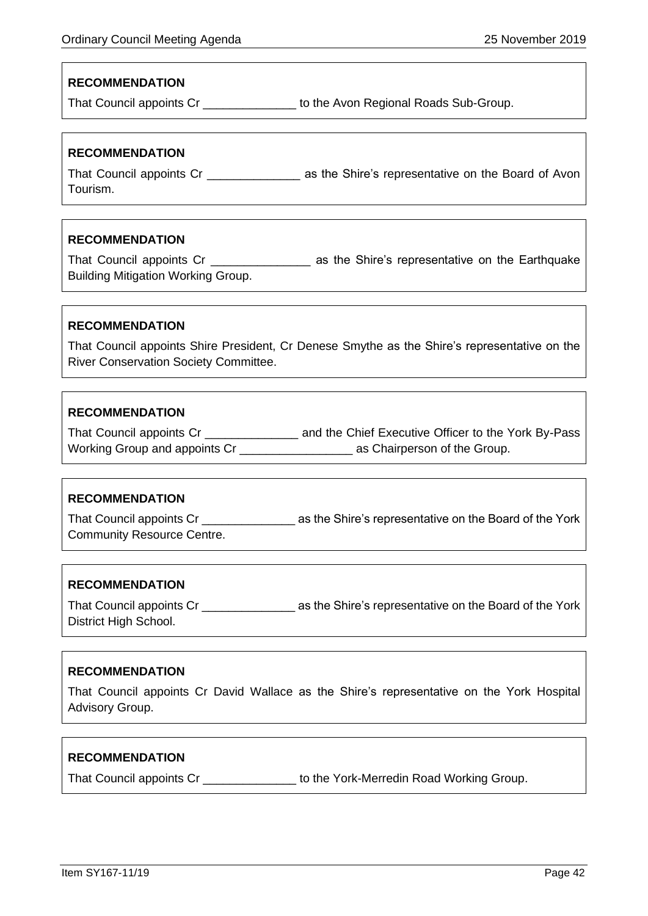**RECOMMENDATION**

That Council appoints Cr ______________ to the Avon Regional Roads Sub-Group.

**RECOMMENDATION**

That Council appoints Cr ______________ as the Shire's representative on the Board of Avon Tourism.

**RECOMMENDATION**

That Council appoints Cr _______________ as the Shire's representative on the Earthquake Building Mitigation Working Group.

**RECOMMENDATION**

That Council appoints Shire President, Cr Denese Smythe as the Shire's representative on the River Conservation Society Committee.

**RECOMMENDATION**

That Council appoints Cr ______________ and the Chief Executive Officer to the York By-Pass Working Group and appoints Cr _________________ as Chairperson of the Group.

**RECOMMENDATION**

That Council appoints Cr ______________ as the Shire's representative on the Board of the York Community Resource Centre.

**RECOMMENDATION**

That Council appoints Cr ______________ as the Shire's representative on the Board of the York District High School.

**RECOMMENDATION**

That Council appoints Cr David Wallace as the Shire's representative on the York Hospital Advisory Group.

**RECOMMENDATION**

That Council appoints Cr ______________ to the York-Merredin Road Working Group.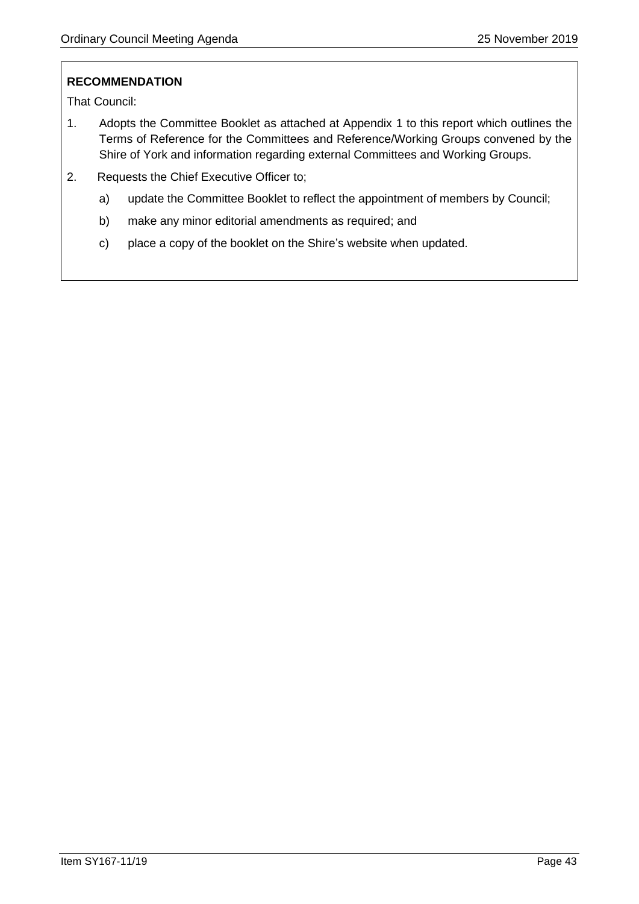**RECOMMENDATION**

That Council:

1. Adopts the Committee Booklet as attached at Appendix 1 to this report which outlines the Terms of Reference for the Committees and Reference/Working Groups convened by the Shire of York and information regarding external Committees and Working Groups.

2. Requests the Chief Executive Officer to;

   a) update the Committee Booklet to reflect the appointment of members by Council;

   b) make any minor editorial amendments as required; and

   c) place a copy of the booklet on the Shire's website when updated.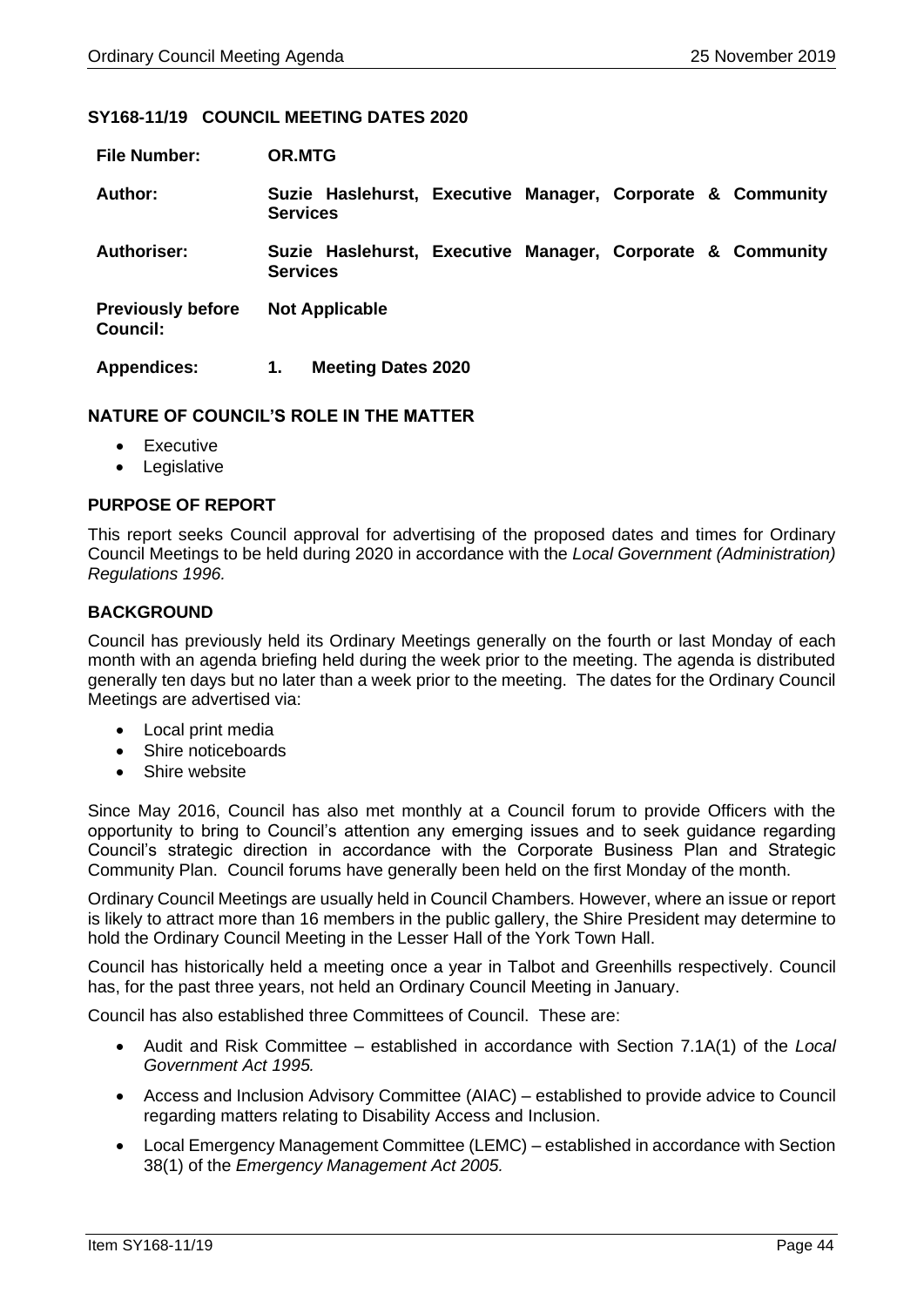## SY168-11/19 COUNCIL MEETING DATES 2020

| | |
|---|---|
| **File Number:** | **OR.MTG** |
| **Author:** | **Suzie Haslehurst, Executive Manager, Corporate & Community Services** |
| **Authoriser:** | **Suzie Haslehurst, Executive Manager, Corporate & Community Services** |
| **Previously before Council:** | **Not Applicable** |
| **Appendices:** | **1. Meeting Dates 2020** |

### NATURE OF COUNCIL'S ROLE IN THE MATTER

- Executive
- Legislative

### PURPOSE OF REPORT

This report seeks Council approval for advertising of the proposed dates and times for Ordinary Council Meetings to be held during 2020 in accordance with the *Local Government (Administration) Regulations 1996.*

### BACKGROUND

Council has previously held its Ordinary Meetings generally on the fourth or last Monday of each month with an agenda briefing held during the week prior to the meeting. The agenda is distributed generally ten days but no later than a week prior to the meeting. The dates for the Ordinary Council Meetings are advertised via:

- Local print media
- Shire noticeboards
- Shire website

Since May 2016, Council has also met monthly at a Council forum to provide Officers with the opportunity to bring to Council's attention any emerging issues and to seek guidance regarding Council's strategic direction in accordance with the Corporate Business Plan and Strategic Community Plan. Council forums have generally been held on the first Monday of the month.

Ordinary Council Meetings are usually held in Council Chambers. However, where an issue or report is likely to attract more than 16 members in the public gallery, the Shire President may determine to hold the Ordinary Council Meeting in the Lesser Hall of the York Town Hall.

Council has historically held a meeting once a year in Talbot and Greenhills respectively. Council has, for the past three years, not held an Ordinary Council Meeting in January.

Council has also established three Committees of Council. These are:

- Audit and Risk Committee – established in accordance with Section 7.1A(1) of the *Local Government Act 1995.*
- Access and Inclusion Advisory Committee (AIAC) – established to provide advice to Council regarding matters relating to Disability Access and Inclusion.
- Local Emergency Management Committee (LEMC) – established in accordance with Section 38(1) of the *Emergency Management Act 2005.*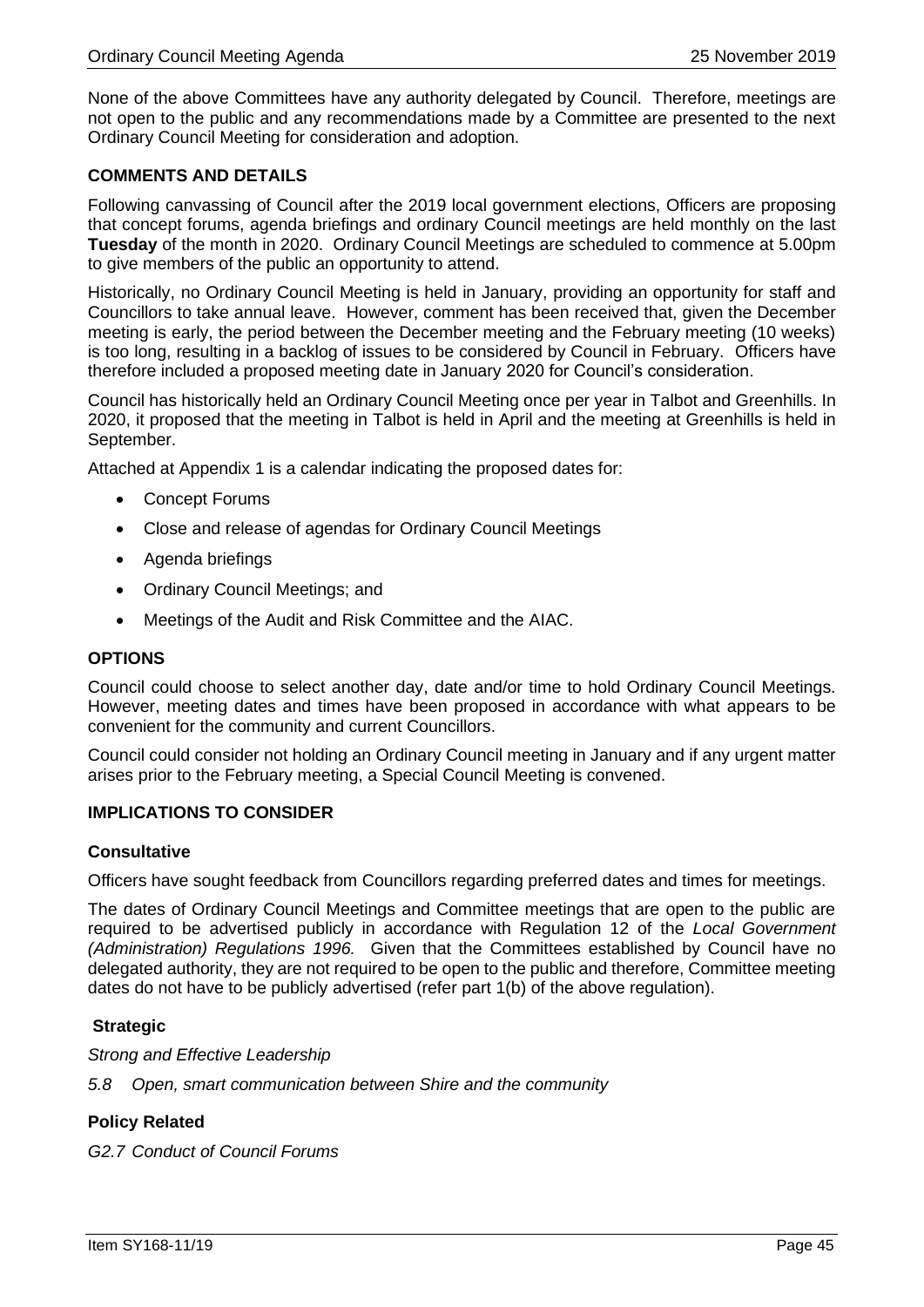None of the above Committees have any authority delegated by Council. Therefore, meetings are not open to the public and any recommendations made by a Committee are presented to the next Ordinary Council Meeting for consideration and adoption.

### COMMENTS AND DETAILS

Following canvassing of Council after the 2019 local government elections, Officers are proposing that concept forums, agenda briefings and ordinary Council meetings are held monthly on the last **Tuesday** of the month in 2020. Ordinary Council Meetings are scheduled to commence at 5.00pm to give members of the public an opportunity to attend.

Historically, no Ordinary Council Meeting is held in January, providing an opportunity for staff and Councillors to take annual leave. However, comment has been received that, given the December meeting is early, the period between the December meeting and the February meeting (10 weeks) is too long, resulting in a backlog of issues to be considered by Council in February. Officers have therefore included a proposed meeting date in January 2020 for Council's consideration.

Council has historically held an Ordinary Council Meeting once per year in Talbot and Greenhills. In 2020, it proposed that the meeting in Talbot is held in April and the meeting at Greenhills is held in September.

Attached at Appendix 1 is a calendar indicating the proposed dates for:

- Concept Forums
- Close and release of agendas for Ordinary Council Meetings
- Agenda briefings
- Ordinary Council Meetings; and
- Meetings of the Audit and Risk Committee and the AIAC.

### OPTIONS

Council could choose to select another day, date and/or time to hold Ordinary Council Meetings. However, meeting dates and times have been proposed in accordance with what appears to be convenient for the community and current Councillors.

Council could consider not holding an Ordinary Council meeting in January and if any urgent matter arises prior to the February meeting, a Special Council Meeting is convened.

### IMPLICATIONS TO CONSIDER

#### Consultative

Officers have sought feedback from Councillors regarding preferred dates and times for meetings.

The dates of Ordinary Council Meetings and Committee meetings that are open to the public are required to be advertised publicly in accordance with Regulation 12 of the *Local Government (Administration) Regulations 1996.* Given that the Committees established by Council have no delegated authority, they are not required to be open to the public and therefore, Committee meeting dates do not have to be publicly advertised (refer part 1(b) of the above regulation).

#### Strategic

*Strong and Effective Leadership*

*5.8 Open, smart communication between Shire and the community*

#### Policy Related

*G2.7 Conduct of Council Forums*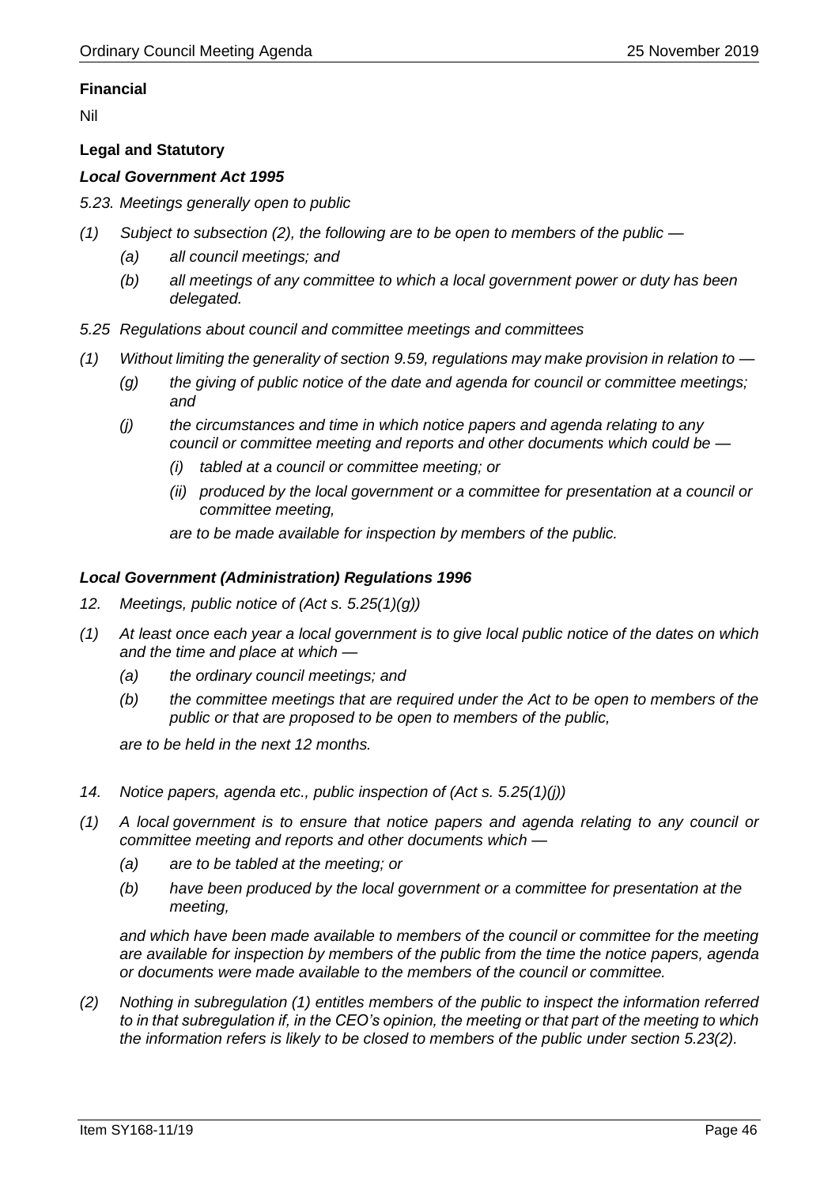**Financial**

Nil

**Legal and Statutory**

***Local Government Act 1995***

*5.23. Meetings generally open to public*

*(1) Subject to subsection (2), the following are to be open to members of the public —*

*(a) all council meetings; and*

*(b) all meetings of any committee to which a local government power or duty has been delegated.*

*5.25 Regulations about council and committee meetings and committees*

*(1) Without limiting the generality of section 9.59, regulations may make provision in relation to —*

*(g) the giving of public notice of the date and agenda for council or committee meetings; and*

*(j) the circumstances and time in which notice papers and agenda relating to any council or committee meeting and reports and other documents which could be —*

*(i) tabled at a council or committee meeting; or*

*(ii) produced by the local government or a committee for presentation at a council or committee meeting,*

*are to be made available for inspection by members of the public.*

***Local Government (Administration) Regulations 1996***

*12. Meetings, public notice of (Act s. 5.25(1)(g))*

*(1) At least once each year a local government is to give local public notice of the dates on which and the time and place at which —*

*(a) the ordinary council meetings; and*

*(b) the committee meetings that are required under the Act to be open to members of the public or that are proposed to be open to members of the public,*

*are to be held in the next 12 months.*

*14. Notice papers, agenda etc., public inspection of (Act s. 5.25(1)(j))*

*(1) A local government is to ensure that notice papers and agenda relating to any council or committee meeting and reports and other documents which —*

*(a) are to be tabled at the meeting; or*

*(b) have been produced by the local government or a committee for presentation at the meeting,*

*and which have been made available to members of the council or committee for the meeting are available for inspection by members of the public from the time the notice papers, agenda or documents were made available to the members of the council or committee.*

*(2) Nothing in subregulation (1) entitles members of the public to inspect the information referred to in that subregulation if, in the CEO's opinion, the meeting or that part of the meeting to which the information refers is likely to be closed to members of the public under section 5.23(2).*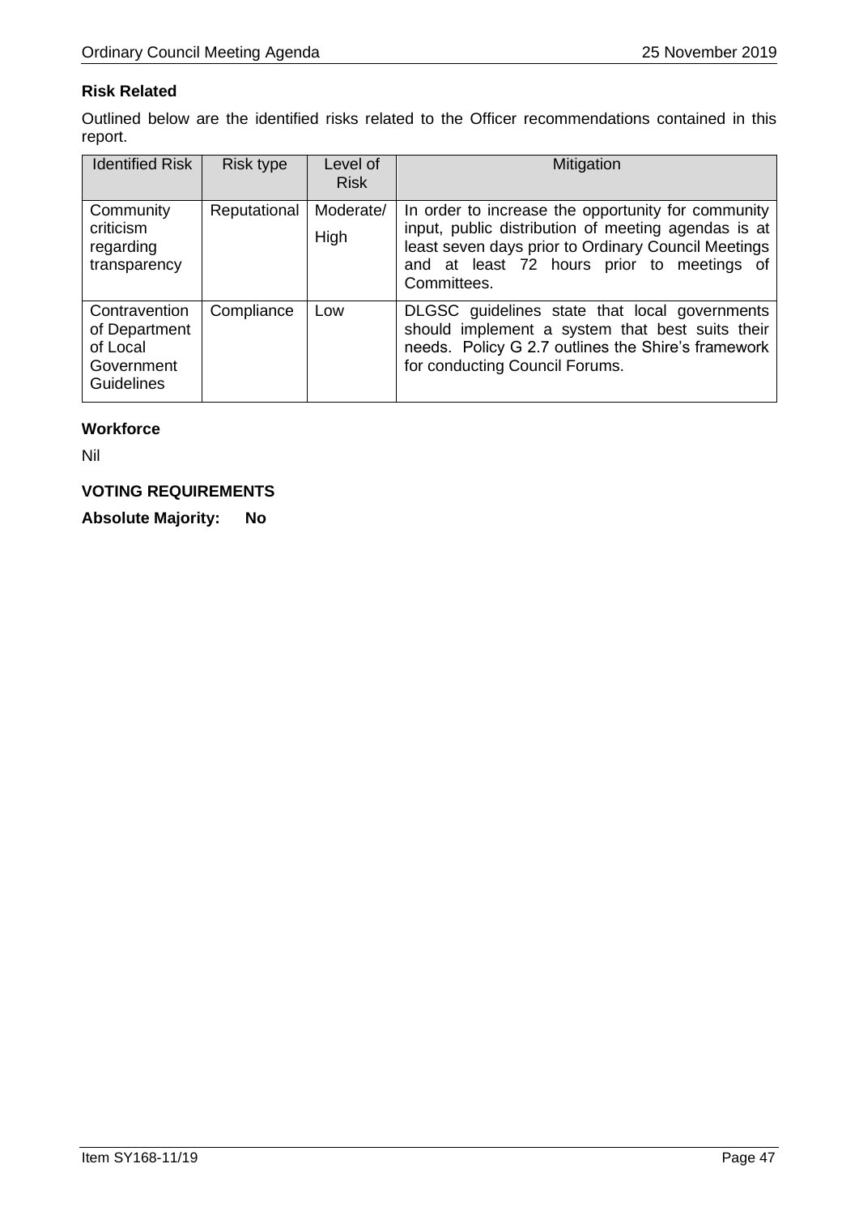**Risk Related**

Outlined below are the identified risks related to the Officer recommendations contained in this report.

| Identified Risk | Risk type | Level of Risk | Mitigation |
|---|---|---|---|
| Community criticism regarding transparency | Reputational | Moderate/ High | In order to increase the opportunity for community input, public distribution of meeting agendas is at least seven days prior to Ordinary Council Meetings and at least 72 hours prior to meetings of Committees. |
| Contravention of Department of Local Government Guidelines | Compliance | Low | DLGSC guidelines state that local governments should implement a system that best suits their needs. Policy G 2.7 outlines the Shire's framework for conducting Council Forums. |

**Workforce**

Nil

**VOTING REQUIREMENTS**

**Absolute Majority: No**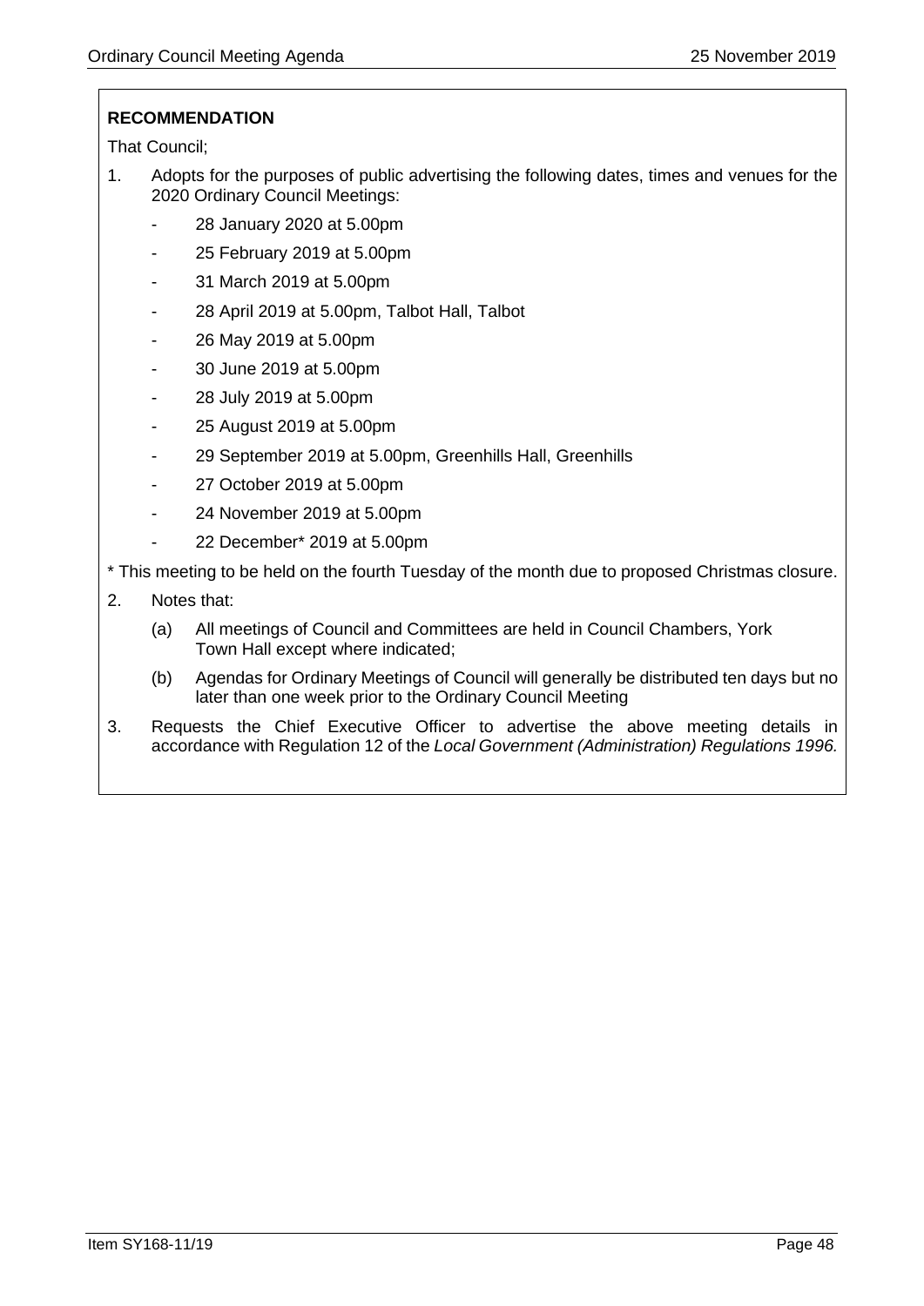**RECOMMENDATION**

That Council;

1. Adopts for the purposes of public advertising the following dates, times and venues for the 2020 Ordinary Council Meetings:

   - 28 January 2020 at 5.00pm
   - 25 February 2019 at 5.00pm
   - 31 March 2019 at 5.00pm
   - 28 April 2019 at 5.00pm, Talbot Hall, Talbot
   - 26 May 2019 at 5.00pm
   - 30 June 2019 at 5.00pm
   - 28 July 2019 at 5.00pm
   - 25 August 2019 at 5.00pm
   - 29 September 2019 at 5.00pm, Greenhills Hall, Greenhills
   - 27 October 2019 at 5.00pm
   - 24 November 2019 at 5.00pm
   - 22 December* 2019 at 5.00pm

\* This meeting to be held on the fourth Tuesday of the month due to proposed Christmas closure.

2. Notes that:

   (a) All meetings of Council and Committees are held in Council Chambers, York Town Hall except where indicated;

   (b) Agendas for Ordinary Meetings of Council will generally be distributed ten days but no later than one week prior to the Ordinary Council Meeting

3. Requests the Chief Executive Officer to advertise the above meeting details in accordance with Regulation 12 of the *Local Government (Administration) Regulations 1996.*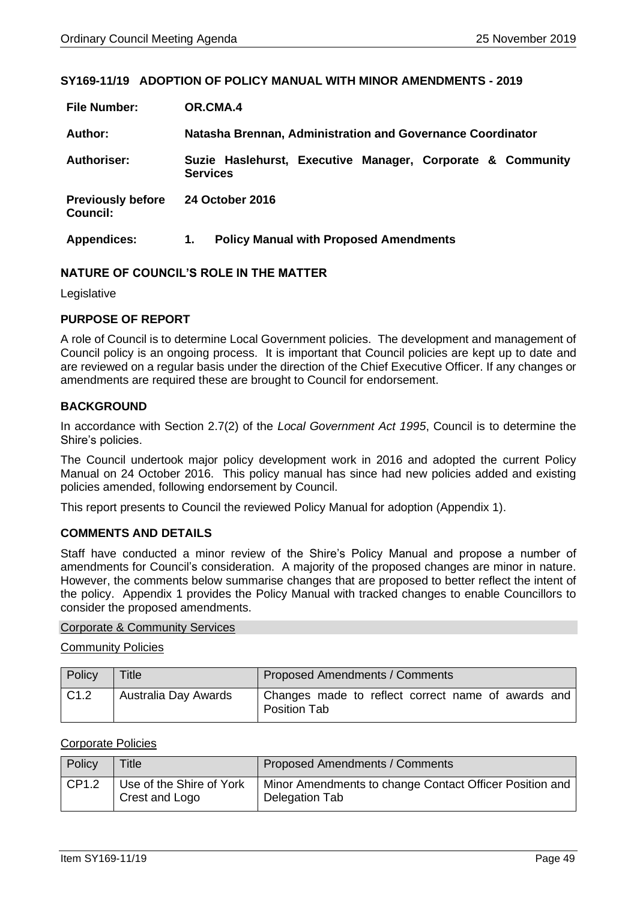## SY169-11/19 ADOPTION OF POLICY MANUAL WITH MINOR AMENDMENTS - 2019

| | |
|---|---|
| **File Number:** | **OR.CMA.4** |
| **Author:** | **Natasha Brennan, Administration and Governance Coordinator** |
| **Authoriser:** | **Suzie Haslehurst, Executive Manager, Corporate & Community Services** |
| **Previously before Council:** | **24 October 2016** |
| **Appendices:** | **1. Policy Manual with Proposed Amendments** |

### NATURE OF COUNCIL'S ROLE IN THE MATTER

Legislative

### PURPOSE OF REPORT

A role of Council is to determine Local Government policies. The development and management of Council policy is an ongoing process. It is important that Council policies are kept up to date and are reviewed on a regular basis under the direction of the Chief Executive Officer. If any changes or amendments are required these are brought to Council for endorsement.

### BACKGROUND

In accordance with Section 2.7(2) of the *Local Government Act 1995*, Council is to determine the Shire's policies.

The Council undertook major policy development work in 2016 and adopted the current Policy Manual on 24 October 2016. This policy manual has since had new policies added and existing policies amended, following endorsement by Council.

This report presents to Council the reviewed Policy Manual for adoption (Appendix 1).

### COMMENTS AND DETAILS

Staff have conducted a minor review of the Shire's Policy Manual and propose a number of amendments for Council's consideration. A majority of the proposed changes are minor in nature. However, the comments below summarise changes that are proposed to better reflect the intent of the policy. Appendix 1 provides the Policy Manual with tracked changes to enable Councillors to consider the proposed amendments.

Corporate & Community Services

Community Policies

| Policy | Title | Proposed Amendments / Comments |
|---|---|---|
| C1.2 | Australia Day Awards | Changes made to reflect correct name of awards and Position Tab |

Corporate Policies

| Policy | Title | Proposed Amendments / Comments |
|---|---|---|
| CP1.2 | Use of the Shire of York Crest and Logo | Minor Amendments to change Contact Officer Position and Delegation Tab |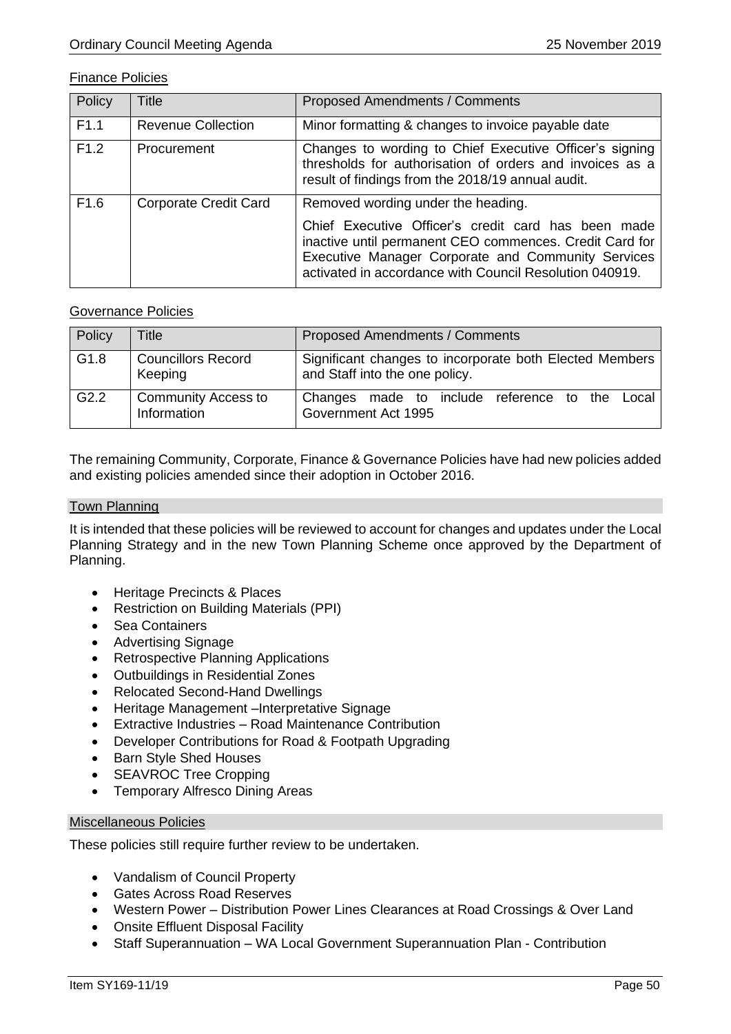Finance Policies

| Policy | Title | Proposed Amendments / Comments |
|---|---|---|
| F1.1 | Revenue Collection | Minor formatting & changes to invoice payable date |
| F1.2 | Procurement | Changes to wording to Chief Executive Officer's signing thresholds for authorisation of orders and invoices as a result of findings from the 2018/19 annual audit. |
| F1.6 | Corporate Credit Card | Removed wording under the heading. Chief Executive Officer's credit card has been made inactive until permanent CEO commences. Credit Card for Executive Manager Corporate and Community Services activated in accordance with Council Resolution 040919. |

Governance Policies

| Policy | Title | Proposed Amendments / Comments |
|---|---|---|
| G1.8 | Councillors Record Keeping | Significant changes to incorporate both Elected Members and Staff into the one policy. |
| G2.2 | Community Access to Information | Changes made to include reference to the Local Government Act 1995 |

The remaining Community, Corporate, Finance & Governance Policies have had new policies added and existing policies amended since their adoption in October 2016.

## Town Planning

It is intended that these policies will be reviewed to account for changes and updates under the Local Planning Strategy and in the new Town Planning Scheme once approved by the Department of Planning.

- Heritage Precincts & Places
- Restriction on Building Materials (PPI)
- Sea Containers
- Advertising Signage
- Retrospective Planning Applications
- Outbuildings in Residential Zones
- Relocated Second-Hand Dwellings
- Heritage Management –Interpretative Signage
- Extractive Industries – Road Maintenance Contribution
- Developer Contributions for Road & Footpath Upgrading
- Barn Style Shed Houses
- SEAVROC Tree Cropping
- Temporary Alfresco Dining Areas

## Miscellaneous Policies

These policies still require further review to be undertaken.

- Vandalism of Council Property
- Gates Across Road Reserves
- Western Power – Distribution Power Lines Clearances at Road Crossings & Over Land
- Onsite Effluent Disposal Facility
- Staff Superannuation – WA Local Government Superannuation Plan - Contribution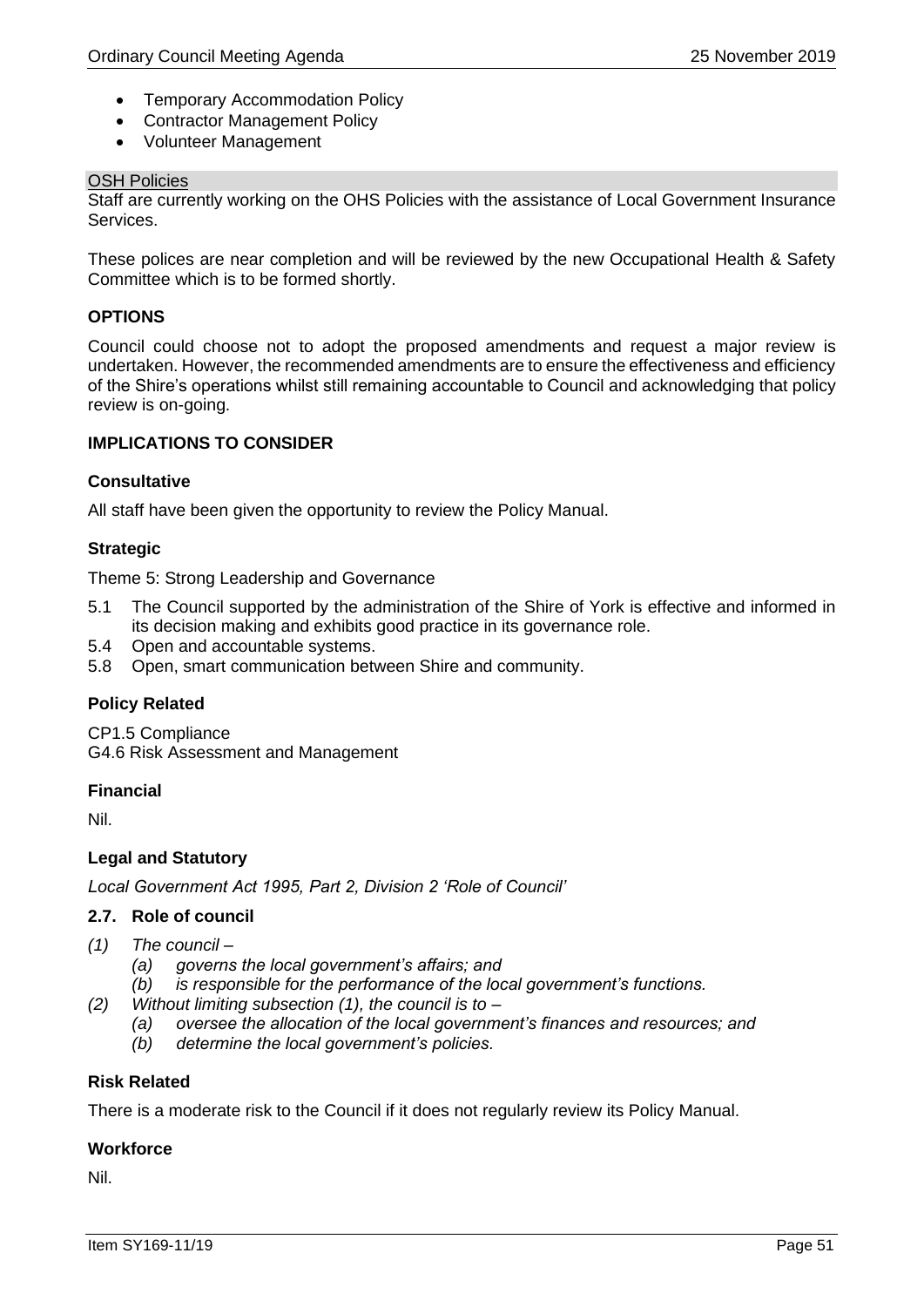- Temporary Accommodation Policy
- Contractor Management Policy
- Volunteer Management

OSH Policies

Staff are currently working on the OHS Policies with the assistance of Local Government Insurance Services.

These polices are near completion and will be reviewed by the new Occupational Health & Safety Committee which is to be formed shortly.

### OPTIONS

Council could choose not to adopt the proposed amendments and request a major review is undertaken. However, the recommended amendments are to ensure the effectiveness and efficiency of the Shire's operations whilst still remaining accountable to Council and acknowledging that policy review is on-going.

### IMPLICATIONS TO CONSIDER

#### Consultative

All staff have been given the opportunity to review the Policy Manual.

#### Strategic

Theme 5: Strong Leadership and Governance

5.1 The Council supported by the administration of the Shire of York is effective and informed in its decision making and exhibits good practice in its governance role.
5.4 Open and accountable systems.
5.8 Open, smart communication between Shire and community.

#### Policy Related

CP1.5 Compliance
G4.6 Risk Assessment and Management

#### Financial

Nil.

#### Legal and Statutory

*Local Government Act 1995, Part 2, Division 2 'Role of Council'*

#### 2.7. Role of council

*(1) The council –*
   *(a) governs the local government's affairs; and*
   *(b) is responsible for the performance of the local government's functions.*
*(2) Without limiting subsection (1), the council is to –*
   *(a) oversee the allocation of the local government's finances and resources; and*
   *(b) determine the local government's policies.*

#### Risk Related

There is a moderate risk to the Council if it does not regularly review its Policy Manual.

#### Workforce

Nil.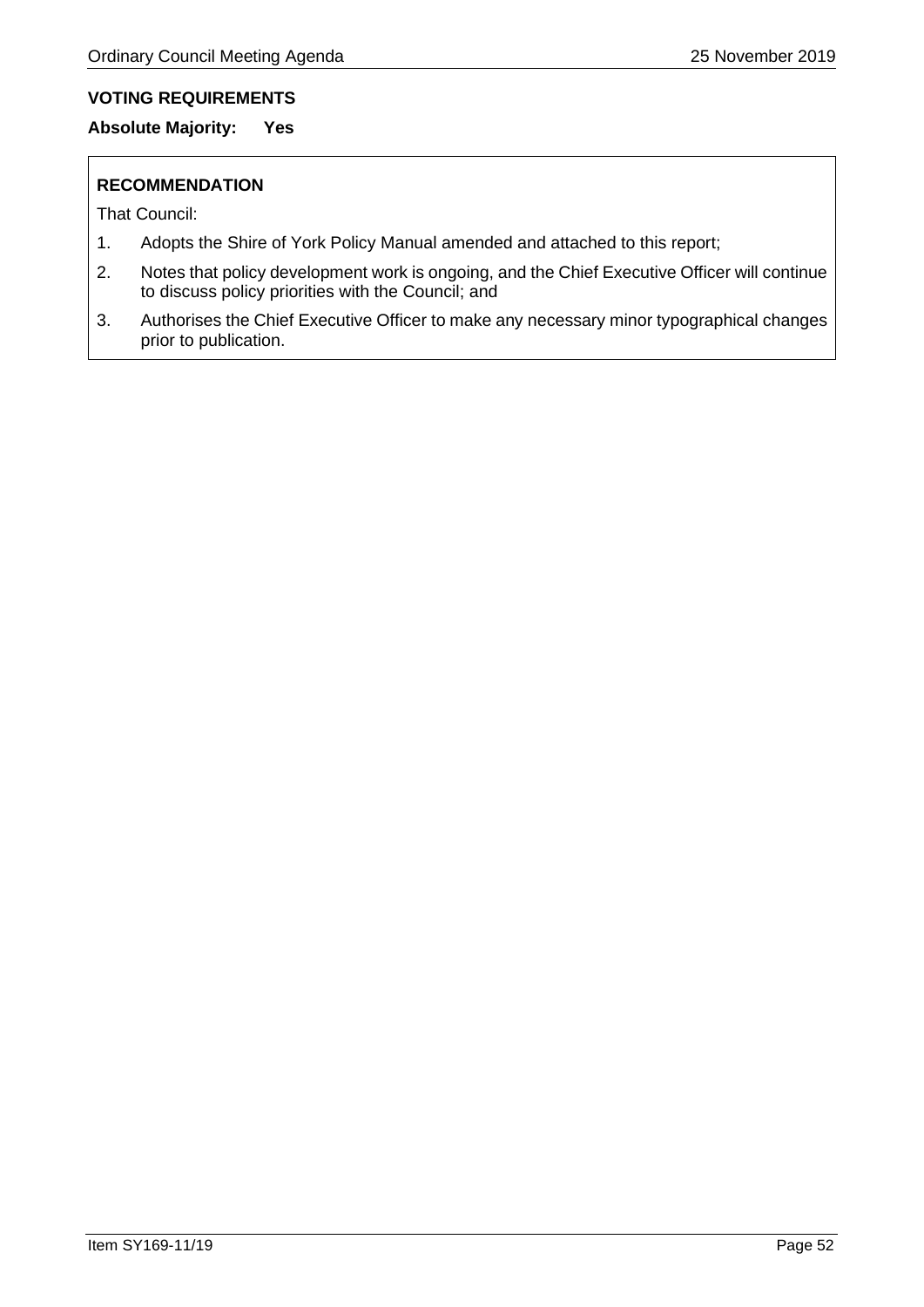**VOTING REQUIREMENTS**

**Absolute Majority: Yes**

**RECOMMENDATION**

That Council:

1. Adopts the Shire of York Policy Manual amended and attached to this report;
2. Notes that policy development work is ongoing, and the Chief Executive Officer will continue to discuss policy priorities with the Council; and
3. Authorises the Chief Executive Officer to make any necessary minor typographical changes prior to publication.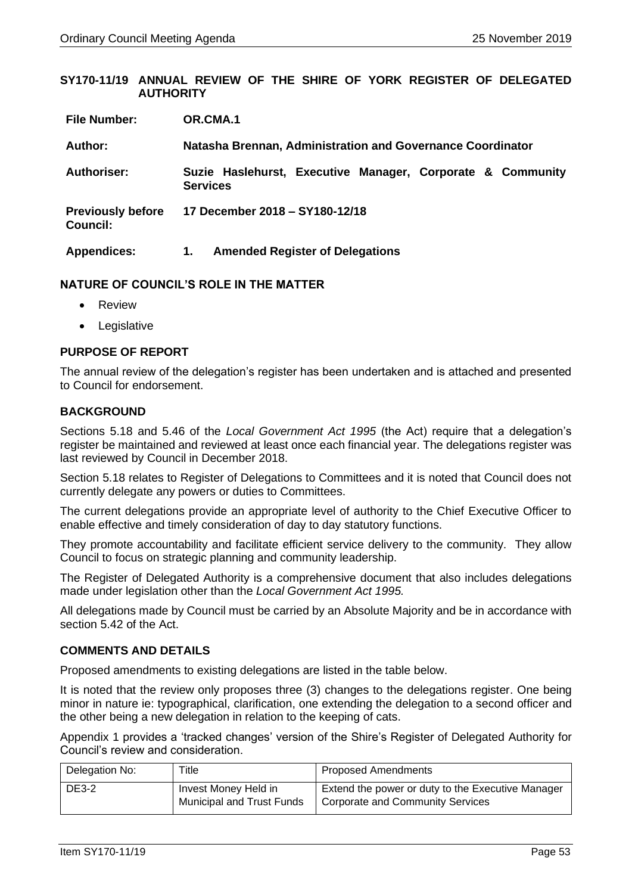## SY170-11/19 ANNUAL REVIEW OF THE SHIRE OF YORK REGISTER OF DELEGATED AUTHORITY

| | |
|---|---|
| **File Number:** | **OR.CMA.1** |
| **Author:** | **Natasha Brennan, Administration and Governance Coordinator** |
| **Authoriser:** | **Suzie Haslehurst, Executive Manager, Corporate & Community Services** |
| **Previously before Council:** | **17 December 2018 – SY180-12/18** |
| **Appendices:** | **1. Amended Register of Delegations** |

### NATURE OF COUNCIL'S ROLE IN THE MATTER

- Review
- Legislative

### PURPOSE OF REPORT

The annual review of the delegation's register has been undertaken and is attached and presented to Council for endorsement.

### BACKGROUND

Sections 5.18 and 5.46 of the *Local Government Act 1995* (the Act) require that a delegation's register be maintained and reviewed at least once each financial year. The delegations register was last reviewed by Council in December 2018.

Section 5.18 relates to Register of Delegations to Committees and it is noted that Council does not currently delegate any powers or duties to Committees.

The current delegations provide an appropriate level of authority to the Chief Executive Officer to enable effective and timely consideration of day to day statutory functions.

They promote accountability and facilitate efficient service delivery to the community. They allow Council to focus on strategic planning and community leadership.

The Register of Delegated Authority is a comprehensive document that also includes delegations made under legislation other than the *Local Government Act 1995.*

All delegations made by Council must be carried by an Absolute Majority and be in accordance with section 5.42 of the Act.

### COMMENTS AND DETAILS

Proposed amendments to existing delegations are listed in the table below.

It is noted that the review only proposes three (3) changes to the delegations register. One being minor in nature ie: typographical, clarification, one extending the delegation to a second officer and the other being a new delegation in relation to the keeping of cats.

Appendix 1 provides a 'tracked changes' version of the Shire's Register of Delegated Authority for Council's review and consideration.

| Delegation No: | Title | Proposed Amendments |
|---|---|---|
| DE3-2 | Invest Money Held in Municipal and Trust Funds | Extend the power or duty to the Executive Manager Corporate and Community Services |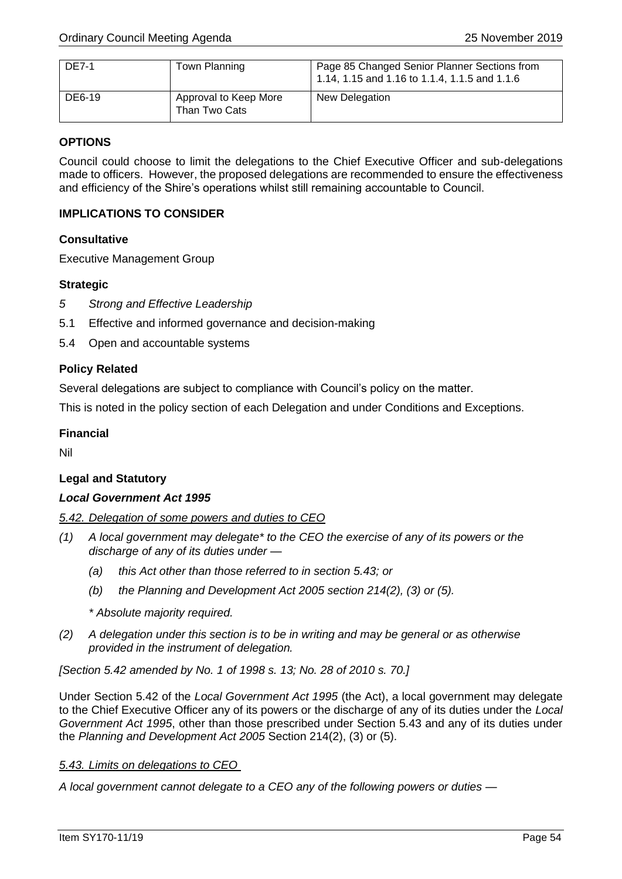| | | |
|---|---|---|
| DE7-1 | Town Planning | Page 85 Changed Senior Planner Sections from 1.14, 1.15 and 1.16 to 1.1.4, 1.1.5 and 1.1.6 |
| DE6-19 | Approval to Keep More Than Two Cats | New Delegation |

## OPTIONS

Council could choose to limit the delegations to the Chief Executive Officer and sub-delegations made to officers. However, the proposed delegations are recommended to ensure the effectiveness and efficiency of the Shire's operations whilst still remaining accountable to Council.

## IMPLICATIONS TO CONSIDER

### Consultative

Executive Management Group

### Strategic

*5 Strong and Effective Leadership*

5.1 Effective and informed governance and decision-making

5.4 Open and accountable systems

### Policy Related

Several delegations are subject to compliance with Council's policy on the matter.

This is noted in the policy section of each Delegation and under Conditions and Exceptions.

### Financial

Nil

### Legal and Statutory

***Local Government Act 1995***

*5.42. Delegation of some powers and duties to CEO*

*(1) A local government may delegate\* to the CEO the exercise of any of its powers or the discharge of any of its duties under —*

*(a) this Act other than those referred to in section 5.43; or*

*(b) the Planning and Development Act 2005 section 214(2), (3) or (5).*

*\* Absolute majority required.*

*(2) A delegation under this section is to be in writing and may be general or as otherwise provided in the instrument of delegation.*

*[Section 5.42 amended by No. 1 of 1998 s. 13; No. 28 of 2010 s. 70.]*

Under Section 5.42 of the *Local Government Act 1995* (the Act), a local government may delegate to the Chief Executive Officer any of its powers or the discharge of any of its duties under the *Local Government Act 1995*, other than those prescribed under Section 5.43 and any of its duties under the *Planning and Development Act 2005* Section 214(2), (3) or (5).

*5.43. Limits on delegations to CEO*

*A local government cannot delegate to a CEO any of the following powers or duties —*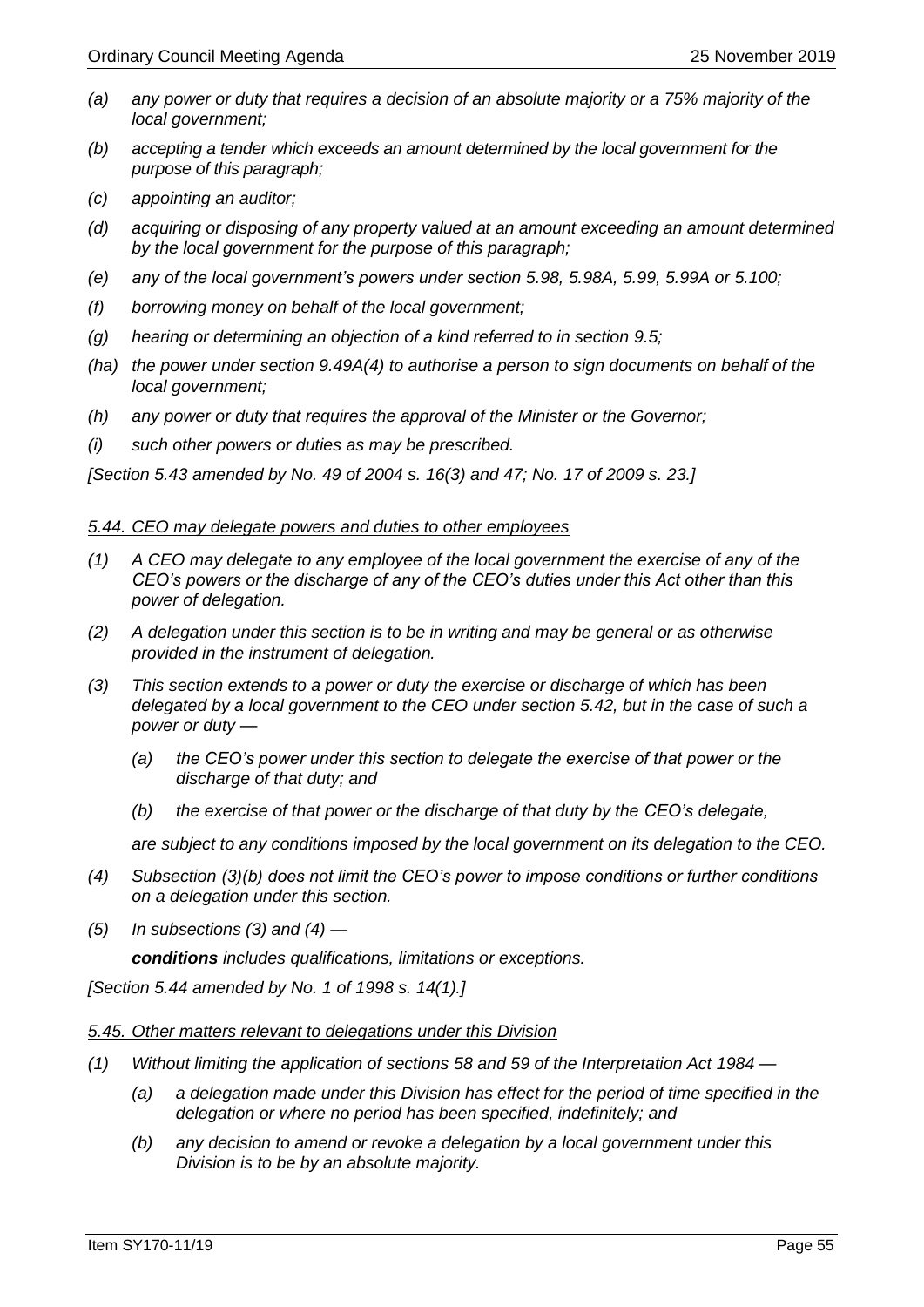*(a) any power or duty that requires a decision of an absolute majority or a 75% majority of the local government;*

*(b) accepting a tender which exceeds an amount determined by the local government for the purpose of this paragraph;*

*(c) appointing an auditor;*

*(d) acquiring or disposing of any property valued at an amount exceeding an amount determined by the local government for the purpose of this paragraph;*

*(e) any of the local government's powers under section 5.98, 5.98A, 5.99, 5.99A or 5.100;*

*(f) borrowing money on behalf of the local government;*

*(g) hearing or determining an objection of a kind referred to in section 9.5;*

*(ha) the power under section 9.49A(4) to authorise a person to sign documents on behalf of the local government;*

*(h) any power or duty that requires the approval of the Minister or the Governor;*

*(i) such other powers or duties as may be prescribed.*

*[Section 5.43 amended by No. 49 of 2004 s. 16(3) and 47; No. 17 of 2009 s. 23.]*

*5.44. CEO may delegate powers and duties to other employees*

*(1) A CEO may delegate to any employee of the local government the exercise of any of the CEO's powers or the discharge of any of the CEO's duties under this Act other than this power of delegation.*

*(2) A delegation under this section is to be in writing and may be general or as otherwise provided in the instrument of delegation.*

*(3) This section extends to a power or duty the exercise or discharge of which has been delegated by a local government to the CEO under section 5.42, but in the case of such a power or duty —*

*(a) the CEO's power under this section to delegate the exercise of that power or the discharge of that duty; and*

*(b) the exercise of that power or the discharge of that duty by the CEO's delegate,*

*are subject to any conditions imposed by the local government on its delegation to the CEO.*

*(4) Subsection (3)(b) does not limit the CEO's power to impose conditions or further conditions on a delegation under this section.*

*(5) In subsections (3) and (4) —*

***conditions** includes qualifications, limitations or exceptions.*

*[Section 5.44 amended by No. 1 of 1998 s. 14(1).]*

*5.45. Other matters relevant to delegations under this Division*

*(1) Without limiting the application of sections 58 and 59 of the Interpretation Act 1984 —*

*(a) a delegation made under this Division has effect for the period of time specified in the delegation or where no period has been specified, indefinitely; and*

*(b) any decision to amend or revoke a delegation by a local government under this Division is to be by an absolute majority.*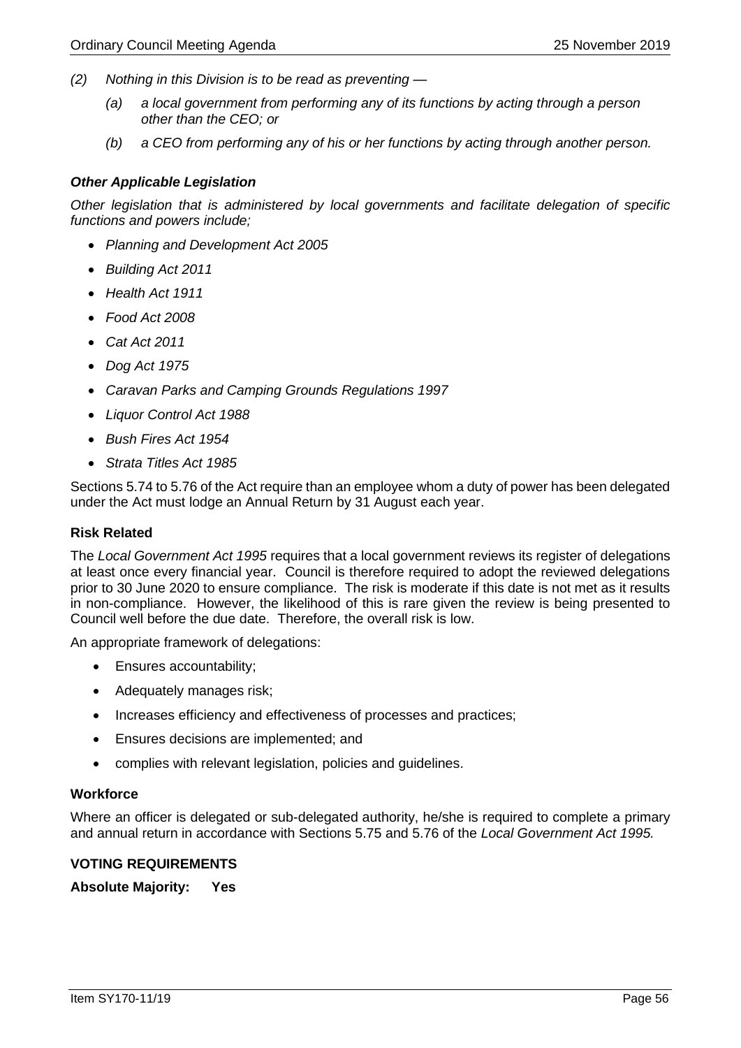*(2) Nothing in this Division is to be read as preventing —*

> *(a) a local government from performing any of its functions by acting through a person other than the CEO; or*
>
> *(b) a CEO from performing any of his or her functions by acting through another person.*

***Other Applicable Legislation***

*Other legislation that is administered by local governments and facilitate delegation of specific functions and powers include;*

- *Planning and Development Act 2005*
- *Building Act 2011*
- *Health Act 1911*
- *Food Act 2008*
- *Cat Act 2011*
- *Dog Act 1975*
- *Caravan Parks and Camping Grounds Regulations 1997*
- *Liquor Control Act 1988*
- *Bush Fires Act 1954*
- *Strata Titles Act 1985*

Sections 5.74 to 5.76 of the Act require than an employee whom a duty of power has been delegated under the Act must lodge an Annual Return by 31 August each year.

**Risk Related**

The *Local Government Act 1995* requires that a local government reviews its register of delegations at least once every financial year. Council is therefore required to adopt the reviewed delegations prior to 30 June 2020 to ensure compliance. The risk is moderate if this date is not met as it results in non-compliance. However, the likelihood of this is rare given the review is being presented to Council well before the due date. Therefore, the overall risk is low.

An appropriate framework of delegations:

- Ensures accountability;
- Adequately manages risk;
- Increases efficiency and effectiveness of processes and practices;
- Ensures decisions are implemented; and
- complies with relevant legislation, policies and guidelines.

**Workforce**

Where an officer is delegated or sub-delegated authority, he/she is required to complete a primary and annual return in accordance with Sections 5.75 and 5.76 of the *Local Government Act 1995.*

**VOTING REQUIREMENTS**

**Absolute Majority: Yes**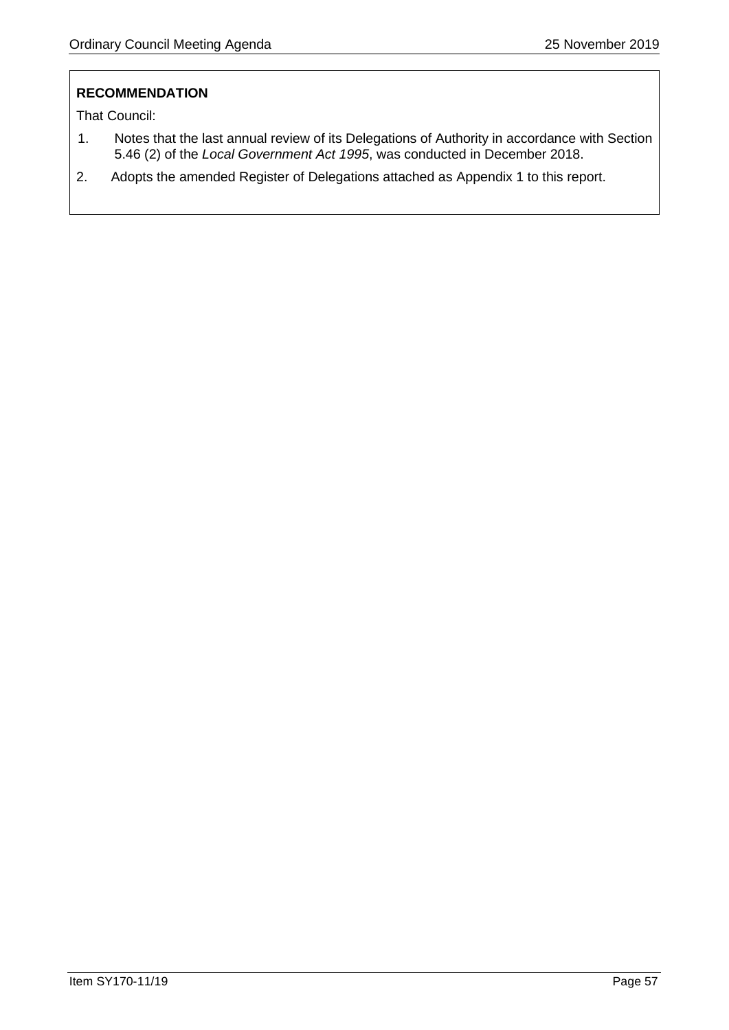**RECOMMENDATION**

That Council:

1. Notes that the last annual review of its Delegations of Authority in accordance with Section 5.46 (2) of the *Local Government Act 1995*, was conducted in December 2018.
2. Adopts the amended Register of Delegations attached as Appendix 1 to this report.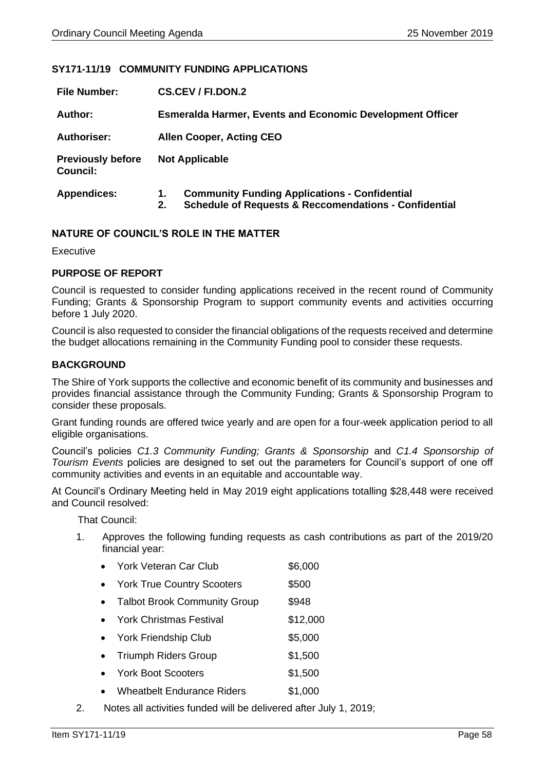## SY171-11/19 COMMUNITY FUNDING APPLICATIONS

| | |
|---|---|
| **File Number:** | **CS.CEV / FI.DON.2** |
| **Author:** | **Esmeralda Harmer, Events and Economic Development Officer** |
| **Authoriser:** | **Allen Cooper, Acting CEO** |
| **Previously before Council:** | **Not Applicable** |
| **Appendices:** | **1. Community Funding Applications - Confidential**<br>**2. Schedule of Requests & Reccomendations - Confidential** |

### NATURE OF COUNCIL'S ROLE IN THE MATTER

Executive

### PURPOSE OF REPORT

Council is requested to consider funding applications received in the recent round of Community Funding; Grants & Sponsorship Program to support community events and activities occurring before 1 July 2020.

Council is also requested to consider the financial obligations of the requests received and determine the budget allocations remaining in the Community Funding pool to consider these requests.

### BACKGROUND

The Shire of York supports the collective and economic benefit of its community and businesses and provides financial assistance through the Community Funding; Grants & Sponsorship Program to consider these proposals.

Grant funding rounds are offered twice yearly and are open for a four-week application period to all eligible organisations.

Council's policies *C1.3 Community Funding; Grants & Sponsorship* and *C1.4 Sponsorship of Tourism Events* policies are designed to set out the parameters for Council's support of one off community activities and events in an equitable and accountable way.

At Council's Ordinary Meeting held in May 2019 eight applications totalling $28,448 were received and Council resolved:

That Council:

1. Approves the following funding requests as cash contributions as part of the 2019/20 financial year:
   - York Veteran Car Club $6,000
   - York True Country Scooters $500
   - Talbot Brook Community Group $948
   - York Christmas Festival $12,000
   - York Friendship Club $5,000
   - Triumph Riders Group $1,500
   - York Boot Scooters $1,500
   - Wheatbelt Endurance Riders $1,000
2. Notes all activities funded will be delivered after July 1, 2019;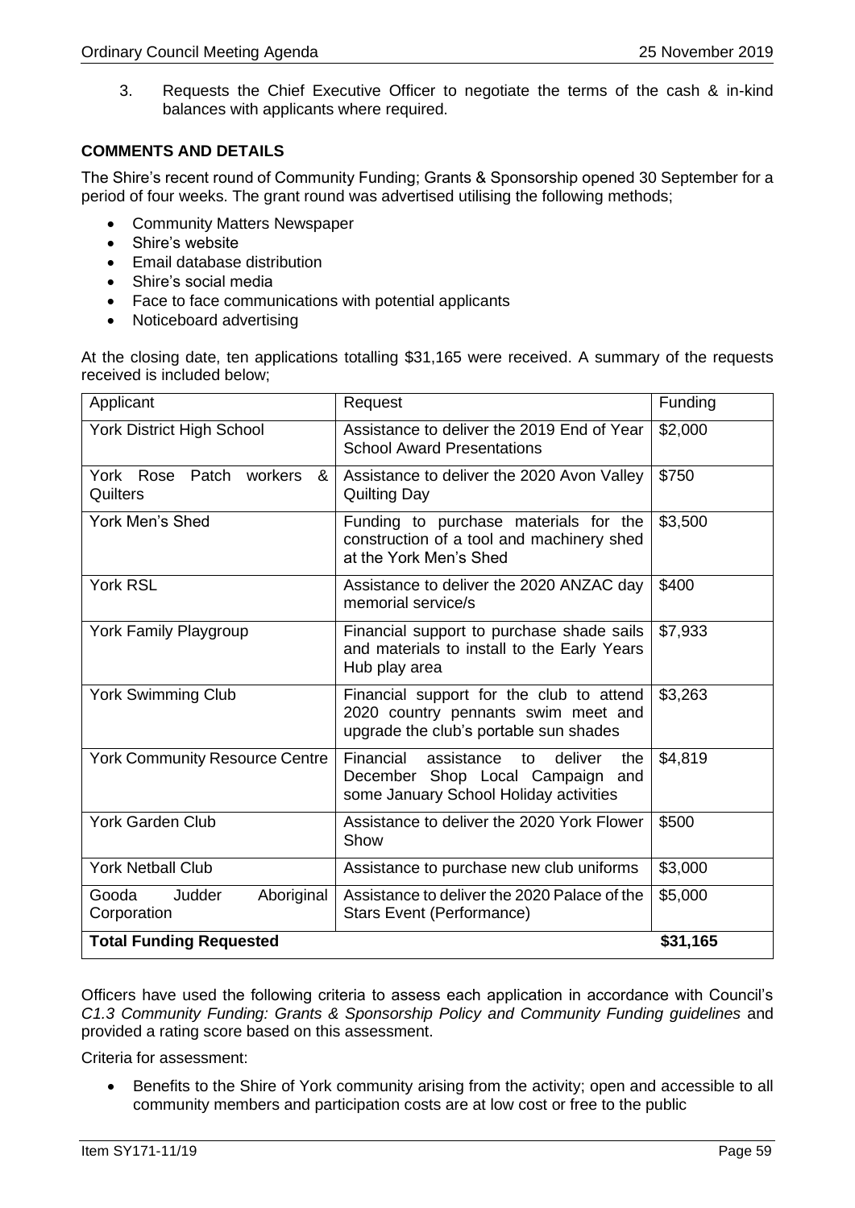3. Requests the Chief Executive Officer to negotiate the terms of the cash & in-kind balances with applicants where required.

**COMMENTS AND DETAILS**

The Shire's recent round of Community Funding; Grants & Sponsorship opened 30 September for a period of four weeks. The grant round was advertised utilising the following methods;

- Community Matters Newspaper
- Shire's website
- Email database distribution
- Shire's social media
- Face to face communications with potential applicants
- Noticeboard advertising

At the closing date, ten applications totalling $31,165 were received. A summary of the requests received is included below;

| Applicant | Request | Funding |
|---|---|---|
| York District High School | Assistance to deliver the 2019 End of Year School Award Presentations | $2,000 |
| York Rose Patch workers & Quilters | Assistance to deliver the 2020 Avon Valley Quilting Day | $750 |
| York Men's Shed | Funding to purchase materials for the construction of a tool and machinery shed at the York Men's Shed | $3,500 |
| York RSL | Assistance to deliver the 2020 ANZAC day memorial service/s | $400 |
| York Family Playgroup | Financial support to purchase shade sails and materials to install to the Early Years Hub play area | $7,933 |
| York Swimming Club | Financial support for the club to attend 2020 country pennants swim meet and upgrade the club's portable sun shades | $3,263 |
| York Community Resource Centre | Financial assistance to deliver the December Shop Local Campaign and some January School Holiday activities | $4,819 |
| York Garden Club | Assistance to deliver the 2020 York Flower Show | $500 |
| York Netball Club | Assistance to purchase new club uniforms | $3,000 |
| Gooda Judder Aboriginal Corporation | Assistance to deliver the 2020 Palace of the Stars Event (Performance) | $5,000 |
| **Total Funding Requested** | | **$31,165** |

Officers have used the following criteria to assess each application in accordance with Council's *C1.3 Community Funding: Grants & Sponsorship Policy and Community Funding guidelines* and provided a rating score based on this assessment.

Criteria for assessment:

- Benefits to the Shire of York community arising from the activity; open and accessible to all community members and participation costs are at low cost or free to the public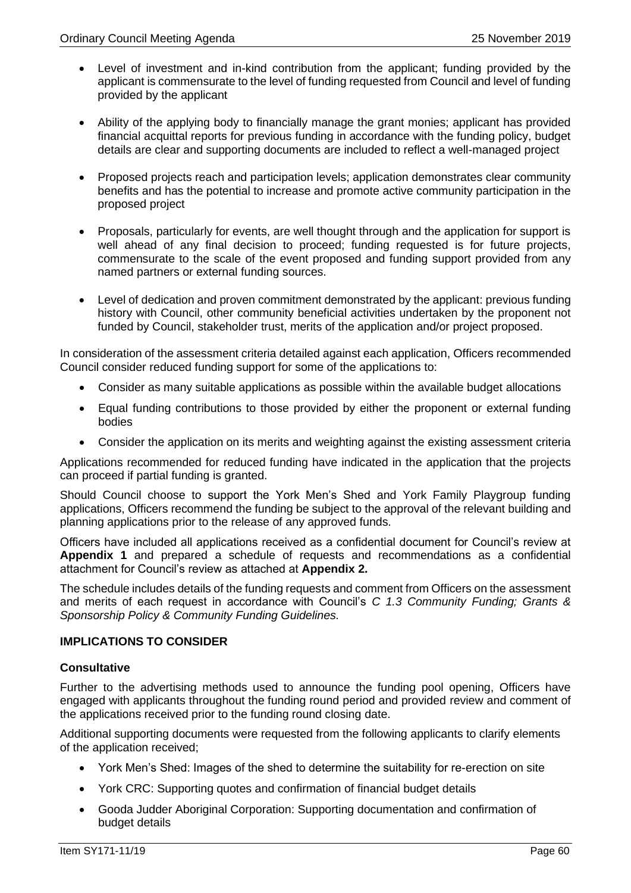- Level of investment and in-kind contribution from the applicant; funding provided by the applicant is commensurate to the level of funding requested from Council and level of funding provided by the applicant
- Ability of the applying body to financially manage the grant monies; applicant has provided financial acquittal reports for previous funding in accordance with the funding policy, budget details are clear and supporting documents are included to reflect a well-managed project
- Proposed projects reach and participation levels; application demonstrates clear community benefits and has the potential to increase and promote active community participation in the proposed project
- Proposals, particularly for events, are well thought through and the application for support is well ahead of any final decision to proceed; funding requested is for future projects, commensurate to the scale of the event proposed and funding support provided from any named partners or external funding sources.
- Level of dedication and proven commitment demonstrated by the applicant: previous funding history with Council, other community beneficial activities undertaken by the proponent not funded by Council, stakeholder trust, merits of the application and/or project proposed.

In consideration of the assessment criteria detailed against each application, Officers recommended Council consider reduced funding support for some of the applications to:

- Consider as many suitable applications as possible within the available budget allocations
- Equal funding contributions to those provided by either the proponent or external funding bodies
- Consider the application on its merits and weighting against the existing assessment criteria

Applications recommended for reduced funding have indicated in the application that the projects can proceed if partial funding is granted.

Should Council choose to support the York Men's Shed and York Family Playgroup funding applications, Officers recommend the funding be subject to the approval of the relevant building and planning applications prior to the release of any approved funds.

Officers have included all applications received as a confidential document for Council's review at **Appendix 1** and prepared a schedule of requests and recommendations as a confidential attachment for Council's review as attached at **Appendix 2.**

The schedule includes details of the funding requests and comment from Officers on the assessment and merits of each request in accordance with Council's *C 1.3 Community Funding; Grants & Sponsorship Policy & Community Funding Guidelines.*

## IMPLICATIONS TO CONSIDER

### Consultative

Further to the advertising methods used to announce the funding pool opening, Officers have engaged with applicants throughout the funding round period and provided review and comment of the applications received prior to the funding round closing date.

Additional supporting documents were requested from the following applicants to clarify elements of the application received;

- York Men's Shed: Images of the shed to determine the suitability for re-erection on site
- York CRC: Supporting quotes and confirmation of financial budget details
- Gooda Judder Aboriginal Corporation: Supporting documentation and confirmation of budget details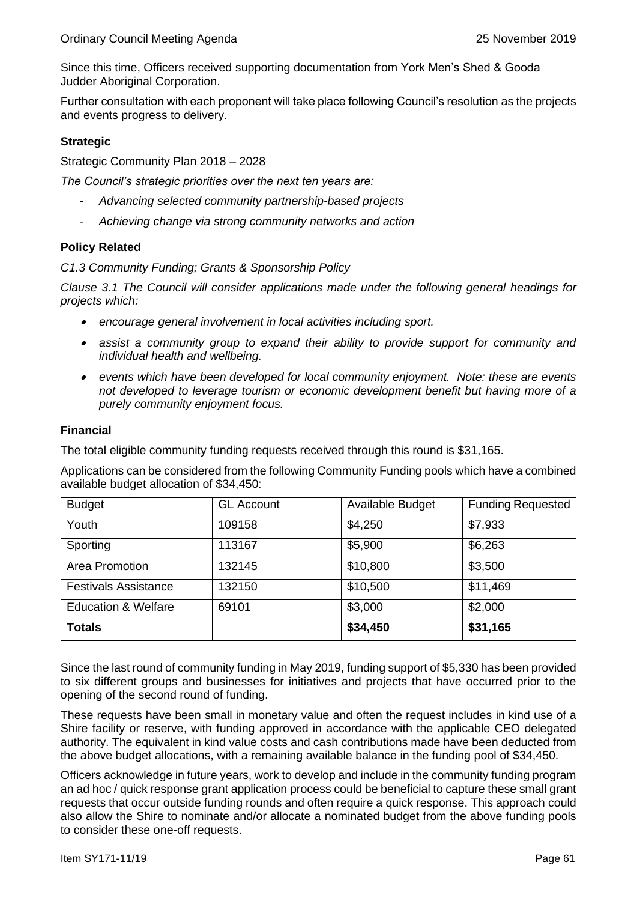Since this time, Officers received supporting documentation from York Men's Shed & Gooda Judder Aboriginal Corporation.

Further consultation with each proponent will take place following Council's resolution as the projects and events progress to delivery.

### Strategic

Strategic Community Plan 2018 – 2028

*The Council's strategic priorities over the next ten years are:*

- *Advancing selected community partnership-based projects*
- *Achieving change via strong community networks and action*

### Policy Related

*C1.3 Community Funding; Grants & Sponsorship Policy*

*Clause 3.1 The Council will consider applications made under the following general headings for projects which:*

- *encourage general involvement in local activities including sport.*
- *assist a community group to expand their ability to provide support for community and individual health and wellbeing.*
- *events which have been developed for local community enjoyment. Note: these are events not developed to leverage tourism or economic development benefit but having more of a purely community enjoyment focus.*

### Financial

The total eligible community funding requests received through this round is $31,165.

Applications can be considered from the following Community Funding pools which have a combined available budget allocation of $34,450:

| Budget | GL Account | Available Budget | Funding Requested |
|---|---|---|---|
| Youth | 109158 | $4,250 | $7,933 |
| Sporting | 113167 | $5,900 | $6,263 |
| Area Promotion | 132145 | $10,800 | $3,500 |
| Festivals Assistance | 132150 | $10,500 | $11,469 |
| Education & Welfare | 69101 | $3,000 | $2,000 |
| **Totals** | | **$34,450** | **$31,165** |

Since the last round of community funding in May 2019, funding support of $5,330 has been provided to six different groups and businesses for initiatives and projects that have occurred prior to the opening of the second round of funding.

These requests have been small in monetary value and often the request includes in kind use of a Shire facility or reserve, with funding approved in accordance with the applicable CEO delegated authority. The equivalent in kind value costs and cash contributions made have been deducted from the above budget allocations, with a remaining available balance in the funding pool of $34,450.

Officers acknowledge in future years, work to develop and include in the community funding program an ad hoc / quick response grant application process could be beneficial to capture these small grant requests that occur outside funding rounds and often require a quick response. This approach could also allow the Shire to nominate and/or allocate a nominated budget from the above funding pools to consider these one-off requests.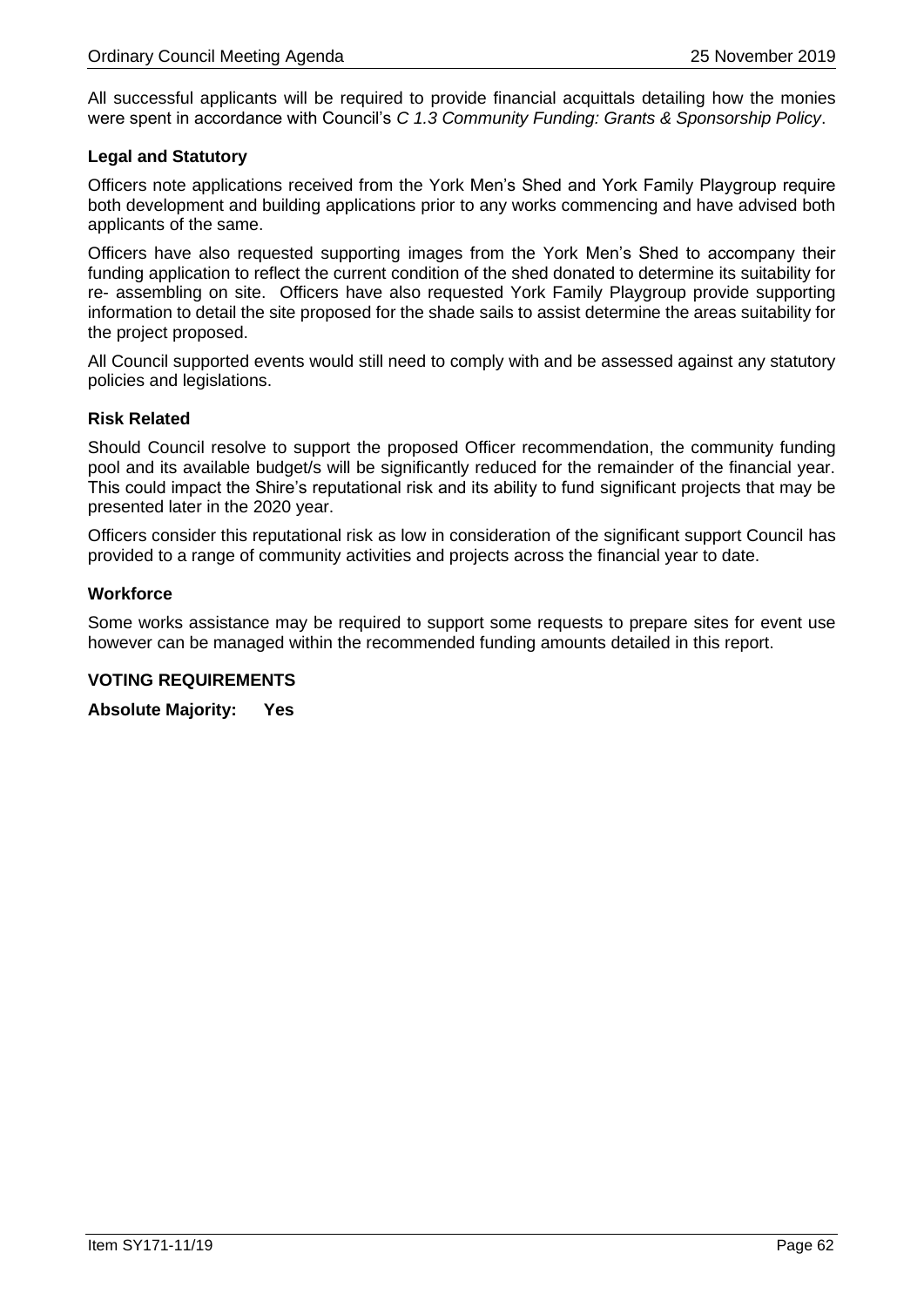All successful applicants will be required to provide financial acquittals detailing how the monies were spent in accordance with Council's *C 1.3 Community Funding: Grants & Sponsorship Policy*.

**Legal and Statutory**

Officers note applications received from the York Men's Shed and York Family Playgroup require both development and building applications prior to any works commencing and have advised both applicants of the same.

Officers have also requested supporting images from the York Men's Shed to accompany their funding application to reflect the current condition of the shed donated to determine its suitability for re- assembling on site. Officers have also requested York Family Playgroup provide supporting information to detail the site proposed for the shade sails to assist determine the areas suitability for the project proposed.

All Council supported events would still need to comply with and be assessed against any statutory policies and legislations.

**Risk Related**

Should Council resolve to support the proposed Officer recommendation, the community funding pool and its available budget/s will be significantly reduced for the remainder of the financial year. This could impact the Shire's reputational risk and its ability to fund significant projects that may be presented later in the 2020 year.

Officers consider this reputational risk as low in consideration of the significant support Council has provided to a range of community activities and projects across the financial year to date.

**Workforce**

Some works assistance may be required to support some requests to prepare sites for event use however can be managed within the recommended funding amounts detailed in this report.

**VOTING REQUIREMENTS**

**Absolute Majority: Yes**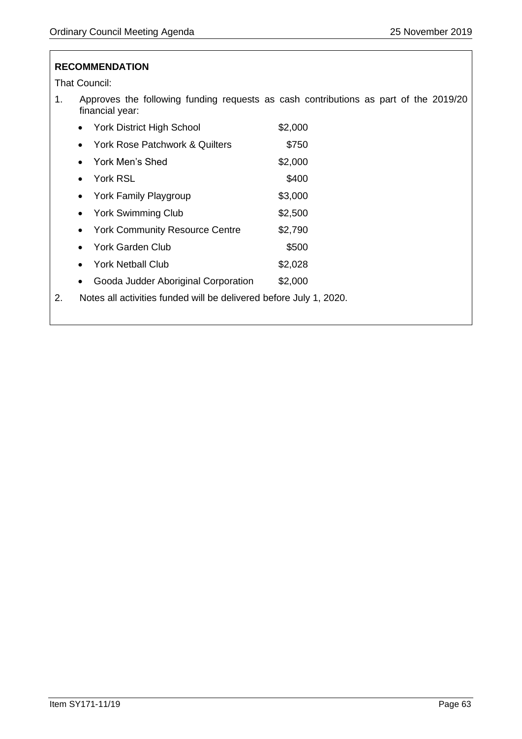**RECOMMENDATION**

That Council:

1. Approves the following funding requests as cash contributions as part of the 2019/20 financial year:

    - York District High School $2,000
    - York Rose Patchwork & Quilters $750
    - York Men's Shed $2,000
    - York RSL $400
    - York Family Playgroup $3,000
    - York Swimming Club $2,500
    - York Community Resource Centre $2,790
    - York Garden Club $500
    - York Netball Club $2,028
    - Gooda Judder Aboriginal Corporation $2,000

2. Notes all activities funded will be delivered before July 1, 2020.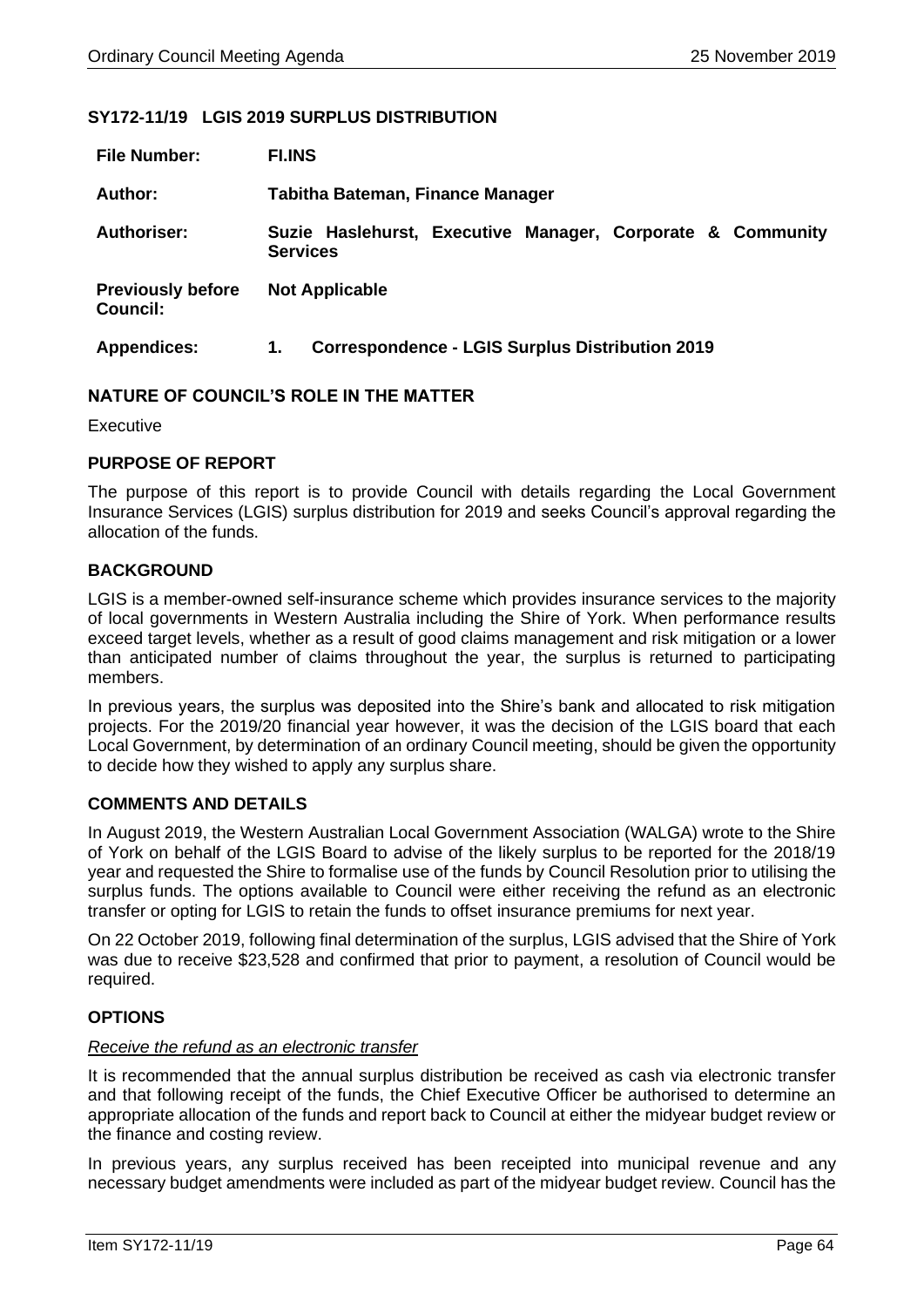### SY172-11/19 LGIS 2019 SURPLUS DISTRIBUTION

| | |
|---|---|
| **File Number:** | **FI.INS** |
| **Author:** | **Tabitha Bateman, Finance Manager** |
| **Authoriser:** | **Suzie Haslehurst, Executive Manager, Corporate & Community Services** |
| **Previously before Council:** | **Not Applicable** |
| **Appendices:** | **1. Correspondence - LGIS Surplus Distribution 2019** |

#### NATURE OF COUNCIL'S ROLE IN THE MATTER

Executive

#### PURPOSE OF REPORT

The purpose of this report is to provide Council with details regarding the Local Government Insurance Services (LGIS) surplus distribution for 2019 and seeks Council's approval regarding the allocation of the funds.

#### BACKGROUND

LGIS is a member-owned self-insurance scheme which provides insurance services to the majority of local governments in Western Australia including the Shire of York. When performance results exceed target levels, whether as a result of good claims management and risk mitigation or a lower than anticipated number of claims throughout the year, the surplus is returned to participating members.

In previous years, the surplus was deposited into the Shire's bank and allocated to risk mitigation projects. For the 2019/20 financial year however, it was the decision of the LGIS board that each Local Government, by determination of an ordinary Council meeting, should be given the opportunity to decide how they wished to apply any surplus share.

#### COMMENTS AND DETAILS

In August 2019, the Western Australian Local Government Association (WALGA) wrote to the Shire of York on behalf of the LGIS Board to advise of the likely surplus to be reported for the 2018/19 year and requested the Shire to formalise use of the funds by Council Resolution prior to utilising the surplus funds. The options available to Council were either receiving the refund as an electronic transfer or opting for LGIS to retain the funds to offset insurance premiums for next year.

On 22 October 2019, following final determination of the surplus, LGIS advised that the Shire of York was due to receive $23,528 and confirmed that prior to payment, a resolution of Council would be required.

#### OPTIONS

*Receive the refund as an electronic transfer*

It is recommended that the annual surplus distribution be received as cash via electronic transfer and that following receipt of the funds, the Chief Executive Officer be authorised to determine an appropriate allocation of the funds and report back to Council at either the midyear budget review or the finance and costing review.

In previous years, any surplus received has been receipted into municipal revenue and any necessary budget amendments were included as part of the midyear budget review. Council has the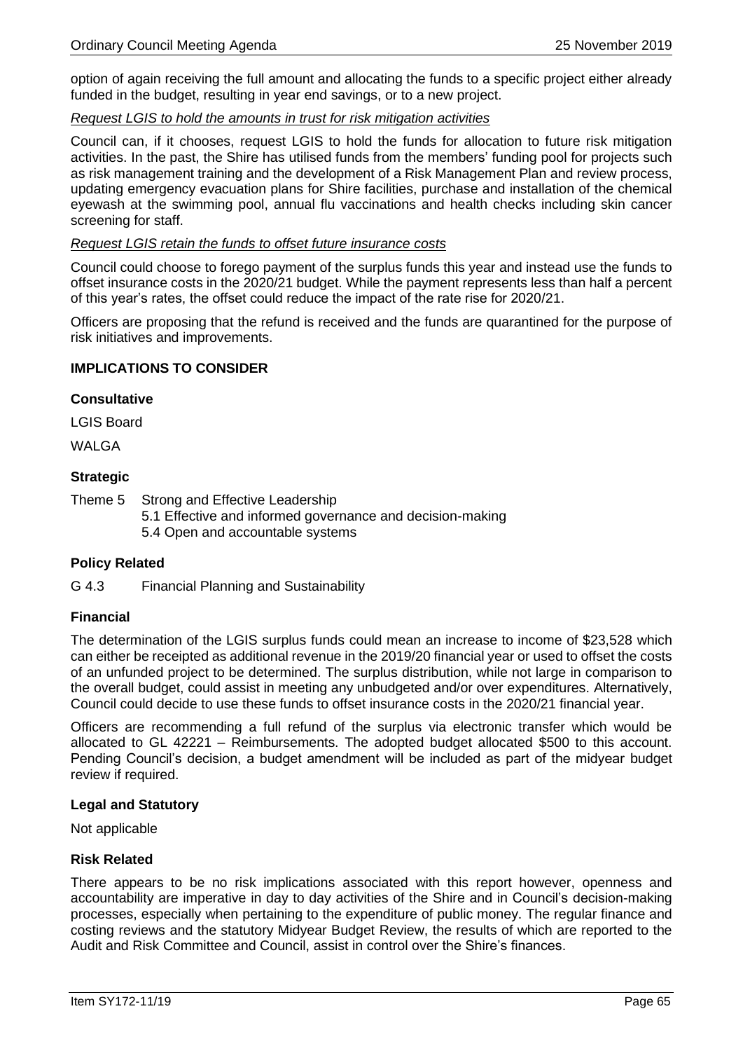option of again receiving the full amount and allocating the funds to a specific project either already funded in the budget, resulting in year end savings, or to a new project.

*Request LGIS to hold the amounts in trust for risk mitigation activities*

Council can, if it chooses, request LGIS to hold the funds for allocation to future risk mitigation activities. In the past, the Shire has utilised funds from the members' funding pool for projects such as risk management training and the development of a Risk Management Plan and review process, updating emergency evacuation plans for Shire facilities, purchase and installation of the chemical eyewash at the swimming pool, annual flu vaccinations and health checks including skin cancer screening for staff.

*Request LGIS retain the funds to offset future insurance costs*

Council could choose to forego payment of the surplus funds this year and instead use the funds to offset insurance costs in the 2020/21 budget. While the payment represents less than half a percent of this year's rates, the offset could reduce the impact of the rate rise for 2020/21.

Officers are proposing that the refund is received and the funds are quarantined for the purpose of risk initiatives and improvements.

## IMPLICATIONS TO CONSIDER

### Consultative

LGIS Board

WALGA

### Strategic

Theme 5 Strong and Effective Leadership
- 5.1 Effective and informed governance and decision-making
- 5.4 Open and accountable systems

### Policy Related

G 4.3 Financial Planning and Sustainability

### Financial

The determination of the LGIS surplus funds could mean an increase to income of $23,528 which can either be receipted as additional revenue in the 2019/20 financial year or used to offset the costs of an unfunded project to be determined. The surplus distribution, while not large in comparison to the overall budget, could assist in meeting any unbudgeted and/or over expenditures. Alternatively, Council could decide to use these funds to offset insurance costs in the 2020/21 financial year.

Officers are recommending a full refund of the surplus via electronic transfer which would be allocated to GL 42221 – Reimbursements. The adopted budget allocated $500 to this account. Pending Council's decision, a budget amendment will be included as part of the midyear budget review if required.

### Legal and Statutory

Not applicable

### Risk Related

There appears to be no risk implications associated with this report however, openness and accountability are imperative in day to day activities of the Shire and in Council's decision-making processes, especially when pertaining to the expenditure of public money. The regular finance and costing reviews and the statutory Midyear Budget Review, the results of which are reported to the Audit and Risk Committee and Council, assist in control over the Shire's finances.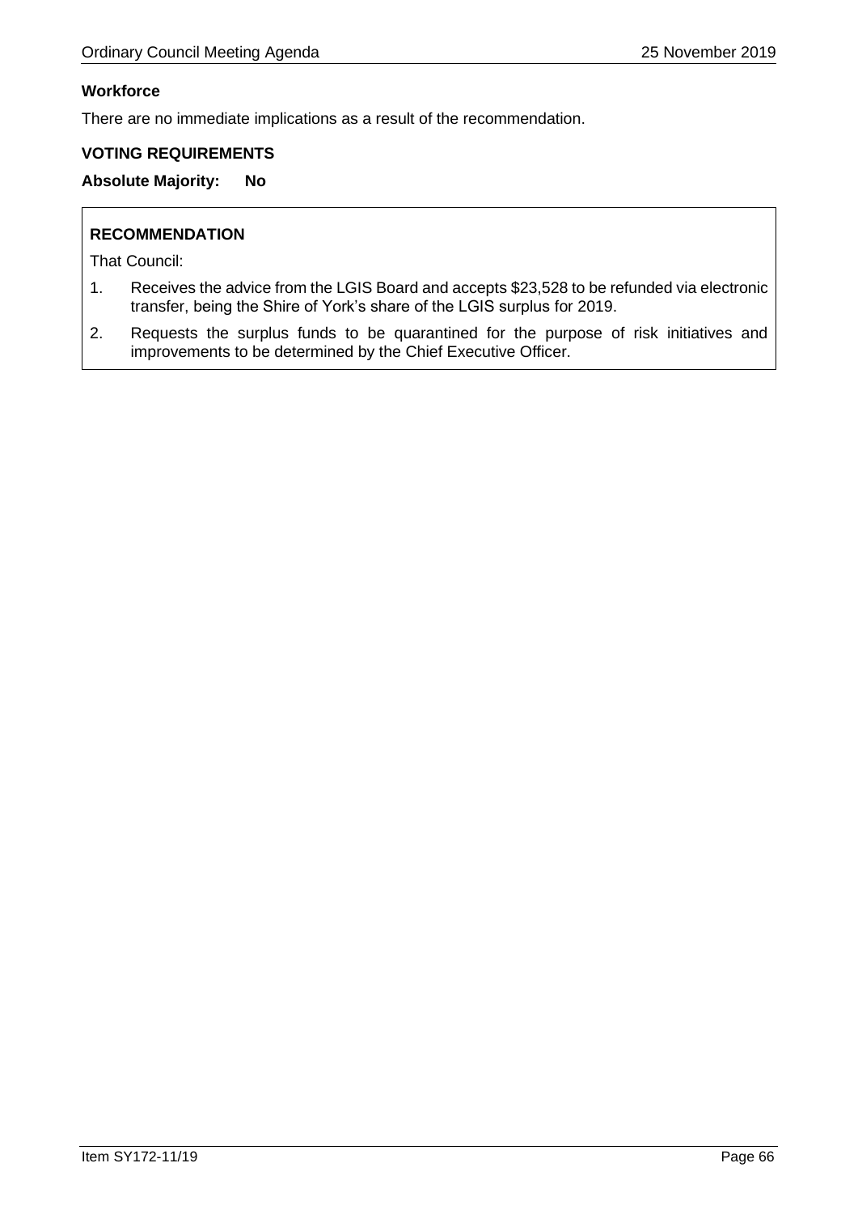**Workforce**

There are no immediate implications as a result of the recommendation.

**VOTING REQUIREMENTS**

**Absolute Majority: No**

**RECOMMENDATION**

That Council:

1. Receives the advice from the LGIS Board and accepts $23,528 to be refunded via electronic transfer, being the Shire of York's share of the LGIS surplus for 2019.
2. Requests the surplus funds to be quarantined for the purpose of risk initiatives and improvements to be determined by the Chief Executive Officer.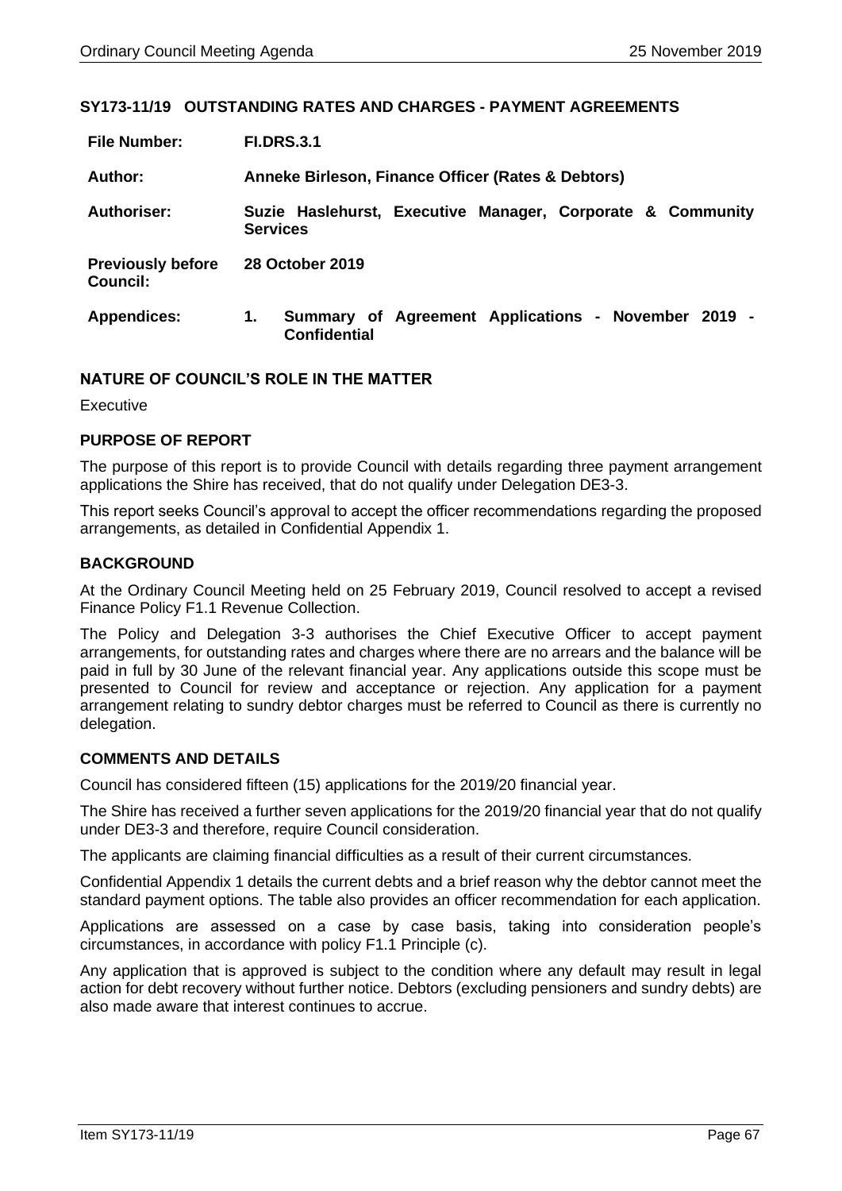### SY173-11/19 OUTSTANDING RATES AND CHARGES - PAYMENT AGREEMENTS

| | |
|---|---|
| **File Number:** | **FI.DRS.3.1** |
| **Author:** | **Anneke Birleson, Finance Officer (Rates & Debtors)** |
| **Authoriser:** | **Suzie Haslehurst, Executive Manager, Corporate & Community Services** |
| **Previously before Council:** | **28 October 2019** |
| **Appendices:** | **1. Summary of Agreement Applications - November 2019 - Confidential** |

### NATURE OF COUNCIL'S ROLE IN THE MATTER

Executive

### PURPOSE OF REPORT

The purpose of this report is to provide Council with details regarding three payment arrangement applications the Shire has received, that do not qualify under Delegation DE3-3.

This report seeks Council's approval to accept the officer recommendations regarding the proposed arrangements, as detailed in Confidential Appendix 1.

### BACKGROUND

At the Ordinary Council Meeting held on 25 February 2019, Council resolved to accept a revised Finance Policy F1.1 Revenue Collection.

The Policy and Delegation 3-3 authorises the Chief Executive Officer to accept payment arrangements, for outstanding rates and charges where there are no arrears and the balance will be paid in full by 30 June of the relevant financial year. Any applications outside this scope must be presented to Council for review and acceptance or rejection. Any application for a payment arrangement relating to sundry debtor charges must be referred to Council as there is currently no delegation.

### COMMENTS AND DETAILS

Council has considered fifteen (15) applications for the 2019/20 financial year.

The Shire has received a further seven applications for the 2019/20 financial year that do not qualify under DE3-3 and therefore, require Council consideration.

The applicants are claiming financial difficulties as a result of their current circumstances.

Confidential Appendix 1 details the current debts and a brief reason why the debtor cannot meet the standard payment options. The table also provides an officer recommendation for each application.

Applications are assessed on a case by case basis, taking into consideration people's circumstances, in accordance with policy F1.1 Principle (c).

Any application that is approved is subject to the condition where any default may result in legal action for debt recovery without further notice. Debtors (excluding pensioners and sundry debts) are also made aware that interest continues to accrue.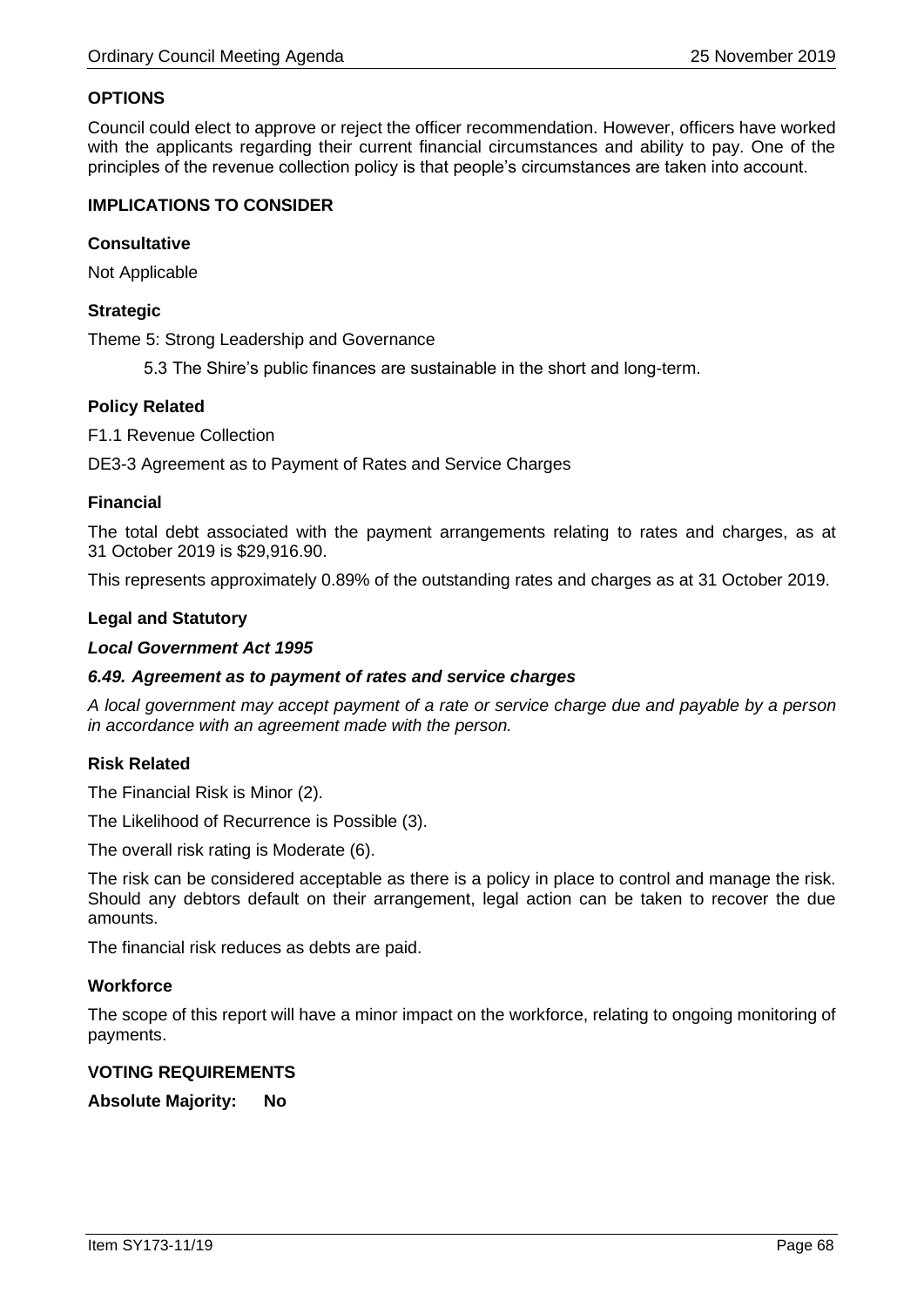### OPTIONS

Council could elect to approve or reject the officer recommendation. However, officers have worked with the applicants regarding their current financial circumstances and ability to pay. One of the principles of the revenue collection policy is that people's circumstances are taken into account.

### IMPLICATIONS TO CONSIDER

#### Consultative

Not Applicable

#### Strategic

Theme 5: Strong Leadership and Governance

5.3 The Shire's public finances are sustainable in the short and long-term.

#### Policy Related

F1.1 Revenue Collection

DE3-3 Agreement as to Payment of Rates and Service Charges

#### Financial

The total debt associated with the payment arrangements relating to rates and charges, as at 31 October 2019 is $29,916.90.

This represents approximately 0.89% of the outstanding rates and charges as at 31 October 2019.

#### Legal and Statutory

***Local Government Act 1995***

***6.49. Agreement as to payment of rates and service charges***

*A local government may accept payment of a rate or service charge due and payable by a person in accordance with an agreement made with the person.*

#### Risk Related

The Financial Risk is Minor (2).

The Likelihood of Recurrence is Possible (3).

The overall risk rating is Moderate (6).

The risk can be considered acceptable as there is a policy in place to control and manage the risk. Should any debtors default on their arrangement, legal action can be taken to recover the due amounts.

The financial risk reduces as debts are paid.

#### Workforce

The scope of this report will have a minor impact on the workforce, relating to ongoing monitoring of payments.

### VOTING REQUIREMENTS

**Absolute Majority: No**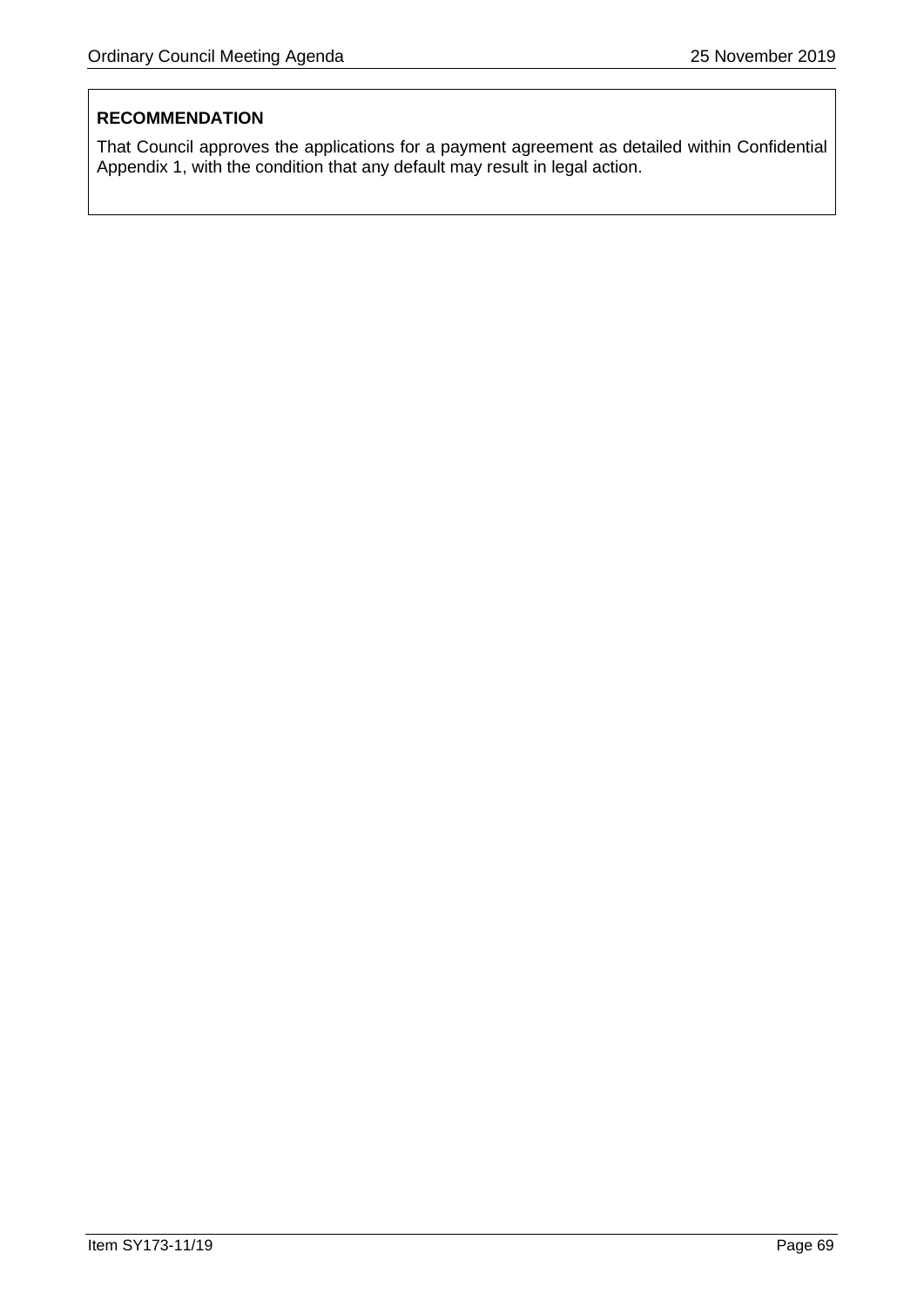**RECOMMENDATION**

That Council approves the applications for a payment agreement as detailed within Confidential Appendix 1, with the condition that any default may result in legal action.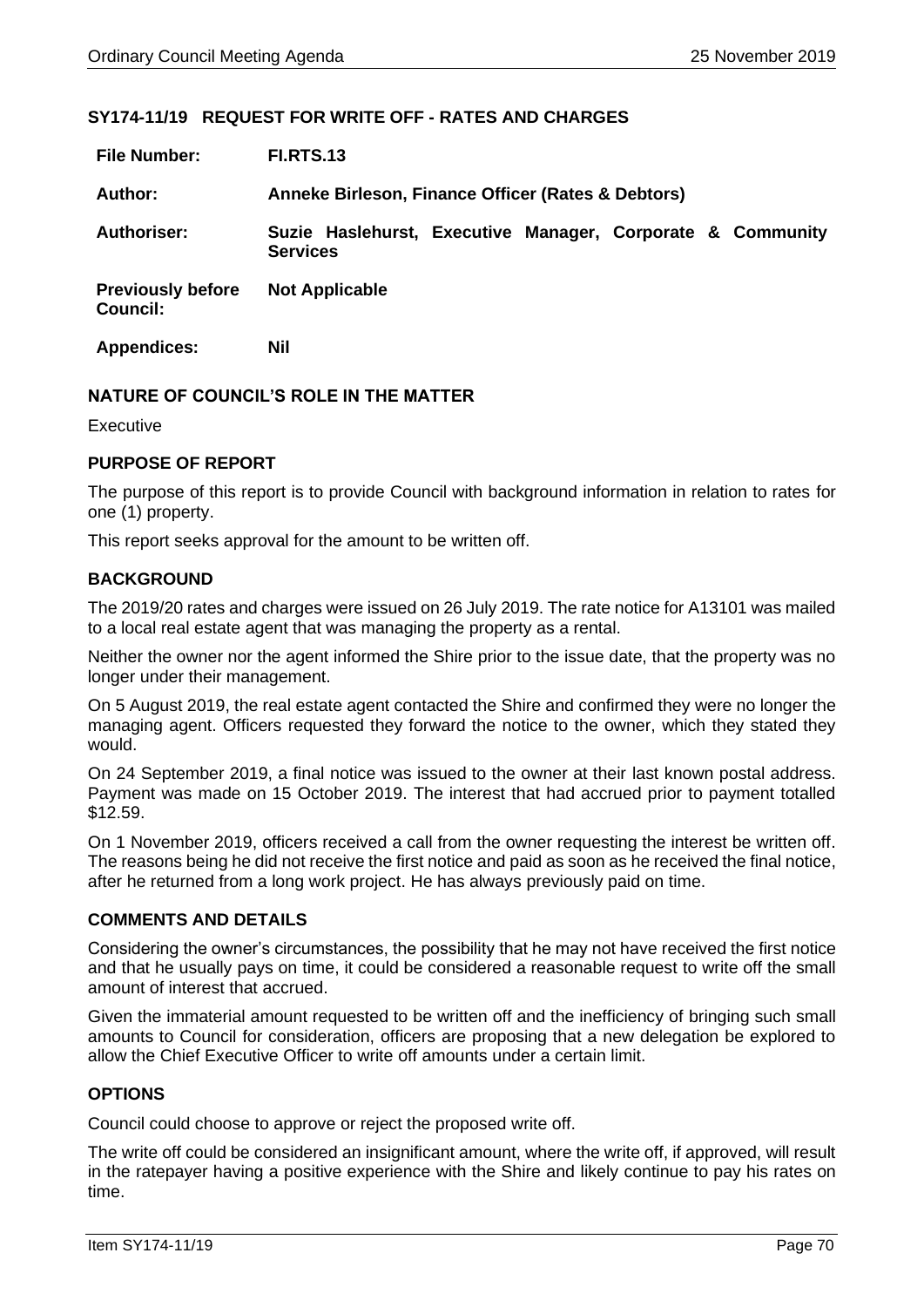## SY174-11/19 REQUEST FOR WRITE OFF - RATES AND CHARGES

| | |
|---|---|
| **File Number:** | **FI.RTS.13** |
| **Author:** | **Anneke Birleson, Finance Officer (Rates & Debtors)** |
| **Authoriser:** | **Suzie Haslehurst, Executive Manager, Corporate & Community Services** |
| **Previously before Council:** | **Not Applicable** |
| **Appendices:** | **Nil** |

### NATURE OF COUNCIL'S ROLE IN THE MATTER

Executive

### PURPOSE OF REPORT

The purpose of this report is to provide Council with background information in relation to rates for one (1) property.

This report seeks approval for the amount to be written off.

### BACKGROUND

The 2019/20 rates and charges were issued on 26 July 2019. The rate notice for A13101 was mailed to a local real estate agent that was managing the property as a rental.

Neither the owner nor the agent informed the Shire prior to the issue date, that the property was no longer under their management.

On 5 August 2019, the real estate agent contacted the Shire and confirmed they were no longer the managing agent. Officers requested they forward the notice to the owner, which they stated they would.

On 24 September 2019, a final notice was issued to the owner at their last known postal address. Payment was made on 15 October 2019. The interest that had accrued prior to payment totalled $12.59.

On 1 November 2019, officers received a call from the owner requesting the interest be written off. The reasons being he did not receive the first notice and paid as soon as he received the final notice, after he returned from a long work project. He has always previously paid on time.

### COMMENTS AND DETAILS

Considering the owner's circumstances, the possibility that he may not have received the first notice and that he usually pays on time, it could be considered a reasonable request to write off the small amount of interest that accrued.

Given the immaterial amount requested to be written off and the inefficiency of bringing such small amounts to Council for consideration, officers are proposing that a new delegation be explored to allow the Chief Executive Officer to write off amounts under a certain limit.

### OPTIONS

Council could choose to approve or reject the proposed write off.

The write off could be considered an insignificant amount, where the write off, if approved, will result in the ratepayer having a positive experience with the Shire and likely continue to pay his rates on time.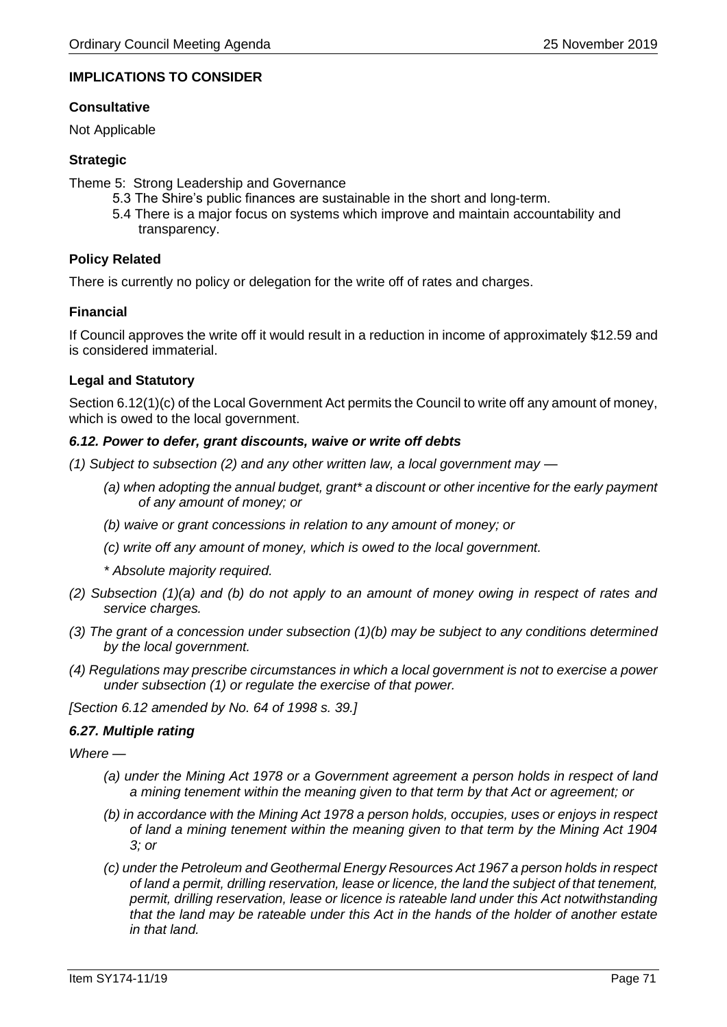## IMPLICATIONS TO CONSIDER

### Consultative

Not Applicable

### Strategic

Theme 5: Strong Leadership and Governance

- 5.3 The Shire's public finances are sustainable in the short and long-term.
- 5.4 There is a major focus on systems which improve and maintain accountability and transparency.

### Policy Related

There is currently no policy or delegation for the write off of rates and charges.

### Financial

If Council approves the write off it would result in a reduction in income of approximately $12.59 and is considered immaterial.

### Legal and Statutory

Section 6.12(1)(c) of the Local Government Act permits the Council to write off any amount of money, which is owed to the local government.

#### *6.12. Power to defer, grant discounts, waive or write off debts*

*(1) Subject to subsection (2) and any other written law, a local government may —*

*(a) when adopting the annual budget, grant* a discount or other incentive for the early payment of any amount of money; or*

*(b) waive or grant concessions in relation to any amount of money; or*

*(c) write off any amount of money, which is owed to the local government.*

*\* Absolute majority required.*

*(2) Subsection (1)(a) and (b) do not apply to an amount of money owing in respect of rates and service charges.*

*(3) The grant of a concession under subsection (1)(b) may be subject to any conditions determined by the local government.*

*(4) Regulations may prescribe circumstances in which a local government is not to exercise a power under subsection (1) or regulate the exercise of that power.*

*[Section 6.12 amended by No. 64 of 1998 s. 39.]*

#### *6.27. Multiple rating*

*Where —*

*(a) under the Mining Act 1978 or a Government agreement a person holds in respect of land a mining tenement within the meaning given to that term by that Act or agreement; or*

*(b) in accordance with the Mining Act 1978 a person holds, occupies, uses or enjoys in respect of land a mining tenement within the meaning given to that term by the Mining Act 1904 3; or*

*(c) under the Petroleum and Geothermal Energy Resources Act 1967 a person holds in respect of land a permit, drilling reservation, lease or licence, the land the subject of that tenement, permit, drilling reservation, lease or licence is rateable land under this Act notwithstanding that the land may be rateable under this Act in the hands of the holder of another estate in that land.*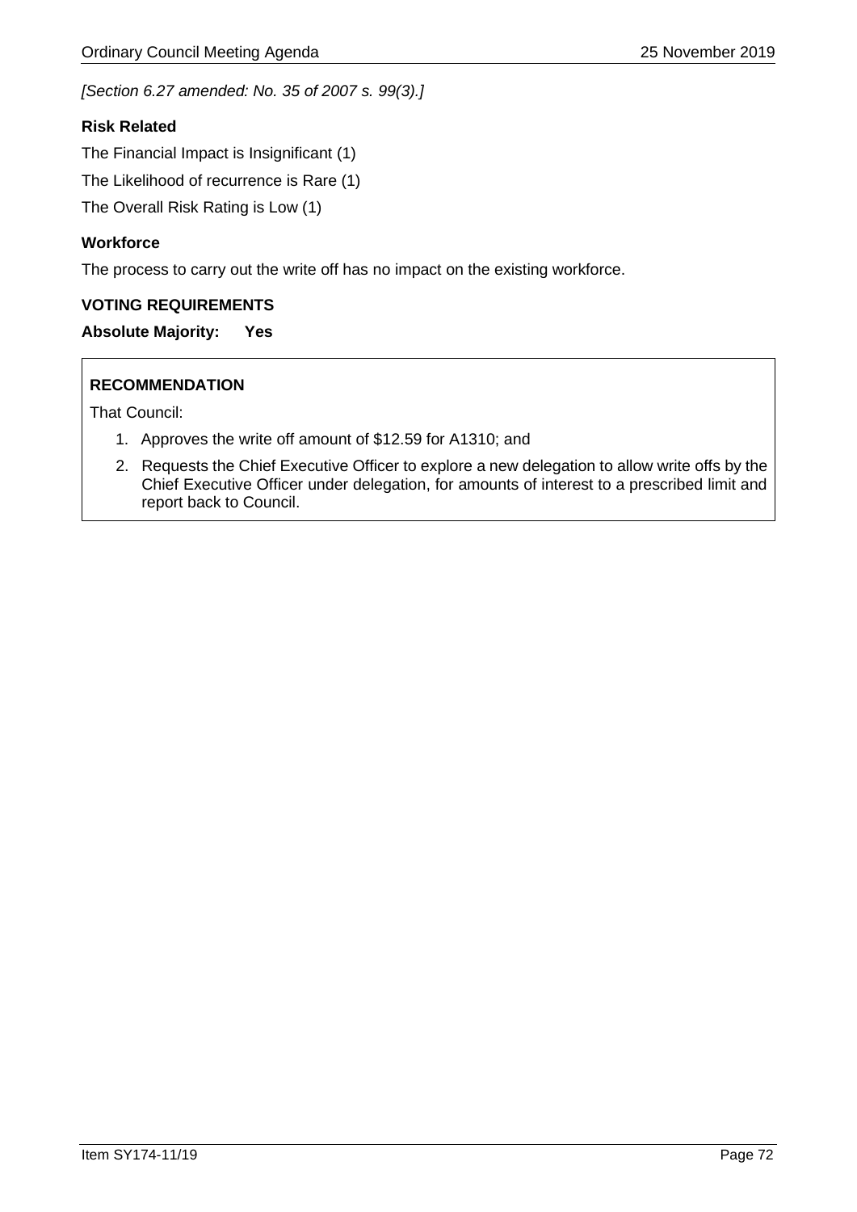*[Section 6.27 amended: No. 35 of 2007 s. 99(3).]*

**Risk Related**

The Financial Impact is Insignificant (1)

The Likelihood of recurrence is Rare (1)

The Overall Risk Rating is Low (1)

**Workforce**

The process to carry out the write off has no impact on the existing workforce.

**VOTING REQUIREMENTS**

**Absolute Majority: Yes**

**RECOMMENDATION**

That Council:

1. Approves the write off amount of $12.59 for A1310; and
2. Requests the Chief Executive Officer to explore a new delegation to allow write offs by the Chief Executive Officer under delegation, for amounts of interest to a prescribed limit and report back to Council.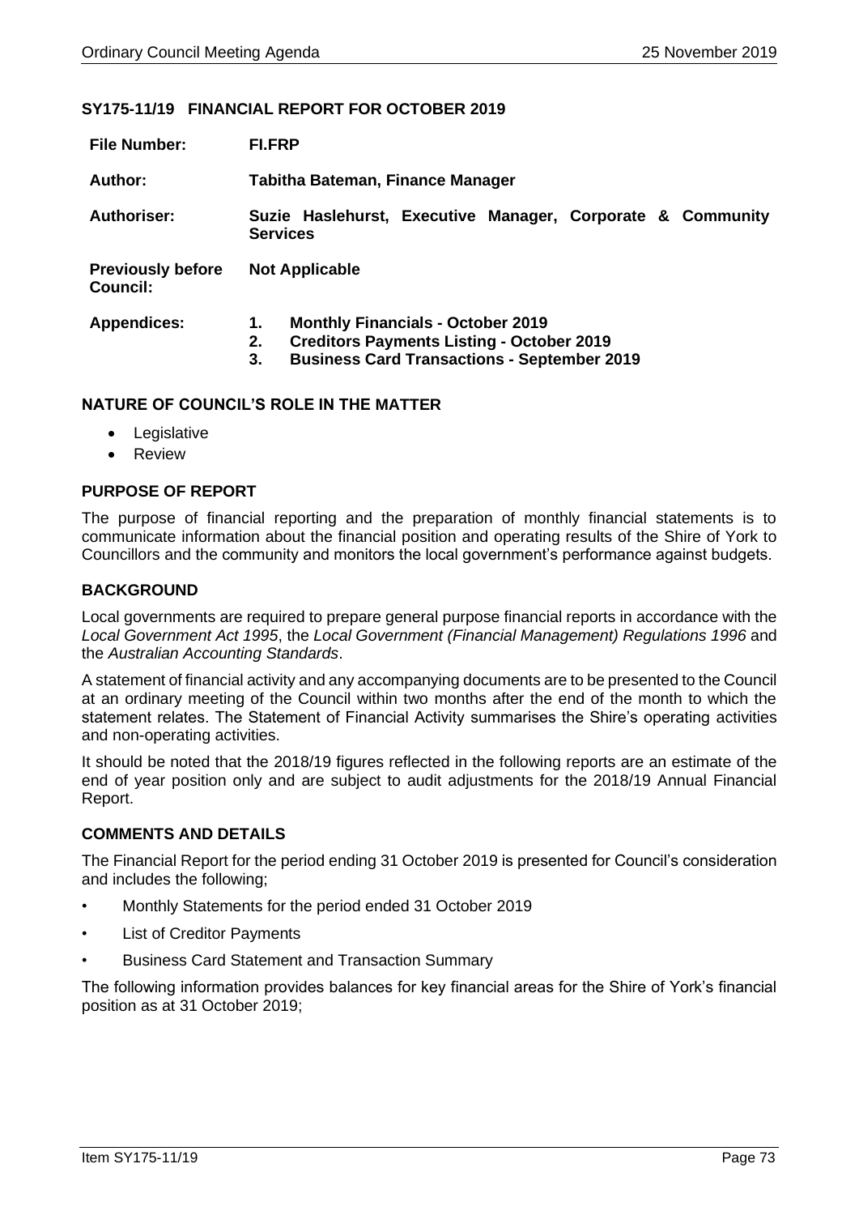## SY175-11/19 FINANCIAL REPORT FOR OCTOBER 2019

| | |
|---|---|
| **File Number:** | **FI.FRP** |
| **Author:** | **Tabitha Bateman, Finance Manager** |
| **Authoriser:** | **Suzie Haslehurst, Executive Manager, Corporate & Community Services** |
| **Previously before Council:** | **Not Applicable** |
| **Appendices:** | **1. Monthly Financials - October 2019**<br>**2. Creditors Payments Listing - October 2019**<br>**3. Business Card Transactions - September 2019** |

### NATURE OF COUNCIL'S ROLE IN THE MATTER

- Legislative
- Review

### PURPOSE OF REPORT

The purpose of financial reporting and the preparation of monthly financial statements is to communicate information about the financial position and operating results of the Shire of York to Councillors and the community and monitors the local government's performance against budgets.

### BACKGROUND

Local governments are required to prepare general purpose financial reports in accordance with the *Local Government Act 1995*, the *Local Government (Financial Management) Regulations 1996* and the *Australian Accounting Standards*.

A statement of financial activity and any accompanying documents are to be presented to the Council at an ordinary meeting of the Council within two months after the end of the month to which the statement relates. The Statement of Financial Activity summarises the Shire's operating activities and non-operating activities.

It should be noted that the 2018/19 figures reflected in the following reports are an estimate of the end of year position only and are subject to audit adjustments for the 2018/19 Annual Financial Report.

### COMMENTS AND DETAILS

The Financial Report for the period ending 31 October 2019 is presented for Council's consideration and includes the following;

- Monthly Statements for the period ended 31 October 2019
- List of Creditor Payments
- Business Card Statement and Transaction Summary

The following information provides balances for key financial areas for the Shire of York's financial position as at 31 October 2019;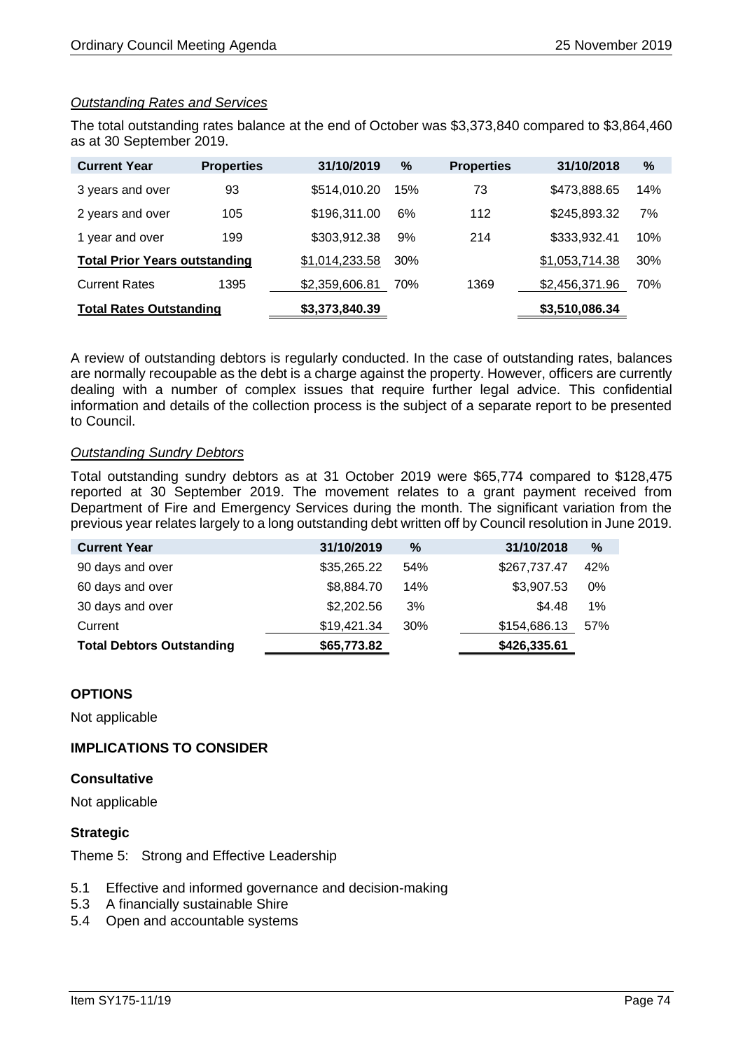*Outstanding Rates and Services*

The total outstanding rates balance at the end of October was $3,373,840 compared to $3,864,460 as at 30 September 2019.

| Current Year | Properties | 31/10/2019 | % | Properties | 31/10/2018 | % |
|---|---|---|---|---|---|---|
| 3 years and over | 93 | $514,010.20 | 15% | 73 | $473,888.65 | 14% |
| 2 years and over | 105 | $196,311.00 | 6% | 112 | $245,893.32 | 7% |
| 1 year and over | 199 | $303,912.38 | 9% | 214 | $333,932.41 | 10% |
| **Total Prior Years outstanding** | | $1,014,233.58 | 30% | | $1,053,714.38 | 30% |
| Current Rates | 1395 | $2,359,606.81 | 70% | 1369 | $2,456,371.96 | 70% |
| **Total Rates Outstanding** | | **$3,373,840.39** | | | **$3,510,086.34** | |

A review of outstanding debtors is regularly conducted. In the case of outstanding rates, balances are normally recoupable as the debt is a charge against the property. However, officers are currently dealing with a number of complex issues that require further legal advice. This confidential information and details of the collection process is the subject of a separate report to be presented to Council.

*Outstanding Sundry Debtors*

Total outstanding sundry debtors as at 31 October 2019 were $65,774 compared to $128,475 reported at 30 September 2019. The movement relates to a grant payment received from Department of Fire and Emergency Services during the month. The significant variation from the previous year relates largely to a long outstanding debt written off by Council resolution in June 2019.

| Current Year | 31/10/2019 | % | 31/10/2018 | % |
|---|---|---|---|---|
| 90 days and over | $35,265.22 | 54% | $267,737.47 | 42% |
| 60 days and over | $8,884.70 | 14% | $3,907.53 | 0% |
| 30 days and over | $2,202.56 | 3% | $4.48 | 1% |
| Current | $19,421.34 | 30% | $154,686.13 | 57% |
| **Total Debtors Outstanding** | **$65,773.82** | | **$426,335.61** | |

## OPTIONS

Not applicable

## IMPLICATIONS TO CONSIDER

### Consultative

Not applicable

### Strategic

Theme 5: Strong and Effective Leadership

- 5.1 Effective and informed governance and decision-making
- 5.3 A financially sustainable Shire
- 5.4 Open and accountable systems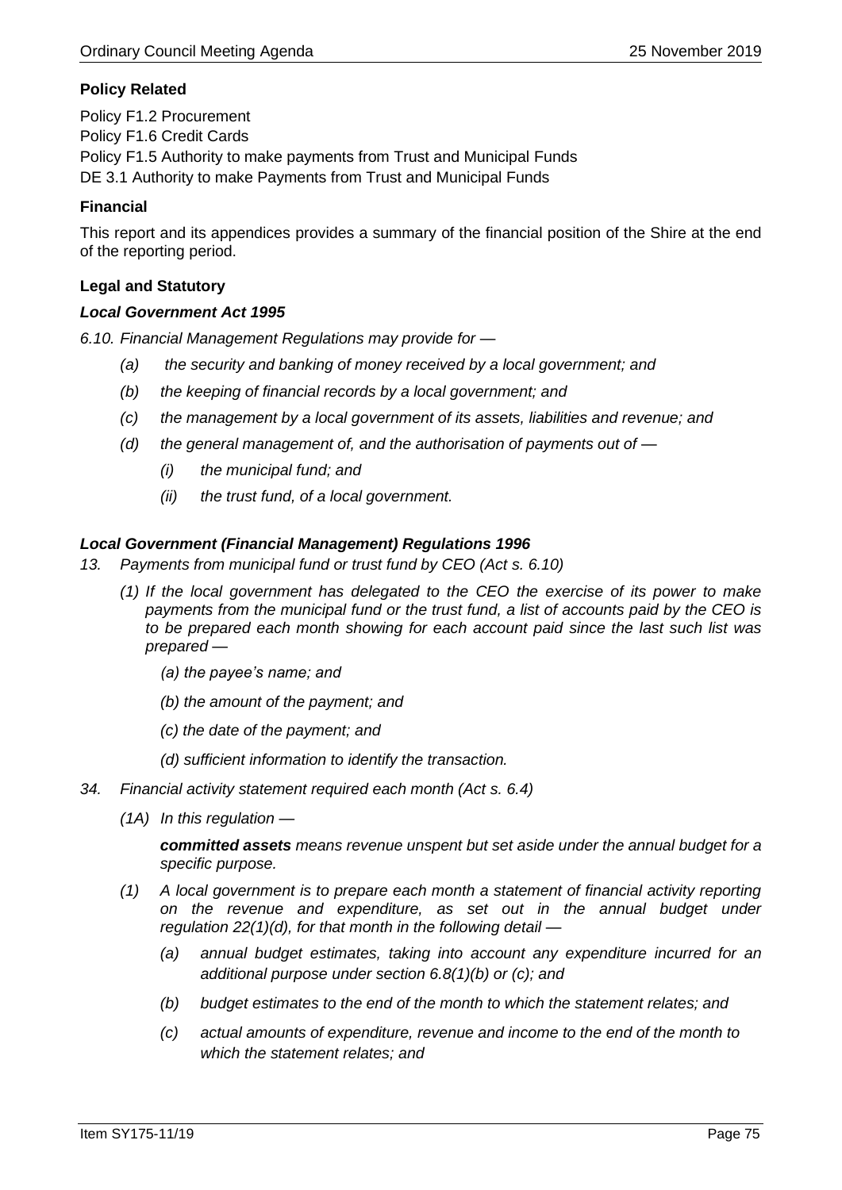**Policy Related**

Policy F1.2 Procurement
Policy F1.6 Credit Cards
Policy F1.5 Authority to make payments from Trust and Municipal Funds
DE 3.1 Authority to make Payments from Trust and Municipal Funds

**Financial**

This report and its appendices provides a summary of the financial position of the Shire at the end of the reporting period.

**Legal and Statutory**

***Local Government Act 1995***

*6.10. Financial Management Regulations may provide for —*

- *(a) the security and banking of money received by a local government; and*
- *(b) the keeping of financial records by a local government; and*
- *(c) the management by a local government of its assets, liabilities and revenue; and*
- *(d) the general management of, and the authorisation of payments out of —*
  - *(i) the municipal fund; and*
  - *(ii) the trust fund, of a local government.*

***Local Government (Financial Management) Regulations 1996***

*13. Payments from municipal fund or trust fund by CEO (Act s. 6.10)*

*(1) If the local government has delegated to the CEO the exercise of its power to make payments from the municipal fund or the trust fund, a list of accounts paid by the CEO is to be prepared each month showing for each account paid since the last such list was prepared —*

- *(a) the payee's name; and*
- *(b) the amount of the payment; and*
- *(c) the date of the payment; and*
- *(d) sufficient information to identify the transaction.*

*34. Financial activity statement required each month (Act s. 6.4)*

*(1A) In this regulation —*

***committed assets*** *means revenue unspent but set aside under the annual budget for a specific purpose.*

*(1) A local government is to prepare each month a statement of financial activity reporting on the revenue and expenditure, as set out in the annual budget under regulation 22(1)(d), for that month in the following detail —*

- *(a) annual budget estimates, taking into account any expenditure incurred for an additional purpose under section 6.8(1)(b) or (c); and*
- *(b) budget estimates to the end of the month to which the statement relates; and*
- *(c) actual amounts of expenditure, revenue and income to the end of the month to which the statement relates; and*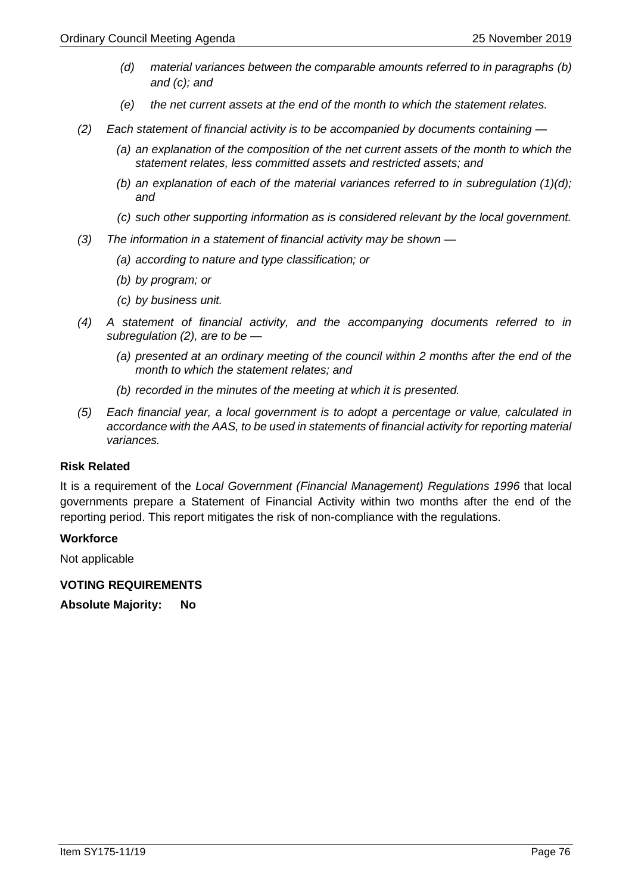*(d) material variances between the comparable amounts referred to in paragraphs (b) and (c); and*

*(e) the net current assets at the end of the month to which the statement relates.*

*(2) Each statement of financial activity is to be accompanied by documents containing —*

*(a) an explanation of the composition of the net current assets of the month to which the statement relates, less committed assets and restricted assets; and*

*(b) an explanation of each of the material variances referred to in subregulation (1)(d); and*

*(c) such other supporting information as is considered relevant by the local government.*

*(3) The information in a statement of financial activity may be shown —*

*(a) according to nature and type classification; or*

*(b) by program; or*

*(c) by business unit.*

*(4) A statement of financial activity, and the accompanying documents referred to in subregulation (2), are to be —*

*(a) presented at an ordinary meeting of the council within 2 months after the end of the month to which the statement relates; and*

*(b) recorded in the minutes of the meeting at which it is presented.*

*(5) Each financial year, a local government is to adopt a percentage or value, calculated in accordance with the AAS, to be used in statements of financial activity for reporting material variances.*

**Risk Related**

It is a requirement of the *Local Government (Financial Management) Regulations 1996* that local governments prepare a Statement of Financial Activity within two months after the end of the reporting period. This report mitigates the risk of non-compliance with the regulations.

**Workforce**

Not applicable

**VOTING REQUIREMENTS**

**Absolute Majority: No**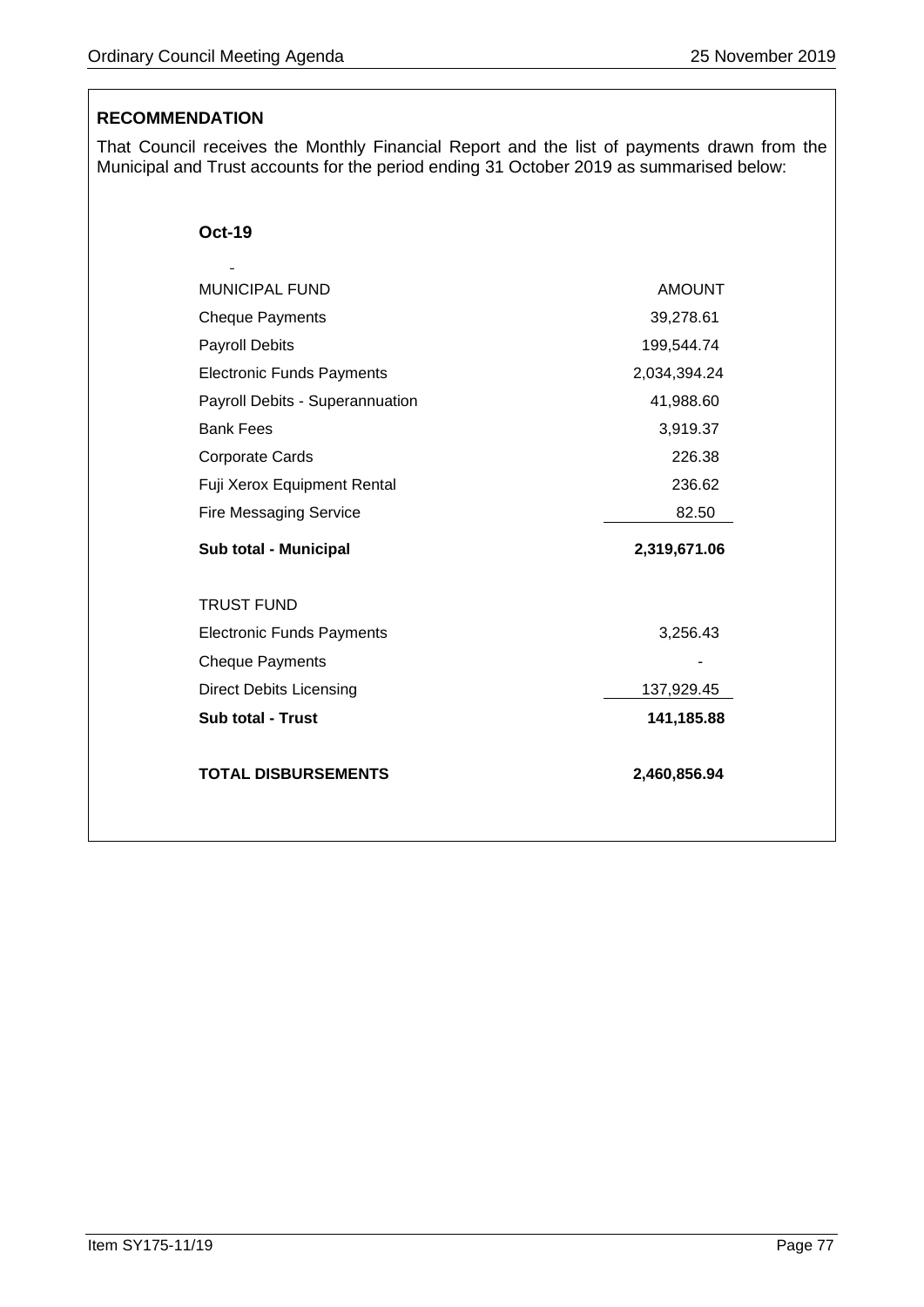**RECOMMENDATION**

That Council receives the Monthly Financial Report and the list of payments drawn from the Municipal and Trust accounts for the period ending 31 October 2019 as summarised below:

**Oct-19**

| | |
|---|---|
| MUNICIPAL FUND | AMOUNT |
| Cheque Payments | 39,278.61 |
| Payroll Debits | 199,544.74 |
| Electronic Funds Payments | 2,034,394.24 |
| Payroll Debits - Superannuation | 41,988.60 |
| Bank Fees | 3,919.37 |
| Corporate Cards | 226.38 |
| Fuji Xerox Equipment Rental | 236.62 |
| Fire Messaging Service | 82.50 |
| **Sub total - Municipal** | **2,319,671.06** |
| | |
| TRUST FUND | |
| Electronic Funds Payments | 3,256.43 |
| Cheque Payments | - |
| Direct Debits Licensing | 137,929.45 |
| **Sub total - Trust** | **141,185.88** |
| | |
| **TOTAL DISBURSEMENTS** | **2,460,856.94** |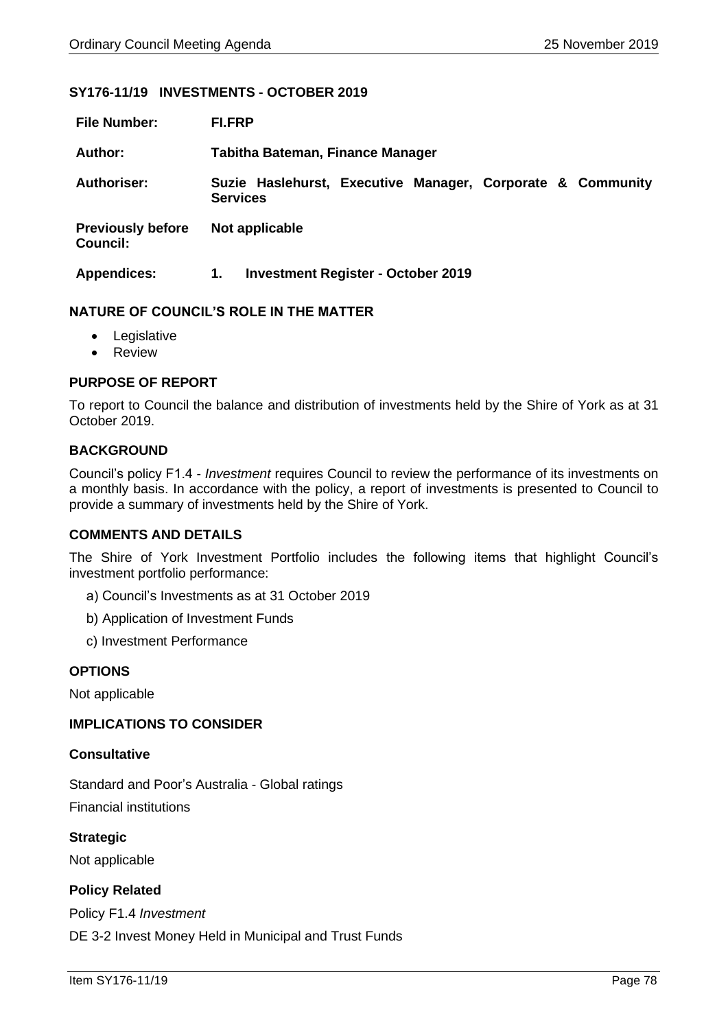### SY176-11/19 INVESTMENTS - OCTOBER 2019

| | |
|---|---|
| **File Number:** | **FI.FRP** |
| **Author:** | **Tabitha Bateman, Finance Manager** |
| **Authoriser:** | **Suzie Haslehurst, Executive Manager, Corporate & Community Services** |
| **Previously before Council:** | **Not applicable** |
| **Appendices:** | **1. Investment Register - October 2019** |

### NATURE OF COUNCIL'S ROLE IN THE MATTER

- Legislative
- Review

### PURPOSE OF REPORT

To report to Council the balance and distribution of investments held by the Shire of York as at 31 October 2019.

### BACKGROUND

Council's policy F1.4 - *Investment* requires Council to review the performance of its investments on a monthly basis. In accordance with the policy, a report of investments is presented to Council to provide a summary of investments held by the Shire of York.

### COMMENTS AND DETAILS

The Shire of York Investment Portfolio includes the following items that highlight Council's investment portfolio performance:

a) Council's Investments as at 31 October 2019

b) Application of Investment Funds

c) Investment Performance

### OPTIONS

Not applicable

### IMPLICATIONS TO CONSIDER

#### Consultative

Standard and Poor's Australia - Global ratings

Financial institutions

#### Strategic

Not applicable

#### Policy Related

Policy F1.4 *Investment*

DE 3-2 Invest Money Held in Municipal and Trust Funds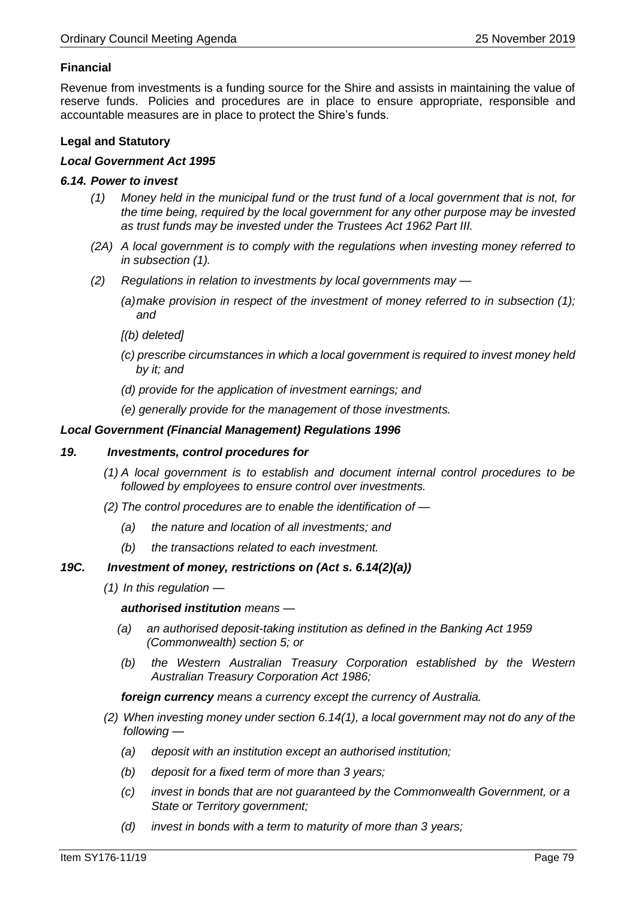**Financial**

Revenue from investments is a funding source for the Shire and assists in maintaining the value of reserve funds. Policies and procedures are in place to ensure appropriate, responsible and accountable measures are in place to protect the Shire's funds.

**Legal and Statutory**

***Local Government Act 1995***

***6.14. Power to invest***

*(1) Money held in the municipal fund or the trust fund of a local government that is not, for the time being, required by the local government for any other purpose may be invested as trust funds may be invested under the Trustees Act 1962 Part III.*

*(2A) A local government is to comply with the regulations when investing money referred to in subsection (1).*

*(2) Regulations in relation to investments by local governments may —*

*(a) make provision in respect of the investment of money referred to in subsection (1); and*

*[(b) deleted]*

*(c) prescribe circumstances in which a local government is required to invest money held by it; and*

*(d) provide for the application of investment earnings; and*

*(e) generally provide for the management of those investments.*

***Local Government (Financial Management) Regulations 1996***

***19. Investments, control procedures for***

*(1) A local government is to establish and document internal control procedures to be followed by employees to ensure control over investments.*

*(2) The control procedures are to enable the identification of —*

*(a) the nature and location of all investments; and*

*(b) the transactions related to each investment.*

***19C. Investment of money, restrictions on (Act s. 6.14(2)(a))***

*(1) In this regulation —*

***authorised institution*** *means —*

*(a) an authorised deposit-taking institution as defined in the Banking Act 1959 (Commonwealth) section 5; or*

*(b) the Western Australian Treasury Corporation established by the Western Australian Treasury Corporation Act 1986;*

***foreign currency*** *means a currency except the currency of Australia.*

*(2) When investing money under section 6.14(1), a local government may not do any of the following —*

*(a) deposit with an institution except an authorised institution;*

*(b) deposit for a fixed term of more than 3 years;*

*(c) invest in bonds that are not guaranteed by the Commonwealth Government, or a State or Territory government;*

*(d) invest in bonds with a term to maturity of more than 3 years;*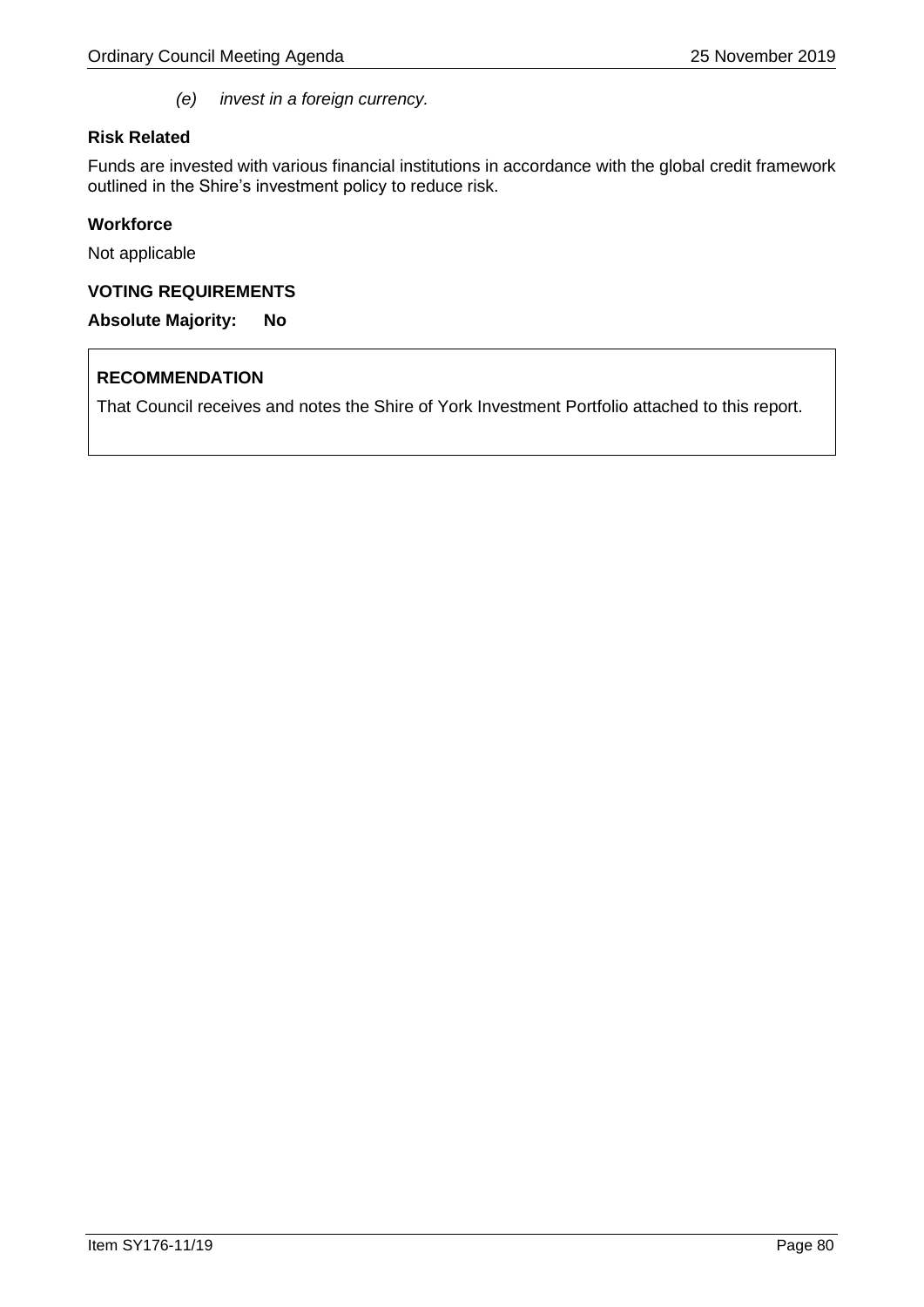*(e) invest in a foreign currency.*

**Risk Related**

Funds are invested with various financial institutions in accordance with the global credit framework outlined in the Shire's investment policy to reduce risk.

**Workforce**

Not applicable

**VOTING REQUIREMENTS**

**Absolute Majority: No**

**RECOMMENDATION**

That Council receives and notes the Shire of York Investment Portfolio attached to this report.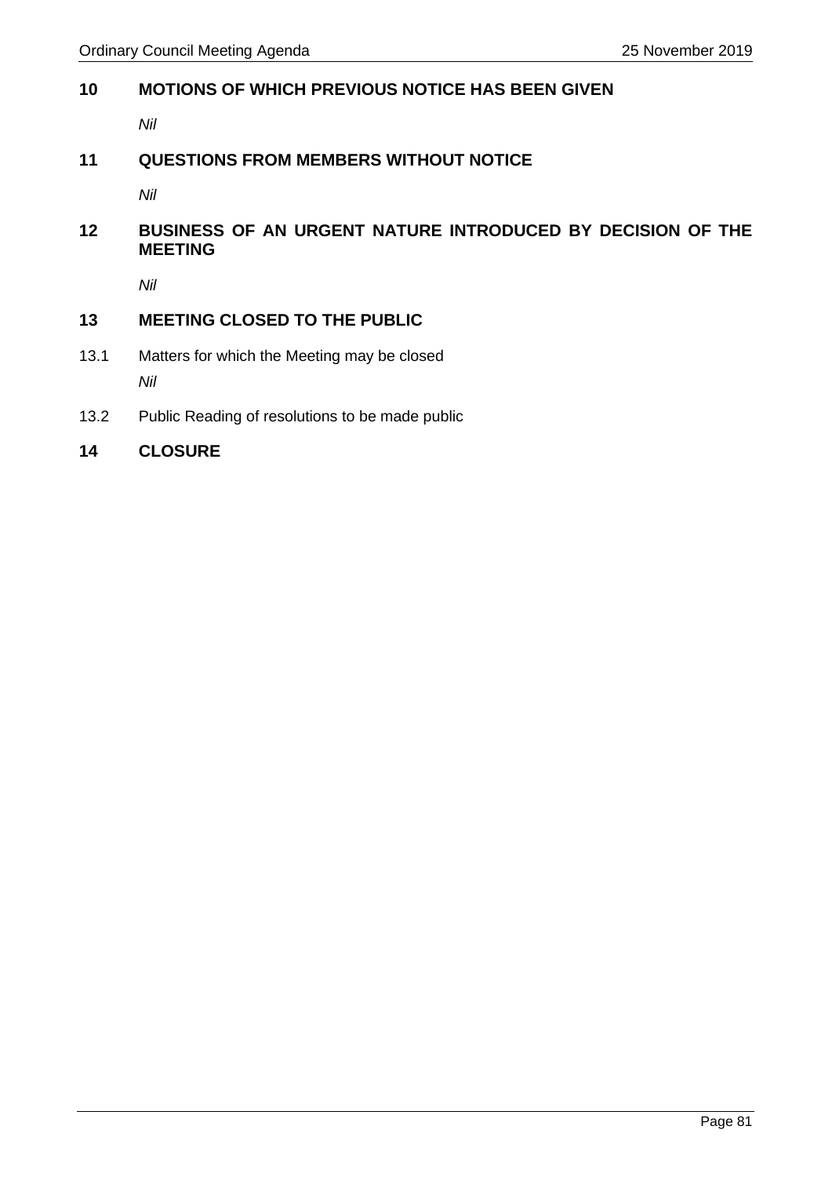## 10 MOTIONS OF WHICH PREVIOUS NOTICE HAS BEEN GIVEN

*Nil*

## 11 QUESTIONS FROM MEMBERS WITHOUT NOTICE

*Nil*

## 12 BUSINESS OF AN URGENT NATURE INTRODUCED BY DECISION OF THE MEETING

*Nil*

## 13 MEETING CLOSED TO THE PUBLIC

13.1 Matters for which the Meeting may be closed

*Nil*

13.2 Public Reading of resolutions to be made public

## 14 CLOSURE